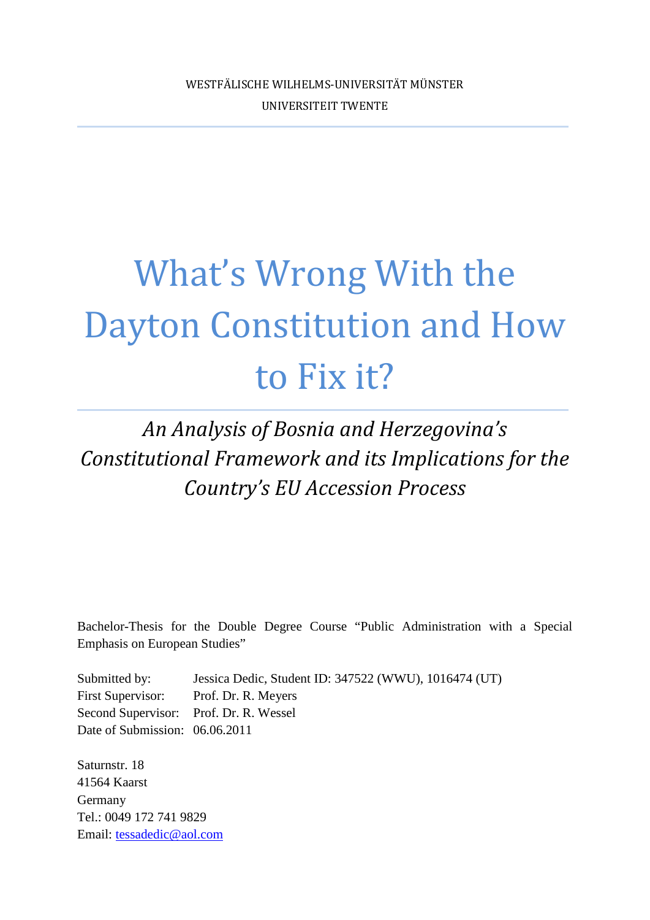WESTFÄLISCHE WILHELMS-UNIVERSITÄT MÜNSTER

UNIVERSITEIT TWENTE

# What's Wrong With the Dayton Constitution and How to Fix it?

*An Analysis of Bosnia and Herzegovina's Constitutional Framework and its Implications for the Country's EU Accession Process*

Bachelor-Thesis for the Double Degree Course "Public Administration with a Special Emphasis on European Studies"

Submitted by: Jessica Dedic, Student ID: 347522 (WWU), 1016474 (UT)
First Supervisor: Prof. Dr. R. Meyers
Second Supervisor: Prof. Dr. R. Wessel
Date of Submission: 06.06.2011

Saturnstr. 18
41564 Kaarst
Germany
Tel.: 0049 172 741 9829
Email: tessadedic@aol.com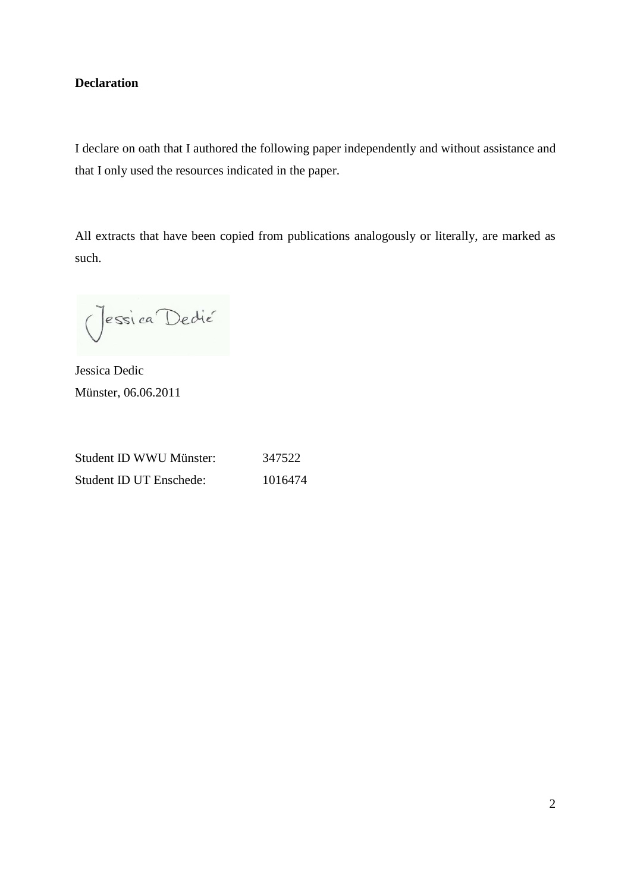**Declaration**

I declare on oath that I authored the following paper independently and without assistance and that I only used the resources indicated in the paper.

All extracts that have been copied from publications analogously or literally, are marked as such.

Jessica Dedic
Münster, 06.06.2011

| | |
|---|---|
| Student ID WWU Münster: | 347522 |
| Student ID UT Enschede: | 1016474 |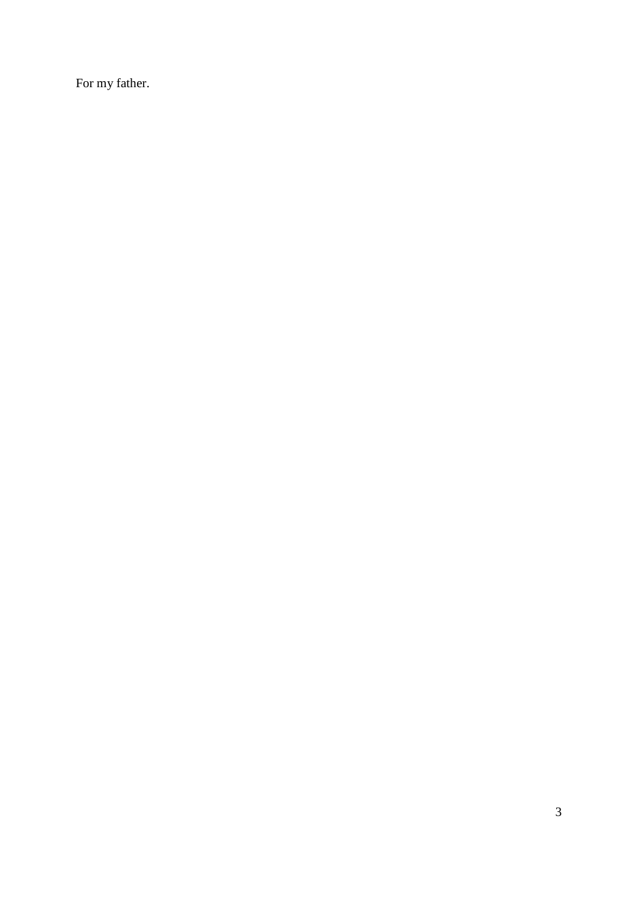For my father.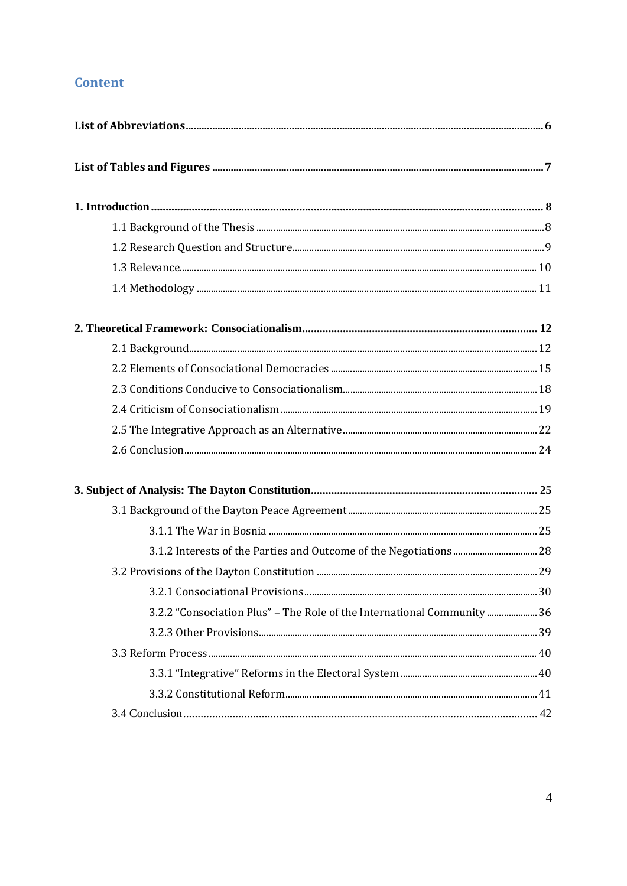## Content

**List of Abbreviations** ... **6**

**List of Tables and Figures** ... **7**

**1. Introduction** ... **8**

- 1.1 Background of the Thesis ... 8
- 1.2 Research Question and Structure ... 9
- 1.3 Relevance ... 10
- 1.4 Methodology ... 11

**2. Theoretical Framework: Consociationalism** ... **12**

- 2.1 Background ... 12
- 2.2 Elements of Consociational Democracies ... 15
- 2.3 Conditions Conducive to Consociationalism ... 18
- 2.4 Criticism of Consociationalism ... 19
- 2.5 The Integrative Approach as an Alternative ... 22
- 2.6 Conclusion ... 24

**3. Subject of Analysis: The Dayton Constitution** ... **25**

- 3.1 Background of the Dayton Peace Agreement ... 25
  - 3.1.1 The War in Bosnia ... 25
  - 3.1.2 Interests of the Parties and Outcome of the Negotiations ... 28
- 3.2 Provisions of the Dayton Constitution ... 29
  - 3.2.1 Consociational Provisions ... 30
  - 3.2.2 "Consociation Plus" – The Role of the International Community ... 36
  - 3.2.3 Other Provisions ... 39
- 3.3 Reform Process ... 40
  - 3.3.1 "Integrative" Reforms in the Electoral System ... 40
  - 3.3.2 Constitutional Reform ... 41
- 3.4 Conclusion ... 42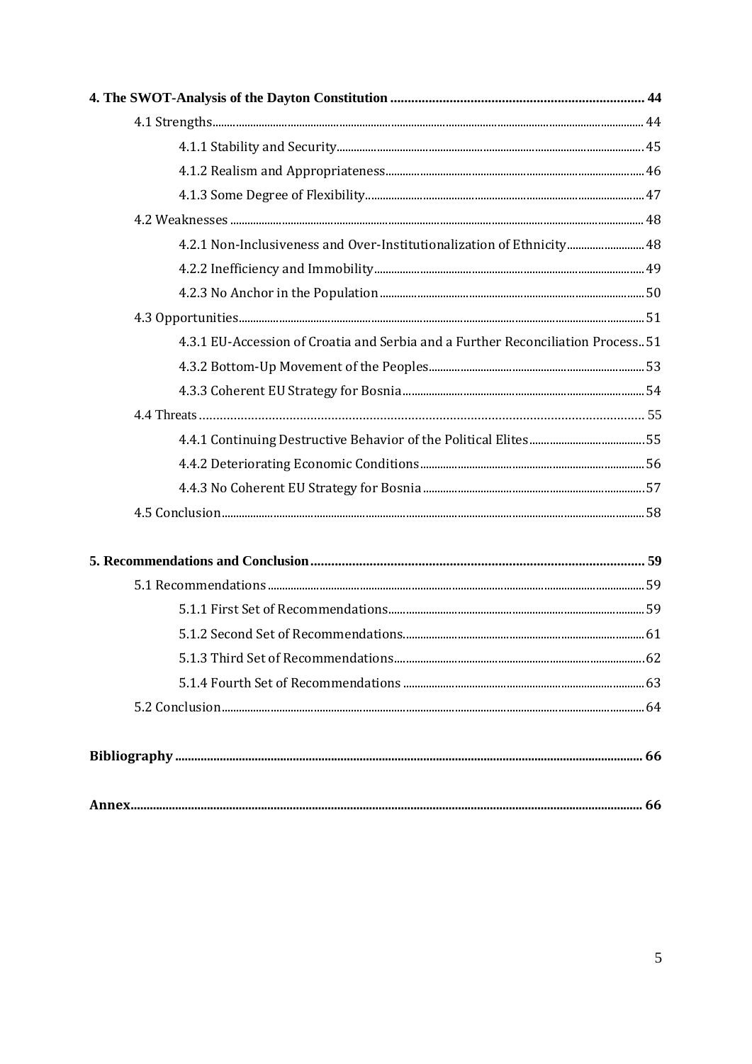**4. The SWOT-Analysis of the Dayton Constitution** ........ 44

- 4.1 Strengths ........ 44
  - 4.1.1 Stability and Security ........ 45
  - 4.1.2 Realism and Appropriateness ........ 46
  - 4.1.3 Some Degree of Flexibility ........ 47
- 4.2 Weaknesses ........ 48
  - 4.2.1 Non-Inclusiveness and Over-Institutionalization of Ethnicity ........ 48
  - 4.2.2 Inefficiency and Immobility ........ 49
  - 4.2.3 No Anchor in the Population ........ 50
- 4.3 Opportunities ........ 51
  - 4.3.1 EU-Accession of Croatia and Serbia and a Further Reconciliation Process ........ 51
  - 4.3.2 Bottom-Up Movement of the Peoples ........ 53
  - 4.3.3 Coherent EU Strategy for Bosnia ........ 54
- 4.4 Threats ........ 55
  - 4.4.1 Continuing Destructive Behavior of the Political Elites ........ 55
  - 4.4.2 Deteriorating Economic Conditions ........ 56
  - 4.4.3 No Coherent EU Strategy for Bosnia ........ 57
- 4.5 Conclusion ........ 58

**5. Recommendations and Conclusion** ........ 59

- 5.1 Recommendations ........ 59
  - 5.1.1 First Set of Recommendations ........ 59
  - 5.1.2 Second Set of Recommendations ........ 61
  - 5.1.3 Third Set of Recommendations ........ 62
  - 5.1.4 Fourth Set of Recommendations ........ 63
- 5.2 Conclusion ........ 64

**Bibliography** ........ 66

**Annex** ........ 66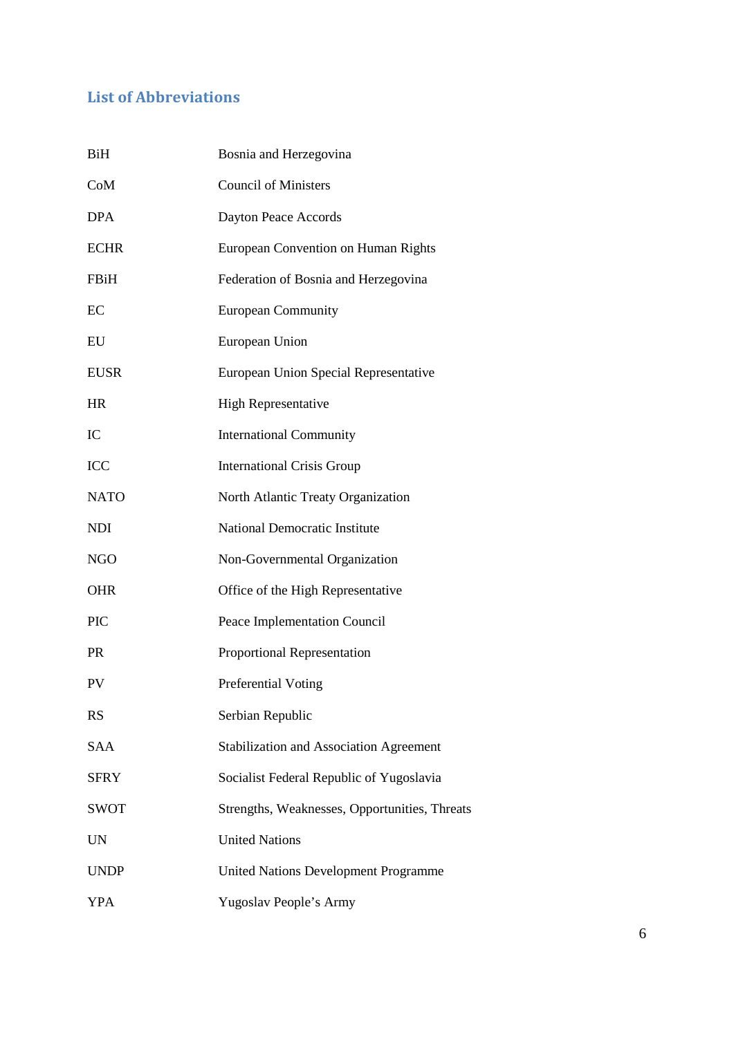## List of Abbreviations

| | |
|---|---|
| BiH | Bosnia and Herzegovina |
| CoM | Council of Ministers |
| DPA | Dayton Peace Accords |
| ECHR | European Convention on Human Rights |
| FBiH | Federation of Bosnia and Herzegovina |
| EC | European Community |
| EU | European Union |
| EUSR | European Union Special Representative |
| HR | High Representative |
| IC | International Community |
| ICC | International Crisis Group |
| NATO | North Atlantic Treaty Organization |
| NDI | National Democratic Institute |
| NGO | Non-Governmental Organization |
| OHR | Office of the High Representative |
| PIC | Peace Implementation Council |
| PR | Proportional Representation |
| PV | Preferential Voting |
| RS | Serbian Republic |
| SAA | Stabilization and Association Agreement |
| SFRY | Socialist Federal Republic of Yugoslavia |
| SWOT | Strengths, Weaknesses, Opportunities, Threats |
| UN | United Nations |
| UNDP | United Nations Development Programme |
| YPA | Yugoslav People's Army |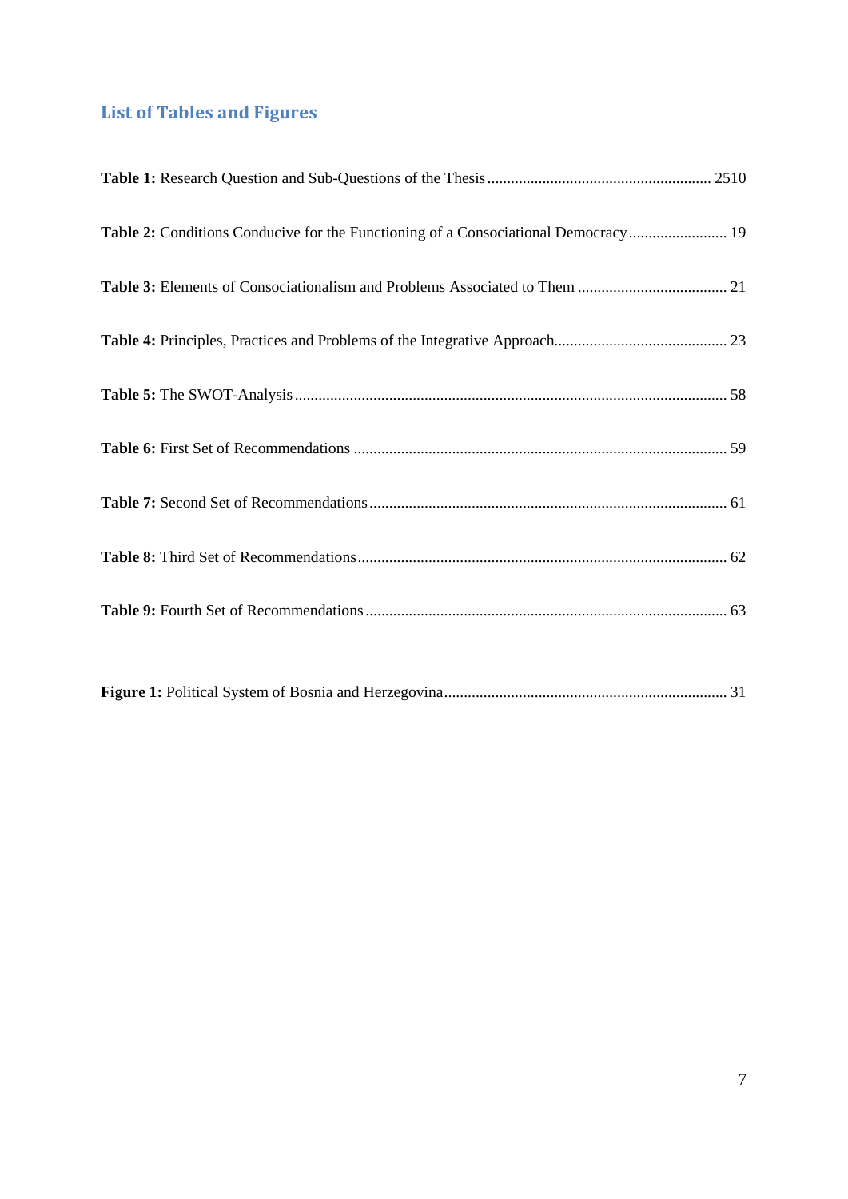## List of Tables and Figures

**Table 1:** Research Question and Sub-Questions of the Thesis ........................................................ 2510

**Table 2:** Conditions Conducive for the Functioning of a Consociational Democracy ......................... 19

**Table 3:** Elements of Consociationalism and Problems Associated to Them ...................................... 21

**Table 4:** Principles, Practices and Problems of the Integrative Approach............................................ 23

**Table 5:** The SWOT-Analysis ............................................................................................................ 58

**Table 6:** First Set of Recommendations ............................................................................................. 59

**Table 7:** Second Set of Recommendations .......................................................................................... 61

**Table 8:** Third Set of Recommendations ............................................................................................. 62

**Table 9:** Fourth Set of Recommendations ........................................................................................... 63

**Figure 1:** Political System of Bosnia and Herzegovina ....................................................................... 31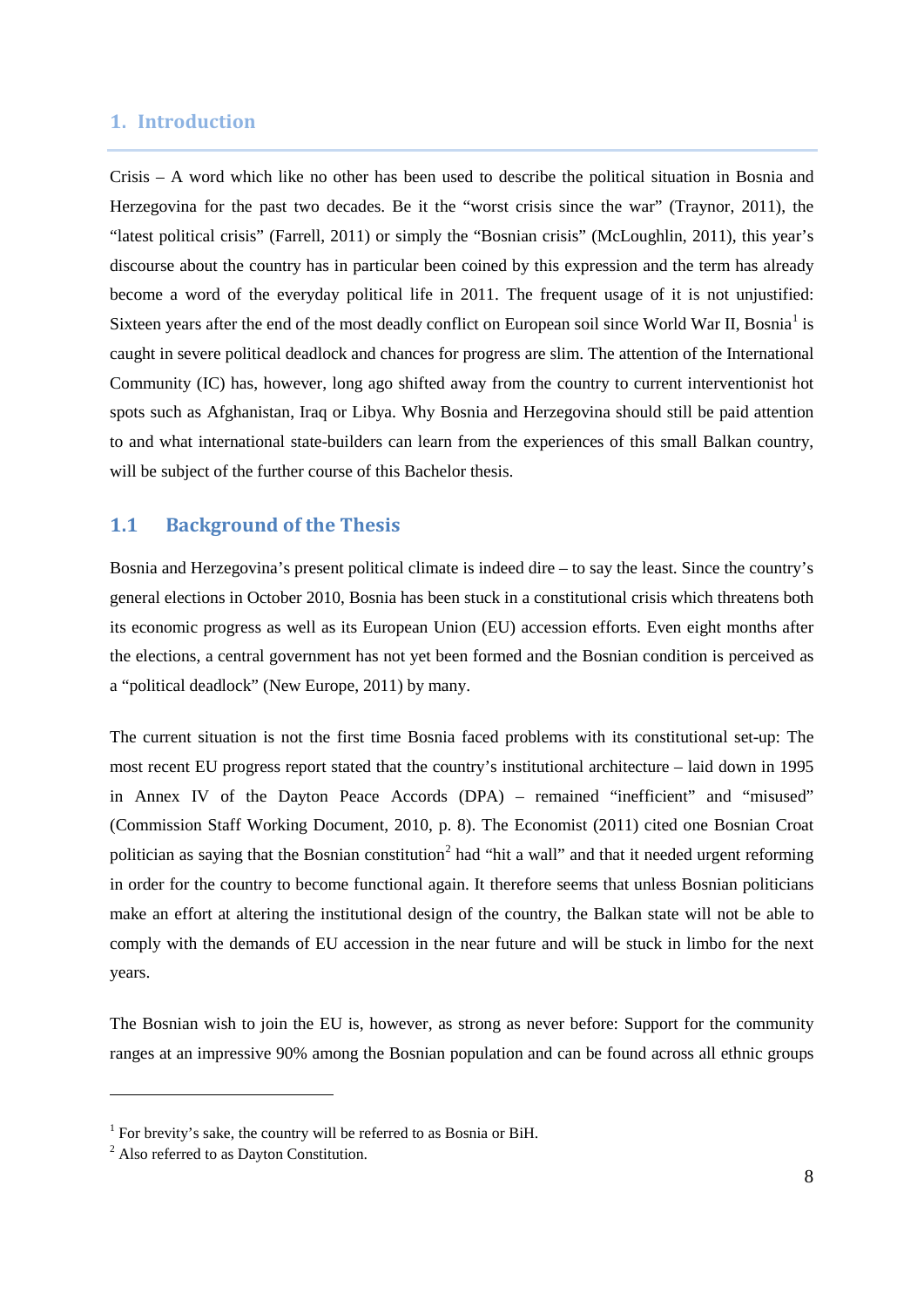# 1. Introduction

Crisis – A word which like no other has been used to describe the political situation in Bosnia and Herzegovina for the past two decades. Be it the "worst crisis since the war" (Traynor, 2011), the "latest political crisis" (Farrell, 2011) or simply the "Bosnian crisis" (McLoughlin, 2011), this year's discourse about the country has in particular been coined by this expression and the term has already become a word of the everyday political life in 2011. The frequent usage of it is not unjustified: Sixteen years after the end of the most deadly conflict on European soil since World War II, Bosnia[1] is caught in severe political deadlock and chances for progress are slim. The attention of the International Community (IC) has, however, long ago shifted away from the country to current interventionist hot spots such as Afghanistan, Iraq or Libya. Why Bosnia and Herzegovina should still be paid attention to and what international state-builders can learn from the experiences of this small Balkan country, will be subject of the further course of this Bachelor thesis.

## 1.1 Background of the Thesis

Bosnia and Herzegovina's present political climate is indeed dire – to say the least. Since the country's general elections in October 2010, Bosnia has been stuck in a constitutional crisis which threatens both its economic progress as well as its European Union (EU) accession efforts. Even eight months after the elections, a central government has not yet been formed and the Bosnian condition is perceived as a "political deadlock" (New Europe, 2011) by many.

The current situation is not the first time Bosnia faced problems with its constitutional set-up: The most recent EU progress report stated that the country's institutional architecture – laid down in 1995 in Annex IV of the Dayton Peace Accords (DPA) – remained "inefficient" and "misused" (Commission Staff Working Document, 2010, p. 8). The Economist (2011) cited one Bosnian Croat politician as saying that the Bosnian constitution[2] had "hit a wall" and that it needed urgent reforming in order for the country to become functional again. It therefore seems that unless Bosnian politicians make an effort at altering the institutional design of the country, the Balkan state will not be able to comply with the demands of EU accession in the near future and will be stuck in limbo for the next years.

The Bosnian wish to join the EU is, however, as strong as never before: Support for the community ranges at an impressive 90% among the Bosnian population and can be found across all ethnic groups

---

[1] For brevity's sake, the country will be referred to as Bosnia or BiH.

[2] Also referred to as Dayton Constitution.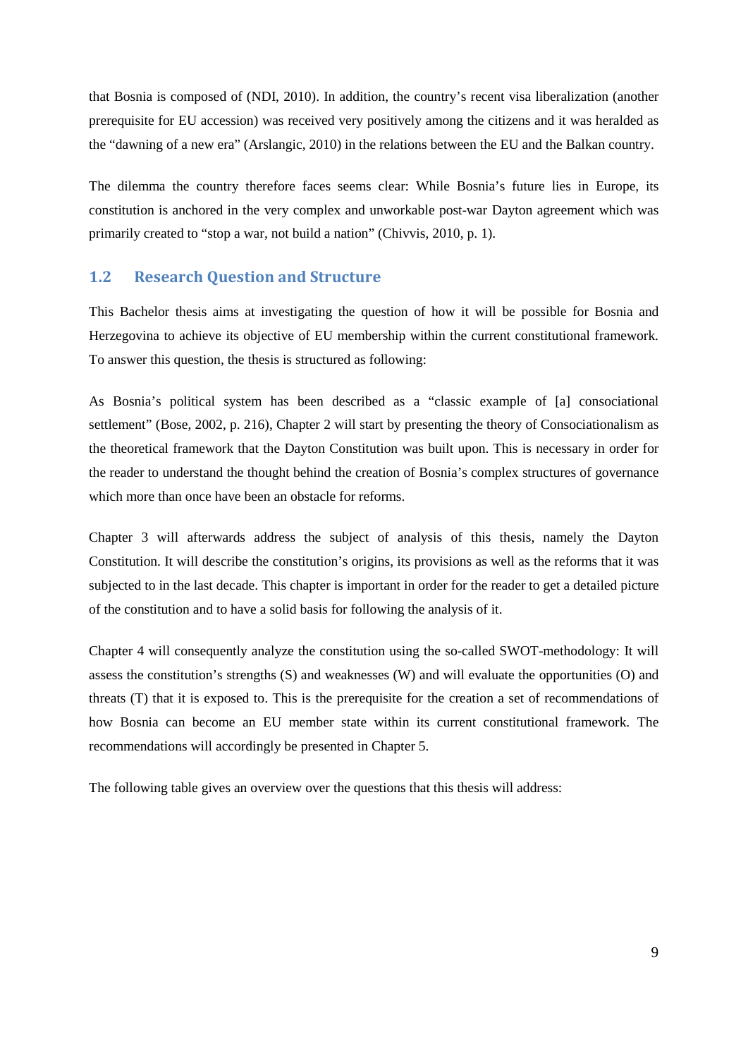that Bosnia is composed of (NDI, 2010). In addition, the country's recent visa liberalization (another prerequisite for EU accession) was received very positively among the citizens and it was heralded as the "dawning of a new era" (Arslangic, 2010) in the relations between the EU and the Balkan country.

The dilemma the country therefore faces seems clear: While Bosnia's future lies in Europe, its constitution is anchored in the very complex and unworkable post-war Dayton agreement which was primarily created to "stop a war, not build a nation" (Chivvis, 2010, p. 1).

## 1.2 Research Question and Structure

This Bachelor thesis aims at investigating the question of how it will be possible for Bosnia and Herzegovina to achieve its objective of EU membership within the current constitutional framework. To answer this question, the thesis is structured as following:

As Bosnia's political system has been described as a "classic example of [a] consociational settlement" (Bose, 2002, p. 216), Chapter 2 will start by presenting the theory of Consociationalism as the theoretical framework that the Dayton Constitution was built upon. This is necessary in order for the reader to understand the thought behind the creation of Bosnia's complex structures of governance which more than once have been an obstacle for reforms.

Chapter 3 will afterwards address the subject of analysis of this thesis, namely the Dayton Constitution. It will describe the constitution's origins, its provisions as well as the reforms that it was subjected to in the last decade. This chapter is important in order for the reader to get a detailed picture of the constitution and to have a solid basis for following the analysis of it.

Chapter 4 will consequently analyze the constitution using the so-called SWOT-methodology: It will assess the constitution's strengths (S) and weaknesses (W) and will evaluate the opportunities (O) and threats (T) that it is exposed to. This is the prerequisite for the creation a set of recommendations of how Bosnia can become an EU member state within its current constitutional framework. The recommendations will accordingly be presented in Chapter 5.

The following table gives an overview over the questions that this thesis will address: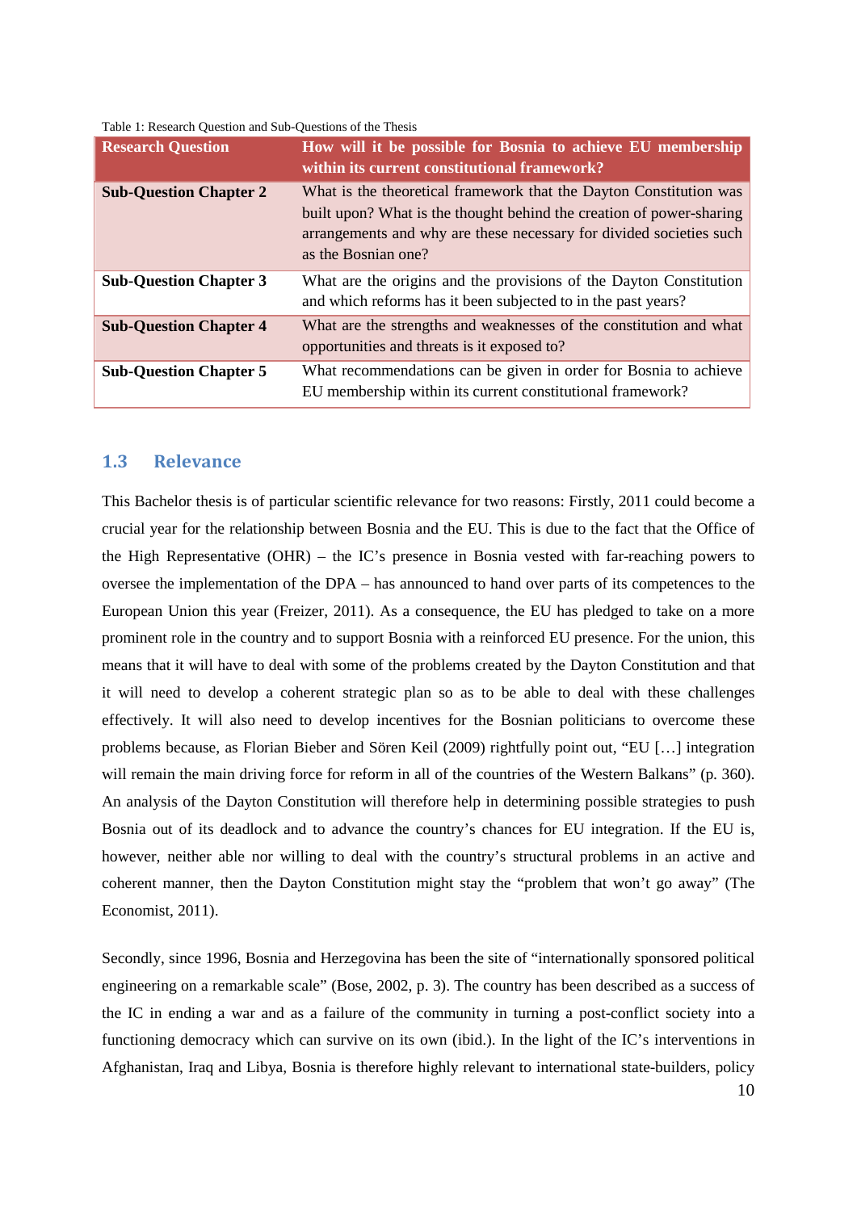Table 1: Research Question and Sub-Questions of the Thesis

| **Research Question** | **How will it be possible for Bosnia to achieve EU membership within its current constitutional framework?** |
|---|---|
| **Sub-Question Chapter 2** | What is the theoretical framework that the Dayton Constitution was built upon? What is the thought behind the creation of power-sharing arrangements and why are these necessary for divided societies such as the Bosnian one? |
| **Sub-Question Chapter 3** | What are the origins and the provisions of the Dayton Constitution and which reforms has it been subjected to in the past years? |
| **Sub-Question Chapter 4** | What are the strengths and weaknesses of the constitution and what opportunities and threats is it exposed to? |
| **Sub-Question Chapter 5** | What recommendations can be given in order for Bosnia to achieve EU membership within its current constitutional framework? |

## 1.3 Relevance

This Bachelor thesis is of particular scientific relevance for two reasons: Firstly, 2011 could become a crucial year for the relationship between Bosnia and the EU. This is due to the fact that the Office of the High Representative (OHR) – the IC's presence in Bosnia vested with far-reaching powers to oversee the implementation of the DPA – has announced to hand over parts of its competences to the European Union this year (Freizer, 2011). As a consequence, the EU has pledged to take on a more prominent role in the country and to support Bosnia with a reinforced EU presence. For the union, this means that it will have to deal with some of the problems created by the Dayton Constitution and that it will need to develop a coherent strategic plan so as to be able to deal with these challenges effectively. It will also need to develop incentives for the Bosnian politicians to overcome these problems because, as Florian Bieber and Sören Keil (2009) rightfully point out, "EU […] integration will remain the main driving force for reform in all of the countries of the Western Balkans" (p. 360). An analysis of the Dayton Constitution will therefore help in determining possible strategies to push Bosnia out of its deadlock and to advance the country's chances for EU integration. If the EU is, however, neither able nor willing to deal with the country's structural problems in an active and coherent manner, then the Dayton Constitution might stay the "problem that won't go away" (The Economist, 2011).

Secondly, since 1996, Bosnia and Herzegovina has been the site of "internationally sponsored political engineering on a remarkable scale" (Bose, 2002, p. 3). The country has been described as a success of the IC in ending a war and as a failure of the community in turning a post-conflict society into a functioning democracy which can survive on its own (ibid.). In the light of the IC's interventions in Afghanistan, Iraq and Libya, Bosnia is therefore highly relevant to international state-builders, policy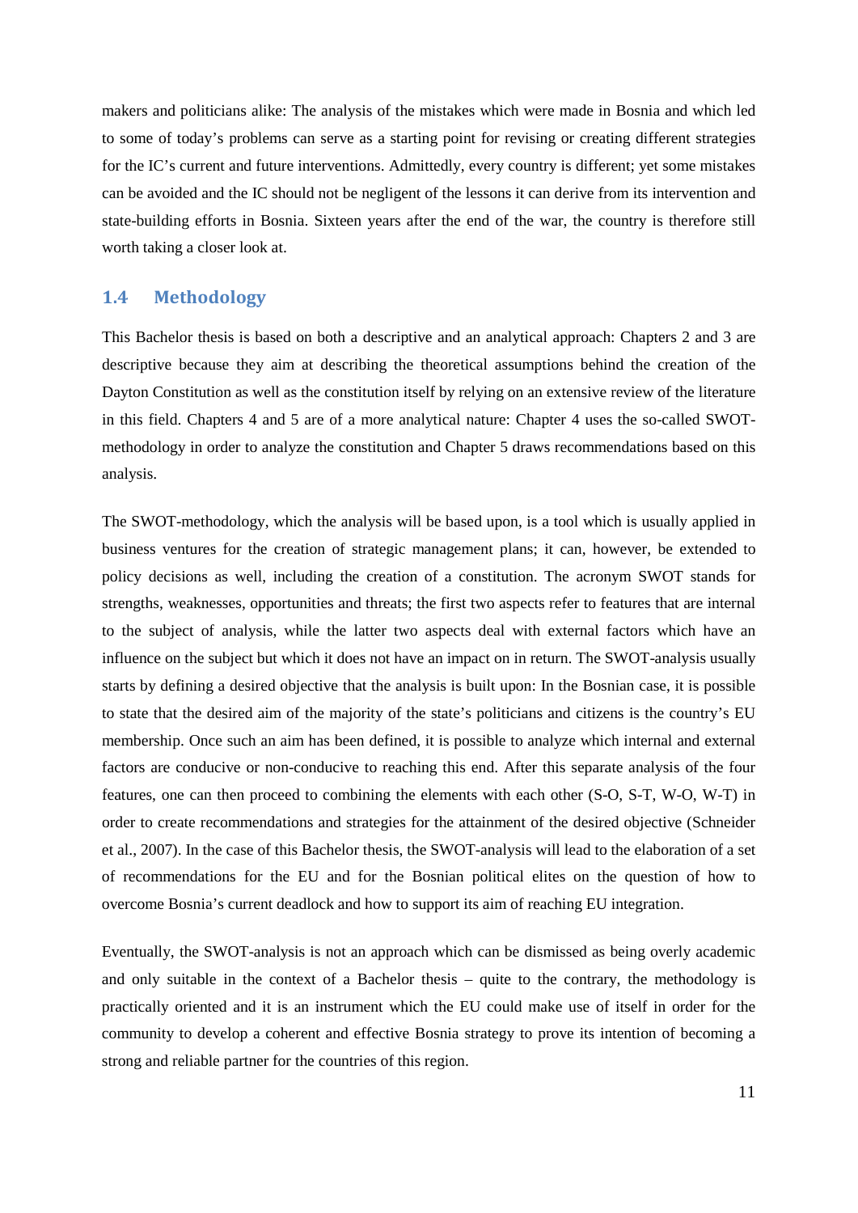makers and politicians alike: The analysis of the mistakes which were made in Bosnia and which led to some of today's problems can serve as a starting point for revising or creating different strategies for the IC's current and future interventions. Admittedly, every country is different; yet some mistakes can be avoided and the IC should not be negligent of the lessons it can derive from its intervention and state-building efforts in Bosnia. Sixteen years after the end of the war, the country is therefore still worth taking a closer look at.

### 1.4 Methodology

This Bachelor thesis is based on both a descriptive and an analytical approach: Chapters 2 and 3 are descriptive because they aim at describing the theoretical assumptions behind the creation of the Dayton Constitution as well as the constitution itself by relying on an extensive review of the literature in this field. Chapters 4 and 5 are of a more analytical nature: Chapter 4 uses the so-called SWOT-methodology in order to analyze the constitution and Chapter 5 draws recommendations based on this analysis.

The SWOT-methodology, which the analysis will be based upon, is a tool which is usually applied in business ventures for the creation of strategic management plans; it can, however, be extended to policy decisions as well, including the creation of a constitution. The acronym SWOT stands for strengths, weaknesses, opportunities and threats; the first two aspects refer to features that are internal to the subject of analysis, while the latter two aspects deal with external factors which have an influence on the subject but which it does not have an impact on in return. The SWOT-analysis usually starts by defining a desired objective that the analysis is built upon: In the Bosnian case, it is possible to state that the desired aim of the majority of the state's politicians and citizens is the country's EU membership. Once such an aim has been defined, it is possible to analyze which internal and external factors are conducive or non-conducive to reaching this end. After this separate analysis of the four features, one can then proceed to combining the elements with each other (S-O, S-T, W-O, W-T) in order to create recommendations and strategies for the attainment of the desired objective (Schneider et al., 2007). In the case of this Bachelor thesis, the SWOT-analysis will lead to the elaboration of a set of recommendations for the EU and for the Bosnian political elites on the question of how to overcome Bosnia's current deadlock and how to support its aim of reaching EU integration.

Eventually, the SWOT-analysis is not an approach which can be dismissed as being overly academic and only suitable in the context of a Bachelor thesis – quite to the contrary, the methodology is practically oriented and it is an instrument which the EU could make use of itself in order for the community to develop a coherent and effective Bosnia strategy to prove its intention of becoming a strong and reliable partner for the countries of this region.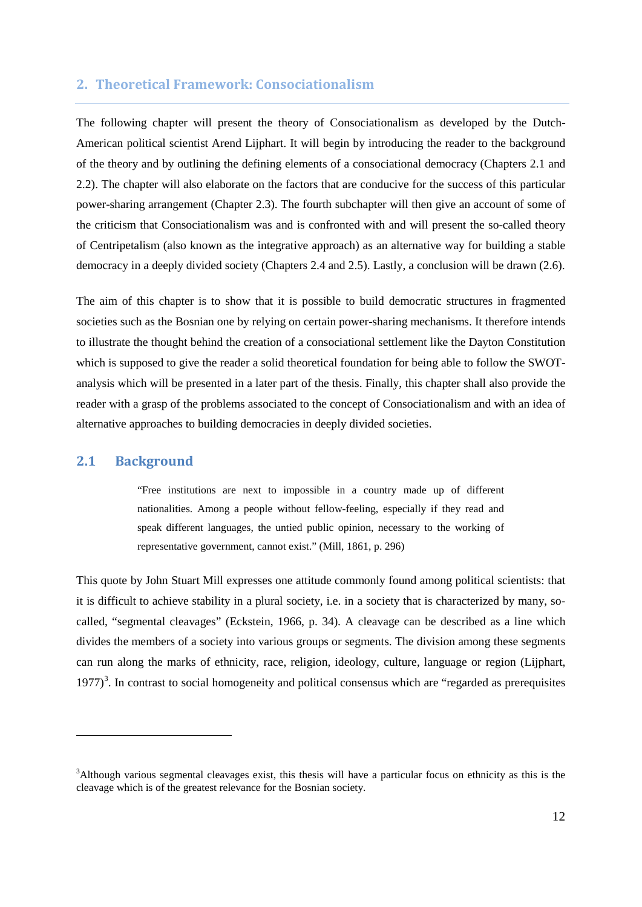## 2. Theoretical Framework: Consociationalism

The following chapter will present the theory of Consociationalism as developed by the Dutch-American political scientist Arend Lijphart. It will begin by introducing the reader to the background of the theory and by outlining the defining elements of a consociational democracy (Chapters 2.1 and 2.2). The chapter will also elaborate on the factors that are conducive for the success of this particular power-sharing arrangement (Chapter 2.3). The fourth subchapter will then give an account of some of the criticism that Consociationalism was and is confronted with and will present the so-called theory of Centripetalism (also known as the integrative approach) as an alternative way for building a stable democracy in a deeply divided society (Chapters 2.4 and 2.5). Lastly, a conclusion will be drawn (2.6).

The aim of this chapter is to show that it is possible to build democratic structures in fragmented societies such as the Bosnian one by relying on certain power-sharing mechanisms. It therefore intends to illustrate the thought behind the creation of a consociational settlement like the Dayton Constitution which is supposed to give the reader a solid theoretical foundation for being able to follow the SWOT-analysis which will be presented in a later part of the thesis. Finally, this chapter shall also provide the reader with a grasp of the problems associated to the concept of Consociationalism and with an idea of alternative approaches to building democracies in deeply divided societies.

### 2.1 Background

> "Free institutions are next to impossible in a country made up of different nationalities. Among a people without fellow-feeling, especially if they read and speak different languages, the untied public opinion, necessary to the working of representative government, cannot exist." (Mill, 1861, p. 296)

This quote by John Stuart Mill expresses one attitude commonly found among political scientists: that it is difficult to achieve stability in a plural society, i.e. in a society that is characterized by many, so-called, "segmental cleavages" (Eckstein, 1966, p. 34). A cleavage can be described as a line which divides the members of a society into various groups or segments. The division among these segments can run along the marks of ethnicity, race, religion, ideology, culture, language or region (Lijphart, 1977)[3]. In contrast to social homogeneity and political consensus which are "regarded as prerequisites

[3] Although various segmental cleavages exist, this thesis will have a particular focus on ethnicity as this is the cleavage which is of the greatest relevance for the Bosnian society.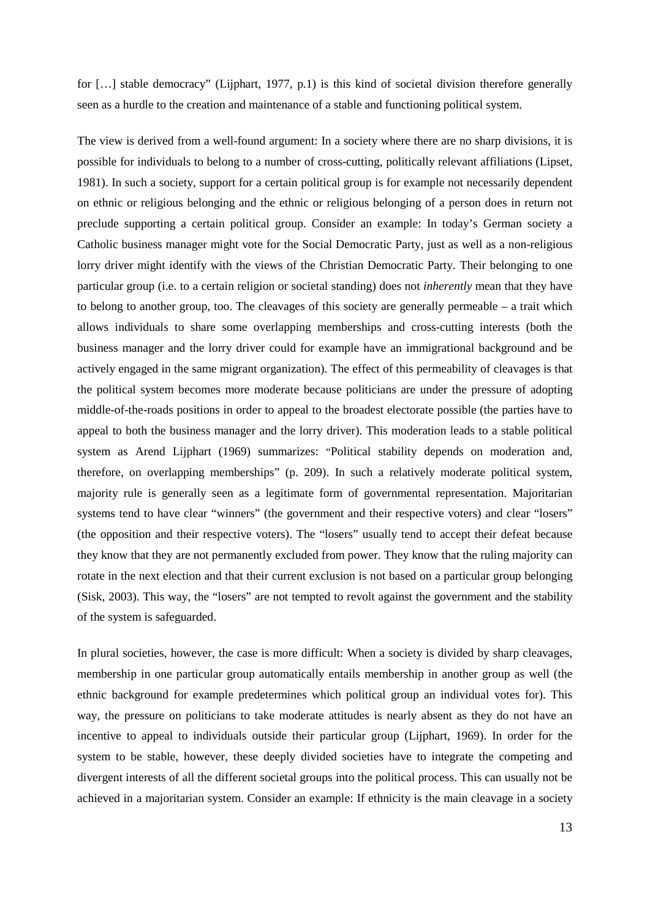for […] stable democracy" (Lijphart, 1977, p.1) is this kind of societal division therefore generally seen as a hurdle to the creation and maintenance of a stable and functioning political system.

The view is derived from a well-found argument: In a society where there are no sharp divisions, it is possible for individuals to belong to a number of cross-cutting, politically relevant affiliations (Lipset, 1981). In such a society, support for a certain political group is for example not necessarily dependent on ethnic or religious belonging and the ethnic or religious belonging of a person does in return not preclude supporting a certain political group. Consider an example: In today's German society a Catholic business manager might vote for the Social Democratic Party, just as well as a non-religious lorry driver might identify with the views of the Christian Democratic Party. Their belonging to one particular group (i.e. to a certain religion or societal standing) does not *inherently* mean that they have to belong to another group, too. The cleavages of this society are generally permeable – a trait which allows individuals to share some overlapping memberships and cross-cutting interests (both the business manager and the lorry driver could for example have an immigrational background and be actively engaged in the same migrant organization). The effect of this permeability of cleavages is that the political system becomes more moderate because politicians are under the pressure of adopting middle-of-the-roads positions in order to appeal to the broadest electorate possible (the parties have to appeal to both the business manager and the lorry driver). This moderation leads to a stable political system as Arend Lijphart (1969) summarizes: "Political stability depends on moderation and, therefore, on overlapping memberships" (p. 209). In such a relatively moderate political system, majority rule is generally seen as a legitimate form of governmental representation. Majoritarian systems tend to have clear "winners" (the government and their respective voters) and clear "losers" (the opposition and their respective voters). The "losers" usually tend to accept their defeat because they know that they are not permanently excluded from power. They know that the ruling majority can rotate in the next election and that their current exclusion is not based on a particular group belonging (Sisk, 2003). This way, the "losers" are not tempted to revolt against the government and the stability of the system is safeguarded.

In plural societies, however, the case is more difficult: When a society is divided by sharp cleavages, membership in one particular group automatically entails membership in another group as well (the ethnic background for example predetermines which political group an individual votes for). This way, the pressure on politicians to take moderate attitudes is nearly absent as they do not have an incentive to appeal to individuals outside their particular group (Lijphart, 1969). In order for the system to be stable, however, these deeply divided societies have to integrate the competing and divergent interests of all the different societal groups into the political process. This can usually not be achieved in a majoritarian system. Consider an example: If ethnicity is the main cleavage in a society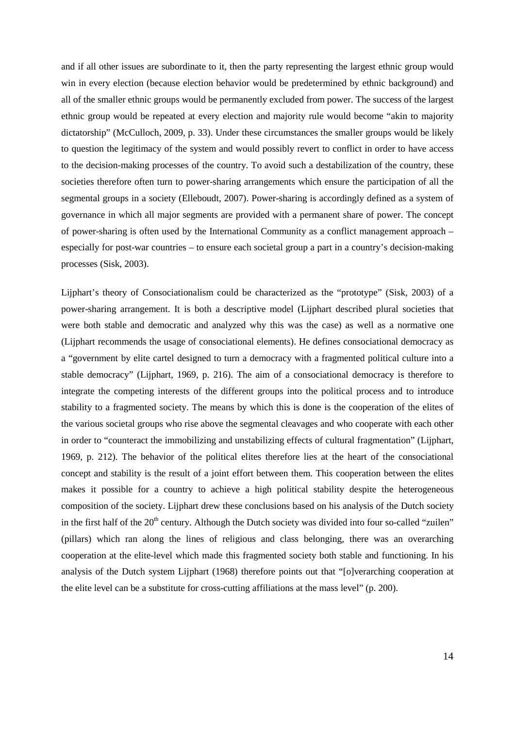and if all other issues are subordinate to it, then the party representing the largest ethnic group would win in every election (because election behavior would be predetermined by ethnic background) and all of the smaller ethnic groups would be permanently excluded from power. The success of the largest ethnic group would be repeated at every election and majority rule would become "akin to majority dictatorship" (McCulloch, 2009, p. 33). Under these circumstances the smaller groups would be likely to question the legitimacy of the system and would possibly revert to conflict in order to have access to the decision-making processes of the country. To avoid such a destabilization of the country, these societies therefore often turn to power-sharing arrangements which ensure the participation of all the segmental groups in a society (Elleboudt, 2007). Power-sharing is accordingly defined as a system of governance in which all major segments are provided with a permanent share of power. The concept of power-sharing is often used by the International Community as a conflict management approach – especially for post-war countries – to ensure each societal group a part in a country's decision-making processes (Sisk, 2003).

Lijphart's theory of Consociationalism could be characterized as the "prototype" (Sisk, 2003) of a power-sharing arrangement. It is both a descriptive model (Lijphart described plural societies that were both stable and democratic and analyzed why this was the case) as well as a normative one (Lijphart recommends the usage of consociational elements). He defines consociational democracy as a "government by elite cartel designed to turn a democracy with a fragmented political culture into a stable democracy" (Lijphart, 1969, p. 216). The aim of a consociational democracy is therefore to integrate the competing interests of the different groups into the political process and to introduce stability to a fragmented society. The means by which this is done is the cooperation of the elites of the various societal groups who rise above the segmental cleavages and who cooperate with each other in order to "counteract the immobilizing and unstabilizing effects of cultural fragmentation" (Lijphart, 1969, p. 212). The behavior of the political elites therefore lies at the heart of the consociational concept and stability is the result of a joint effort between them. This cooperation between the elites makes it possible for a country to achieve a high political stability despite the heterogeneous composition of the society. Lijphart drew these conclusions based on his analysis of the Dutch society in the first half of the 20th century. Although the Dutch society was divided into four so-called "zuilen" (pillars) which ran along the lines of religious and class belonging, there was an overarching cooperation at the elite-level which made this fragmented society both stable and functioning. In his analysis of the Dutch system Lijphart (1968) therefore points out that "[o]verarching cooperation at the elite level can be a substitute for cross-cutting affiliations at the mass level" (p. 200).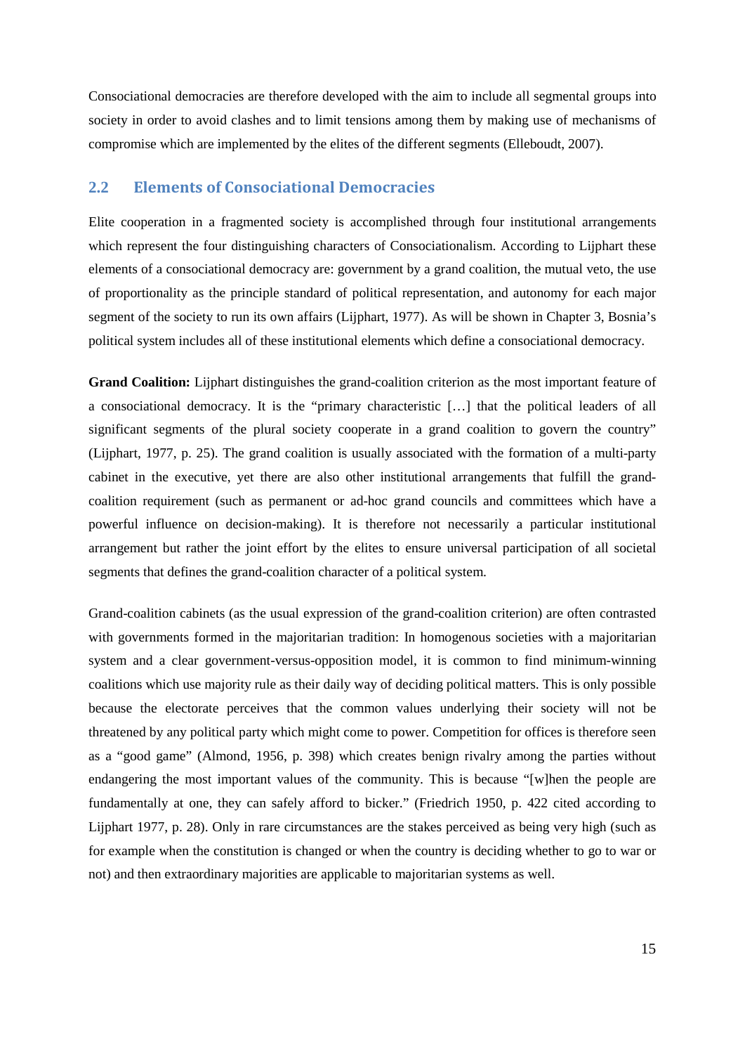Consociational democracies are therefore developed with the aim to include all segmental groups into society in order to avoid clashes and to limit tensions among them by making use of mechanisms of compromise which are implemented by the elites of the different segments (Elleboudt, 2007).

## 2.2 Elements of Consociational Democracies

Elite cooperation in a fragmented society is accomplished through four institutional arrangements which represent the four distinguishing characters of Consociationalism. According to Lijphart these elements of a consociational democracy are: government by a grand coalition, the mutual veto, the use of proportionality as the principle standard of political representation, and autonomy for each major segment of the society to run its own affairs (Lijphart, 1977). As will be shown in Chapter 3, Bosnia's political system includes all of these institutional elements which define a consociational democracy.

**Grand Coalition:** Lijphart distinguishes the grand-coalition criterion as the most important feature of a consociational democracy. It is the "primary characteristic […] that the political leaders of all significant segments of the plural society cooperate in a grand coalition to govern the country" (Lijphart, 1977, p. 25). The grand coalition is usually associated with the formation of a multi-party cabinet in the executive, yet there are also other institutional arrangements that fulfill the grand-coalition requirement (such as permanent or ad-hoc grand councils and committees which have a powerful influence on decision-making). It is therefore not necessarily a particular institutional arrangement but rather the joint effort by the elites to ensure universal participation of all societal segments that defines the grand-coalition character of a political system.

Grand-coalition cabinets (as the usual expression of the grand-coalition criterion) are often contrasted with governments formed in the majoritarian tradition: In homogenous societies with a majoritarian system and a clear government-versus-opposition model, it is common to find minimum-winning coalitions which use majority rule as their daily way of deciding political matters. This is only possible because the electorate perceives that the common values underlying their society will not be threatened by any political party which might come to power. Competition for offices is therefore seen as a "good game" (Almond, 1956, p. 398) which creates benign rivalry among the parties without endangering the most important values of the community. This is because "[w]hen the people are fundamentally at one, they can safely afford to bicker." (Friedrich 1950, p. 422 cited according to Lijphart 1977, p. 28). Only in rare circumstances are the stakes perceived as being very high (such as for example when the constitution is changed or when the country is deciding whether to go to war or not) and then extraordinary majorities are applicable to majoritarian systems as well.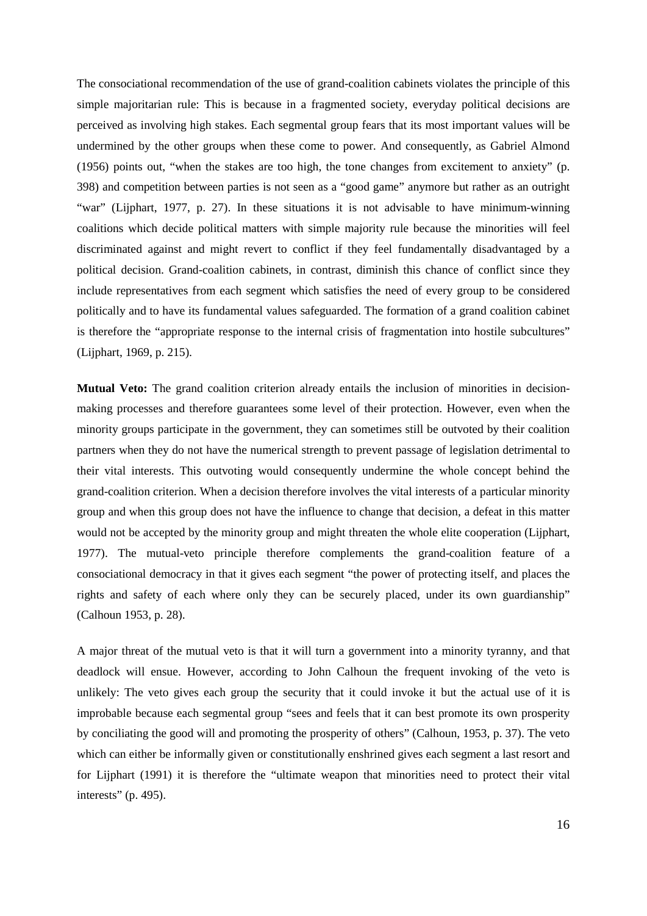The consociational recommendation of the use of grand-coalition cabinets violates the principle of this simple majoritarian rule: This is because in a fragmented society, everyday political decisions are perceived as involving high stakes. Each segmental group fears that its most important values will be undermined by the other groups when these come to power. And consequently, as Gabriel Almond (1956) points out, "when the stakes are too high, the tone changes from excitement to anxiety" (p. 398) and competition between parties is not seen as a "good game" anymore but rather as an outright "war" (Lijphart, 1977, p. 27). In these situations it is not advisable to have minimum-winning coalitions which decide political matters with simple majority rule because the minorities will feel discriminated against and might revert to conflict if they feel fundamentally disadvantaged by a political decision. Grand-coalition cabinets, in contrast, diminish this chance of conflict since they include representatives from each segment which satisfies the need of every group to be considered politically and to have its fundamental values safeguarded. The formation of a grand coalition cabinet is therefore the "appropriate response to the internal crisis of fragmentation into hostile subcultures" (Lijphart, 1969, p. 215).

**Mutual Veto:** The grand coalition criterion already entails the inclusion of minorities in decision-making processes and therefore guarantees some level of their protection. However, even when the minority groups participate in the government, they can sometimes still be outvoted by their coalition partners when they do not have the numerical strength to prevent passage of legislation detrimental to their vital interests. This outvoting would consequently undermine the whole concept behind the grand-coalition criterion. When a decision therefore involves the vital interests of a particular minority group and when this group does not have the influence to change that decision, a defeat in this matter would not be accepted by the minority group and might threaten the whole elite cooperation (Lijphart, 1977). The mutual-veto principle therefore complements the grand-coalition feature of a consociational democracy in that it gives each segment "the power of protecting itself, and places the rights and safety of each where only they can be securely placed, under its own guardianship" (Calhoun 1953, p. 28).

A major threat of the mutual veto is that it will turn a government into a minority tyranny, and that deadlock will ensue. However, according to John Calhoun the frequent invoking of the veto is unlikely: The veto gives each group the security that it could invoke it but the actual use of it is improbable because each segmental group "sees and feels that it can best promote its own prosperity by conciliating the good will and promoting the prosperity of others" (Calhoun, 1953, p. 37). The veto which can either be informally given or constitutionally enshrined gives each segment a last resort and for Lijphart (1991) it is therefore the "ultimate weapon that minorities need to protect their vital interests" (p. 495).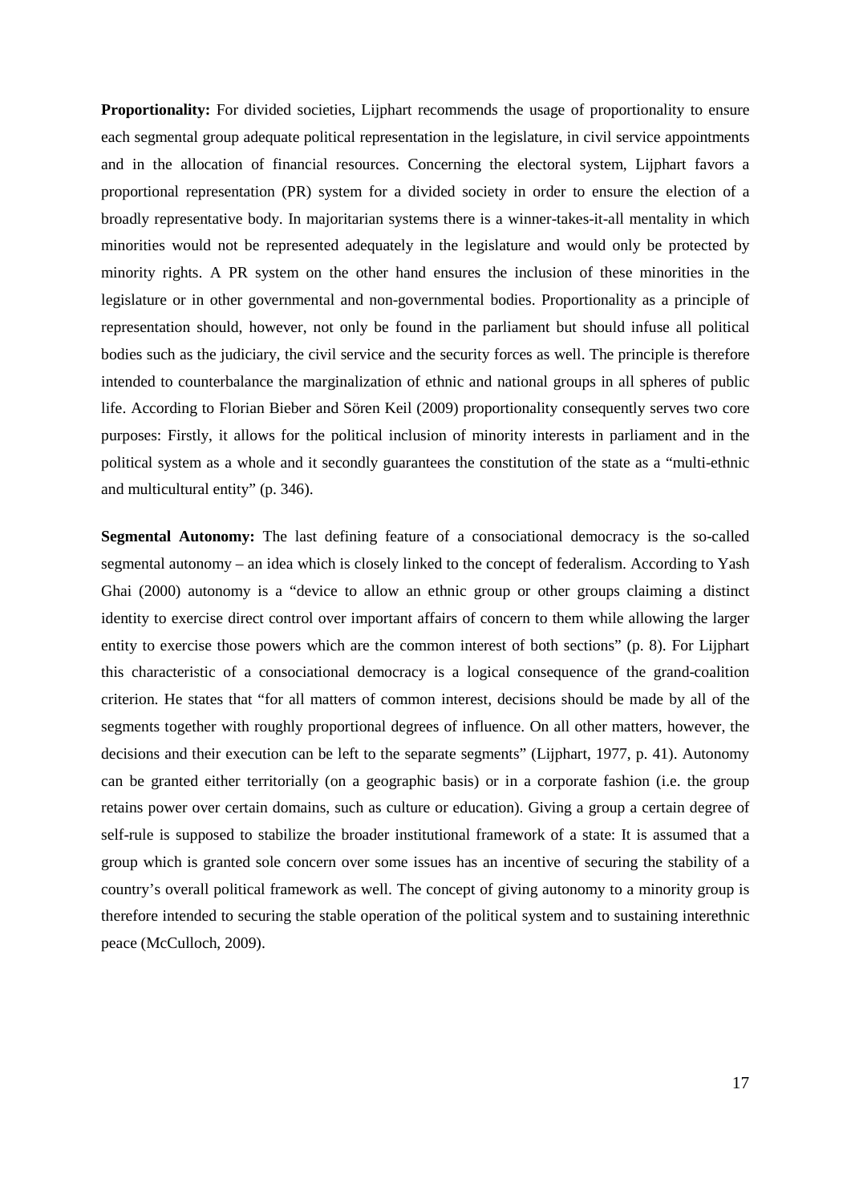**Proportionality:** For divided societies, Lijphart recommends the usage of proportionality to ensure each segmental group adequate political representation in the legislature, in civil service appointments and in the allocation of financial resources. Concerning the electoral system, Lijphart favors a proportional representation (PR) system for a divided society in order to ensure the election of a broadly representative body. In majoritarian systems there is a winner-takes-it-all mentality in which minorities would not be represented adequately in the legislature and would only be protected by minority rights. A PR system on the other hand ensures the inclusion of these minorities in the legislature or in other governmental and non-governmental bodies. Proportionality as a principle of representation should, however, not only be found in the parliament but should infuse all political bodies such as the judiciary, the civil service and the security forces as well. The principle is therefore intended to counterbalance the marginalization of ethnic and national groups in all spheres of public life. According to Florian Bieber and Sören Keil (2009) proportionality consequently serves two core purposes: Firstly, it allows for the political inclusion of minority interests in parliament and in the political system as a whole and it secondly guarantees the constitution of the state as a "multi-ethnic and multicultural entity" (p. 346).

**Segmental Autonomy:** The last defining feature of a consociational democracy is the so-called segmental autonomy – an idea which is closely linked to the concept of federalism. According to Yash Ghai (2000) autonomy is a "device to allow an ethnic group or other groups claiming a distinct identity to exercise direct control over important affairs of concern to them while allowing the larger entity to exercise those powers which are the common interest of both sections" (p. 8). For Lijphart this characteristic of a consociational democracy is a logical consequence of the grand-coalition criterion. He states that "for all matters of common interest, decisions should be made by all of the segments together with roughly proportional degrees of influence. On all other matters, however, the decisions and their execution can be left to the separate segments" (Lijphart, 1977, p. 41). Autonomy can be granted either territorially (on a geographic basis) or in a corporate fashion (i.e. the group retains power over certain domains, such as culture or education). Giving a group a certain degree of self-rule is supposed to stabilize the broader institutional framework of a state: It is assumed that a group which is granted sole concern over some issues has an incentive of securing the stability of a country's overall political framework as well. The concept of giving autonomy to a minority group is therefore intended to securing the stable operation of the political system and to sustaining interethnic peace (McCulloch, 2009).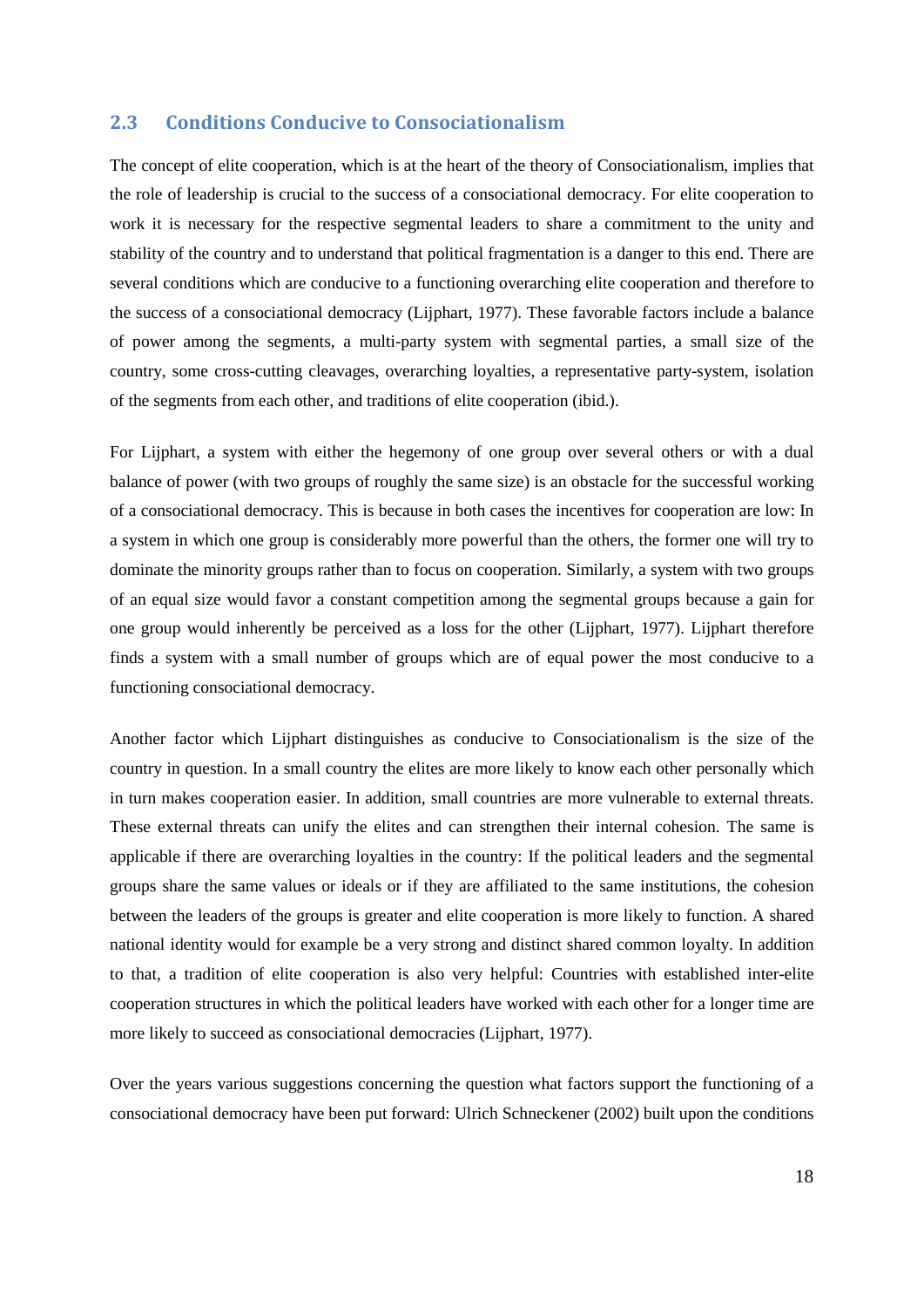## 2.3 Conditions Conducive to Consociationalism

The concept of elite cooperation, which is at the heart of the theory of Consociationalism, implies that the role of leadership is crucial to the success of a consociational democracy. For elite cooperation to work it is necessary for the respective segmental leaders to share a commitment to the unity and stability of the country and to understand that political fragmentation is a danger to this end. There are several conditions which are conducive to a functioning overarching elite cooperation and therefore to the success of a consociational democracy (Lijphart, 1977). These favorable factors include a balance of power among the segments, a multi-party system with segmental parties, a small size of the country, some cross-cutting cleavages, overarching loyalties, a representative party-system, isolation of the segments from each other, and traditions of elite cooperation (ibid.).

For Lijphart, a system with either the hegemony of one group over several others or with a dual balance of power (with two groups of roughly the same size) is an obstacle for the successful working of a consociational democracy. This is because in both cases the incentives for cooperation are low: In a system in which one group is considerably more powerful than the others, the former one will try to dominate the minority groups rather than to focus on cooperation. Similarly, a system with two groups of an equal size would favor a constant competition among the segmental groups because a gain for one group would inherently be perceived as a loss for the other (Lijphart, 1977). Lijphart therefore finds a system with a small number of groups which are of equal power the most conducive to a functioning consociational democracy.

Another factor which Lijphart distinguishes as conducive to Consociationalism is the size of the country in question. In a small country the elites are more likely to know each other personally which in turn makes cooperation easier. In addition, small countries are more vulnerable to external threats. These external threats can unify the elites and can strengthen their internal cohesion. The same is applicable if there are overarching loyalties in the country: If the political leaders and the segmental groups share the same values or ideals or if they are affiliated to the same institutions, the cohesion between the leaders of the groups is greater and elite cooperation is more likely to function. A shared national identity would for example be a very strong and distinct shared common loyalty. In addition to that, a tradition of elite cooperation is also very helpful: Countries with established inter-elite cooperation structures in which the political leaders have worked with each other for a longer time are more likely to succeed as consociational democracies (Lijphart, 1977).

Over the years various suggestions concerning the question what factors support the functioning of a consociational democracy have been put forward: Ulrich Schneckener (2002) built upon the conditions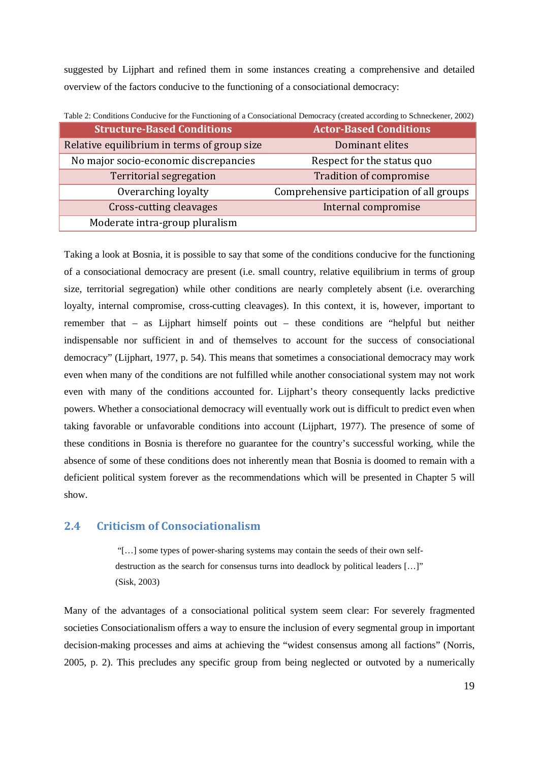suggested by Lijphart and refined them in some instances creating a comprehensive and detailed overview of the factors conducive to the functioning of a consociational democracy:

Table 2: Conditions Conducive for the Functioning of a Consociational Democracy (created according to Schneckener, 2002)

| Structure-Based Conditions | Actor-Based Conditions |
|---|---|
| Relative equilibrium in terms of group size | Dominant elites |
| No major socio-economic discrepancies | Respect for the status quo |
| Territorial segregation | Tradition of compromise |
| Overarching loyalty | Comprehensive participation of all groups |
| Cross-cutting cleavages | Internal compromise |
| Moderate intra-group pluralism | |

Taking a look at Bosnia, it is possible to say that some of the conditions conducive for the functioning of a consociational democracy are present (i.e. small country, relative equilibrium in terms of group size, territorial segregation) while other conditions are nearly completely absent (i.e. overarching loyalty, internal compromise, cross-cutting cleavages). In this context, it is, however, important to remember that – as Lijphart himself points out – these conditions are "helpful but neither indispensable nor sufficient in and of themselves to account for the success of consociational democracy" (Lijphart, 1977, p. 54). This means that sometimes a consociational democracy may work even when many of the conditions are not fulfilled while another consociational system may not work even with many of the conditions accounted for. Lijphart's theory consequently lacks predictive powers. Whether a consociational democracy will eventually work out is difficult to predict even when taking favorable or unfavorable conditions into account (Lijphart, 1977). The presence of some of these conditions in Bosnia is therefore no guarantee for the country's successful working, while the absence of some of these conditions does not inherently mean that Bosnia is doomed to remain with a deficient political system forever as the recommendations which will be presented in Chapter 5 will show.

## 2.4 Criticism of Consociationalism

> "[…] some types of power-sharing systems may contain the seeds of their own self-destruction as the search for consensus turns into deadlock by political leaders […]" (Sisk, 2003)

Many of the advantages of a consociational political system seem clear: For severely fragmented societies Consociationalism offers a way to ensure the inclusion of every segmental group in important decision-making processes and aims at achieving the "widest consensus among all factions" (Norris, 2005, p. 2). This precludes any specific group from being neglected or outvoted by a numerically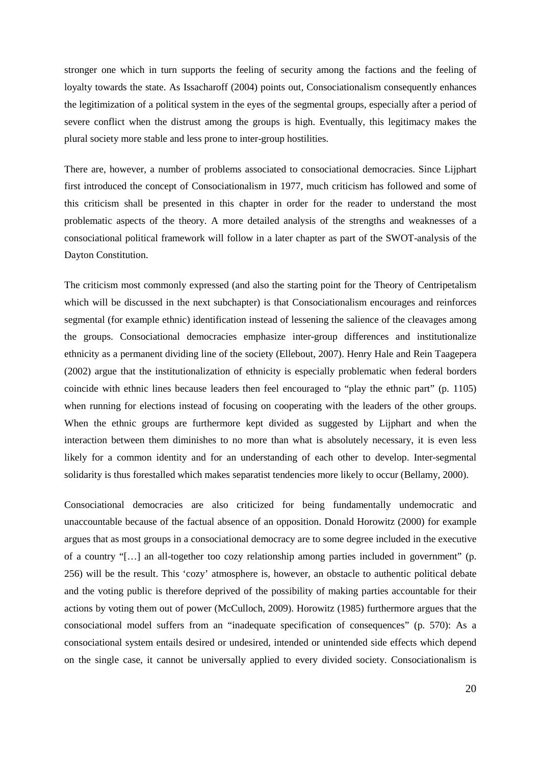stronger one which in turn supports the feeling of security among the factions and the feeling of loyalty towards the state. As Issacharoff (2004) points out, Consociationalism consequently enhances the legitimization of a political system in the eyes of the segmental groups, especially after a period of severe conflict when the distrust among the groups is high. Eventually, this legitimacy makes the plural society more stable and less prone to inter-group hostilities.

There are, however, a number of problems associated to consociational democracies. Since Lijphart first introduced the concept of Consociationalism in 1977, much criticism has followed and some of this criticism shall be presented in this chapter in order for the reader to understand the most problematic aspects of the theory. A more detailed analysis of the strengths and weaknesses of a consociational political framework will follow in a later chapter as part of the SWOT-analysis of the Dayton Constitution.

The criticism most commonly expressed (and also the starting point for the Theory of Centripetalism which will be discussed in the next subchapter) is that Consociationalism encourages and reinforces segmental (for example ethnic) identification instead of lessening the salience of the cleavages among the groups. Consociational democracies emphasize inter-group differences and institutionalize ethnicity as a permanent dividing line of the society (Ellebout, 2007). Henry Hale and Rein Taagepera (2002) argue that the institutionalization of ethnicity is especially problematic when federal borders coincide with ethnic lines because leaders then feel encouraged to "play the ethnic part" (p. 1105) when running for elections instead of focusing on cooperating with the leaders of the other groups. When the ethnic groups are furthermore kept divided as suggested by Lijphart and when the interaction between them diminishes to no more than what is absolutely necessary, it is even less likely for a common identity and for an understanding of each other to develop. Inter-segmental solidarity is thus forestalled which makes separatist tendencies more likely to occur (Bellamy, 2000).

Consociational democracies are also criticized for being fundamentally undemocratic and unaccountable because of the factual absence of an opposition. Donald Horowitz (2000) for example argues that as most groups in a consociational democracy are to some degree included in the executive of a country "[…] an all-together too cozy relationship among parties included in government" (p. 256) will be the result. This 'cozy' atmosphere is, however, an obstacle to authentic political debate and the voting public is therefore deprived of the possibility of making parties accountable for their actions by voting them out of power (McCulloch, 2009). Horowitz (1985) furthermore argues that the consociational model suffers from an "inadequate specification of consequences" (p. 570): As a consociational system entails desired or undesired, intended or unintended side effects which depend on the single case, it cannot be universally applied to every divided society. Consociationalism is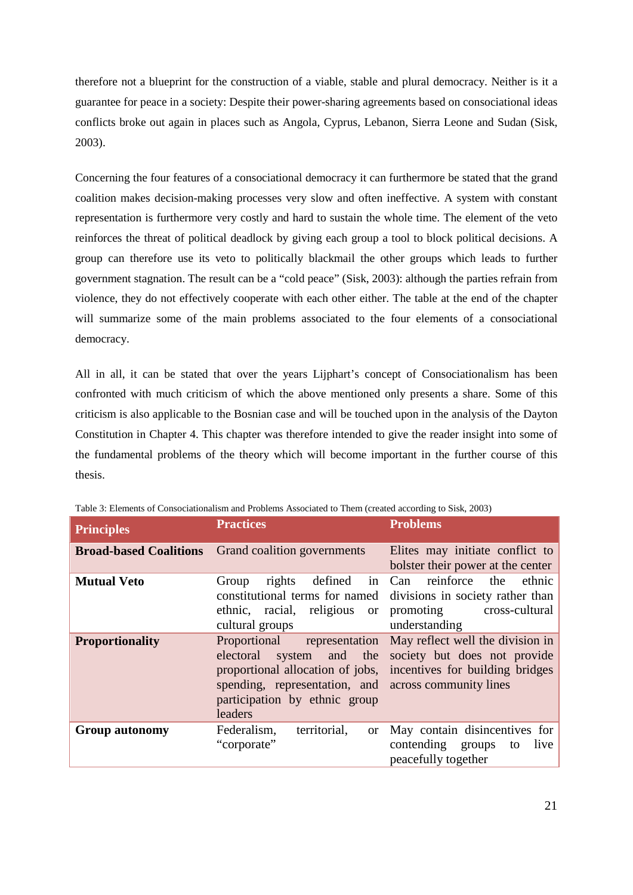therefore not a blueprint for the construction of a viable, stable and plural democracy. Neither is it a guarantee for peace in a society: Despite their power-sharing agreements based on consociational ideas conflicts broke out again in places such as Angola, Cyprus, Lebanon, Sierra Leone and Sudan (Sisk, 2003).

Concerning the four features of a consociational democracy it can furthermore be stated that the grand coalition makes decision-making processes very slow and often ineffective. A system with constant representation is furthermore very costly and hard to sustain the whole time. The element of the veto reinforces the threat of political deadlock by giving each group a tool to block political decisions. A group can therefore use its veto to politically blackmail the other groups which leads to further government stagnation. The result can be a "cold peace" (Sisk, 2003): although the parties refrain from violence, they do not effectively cooperate with each other either. The table at the end of the chapter will summarize some of the main problems associated to the four elements of a consociational democracy.

All in all, it can be stated that over the years Lijphart's concept of Consociationalism has been confronted with much criticism of which the above mentioned only presents a share. Some of this criticism is also applicable to the Bosnian case and will be touched upon in the analysis of the Dayton Constitution in Chapter 4. This chapter was therefore intended to give the reader insight into some of the fundamental problems of the theory which will become important in the further course of this thesis.

Table 3: Elements of Consociationalism and Problems Associated to Them (created according to Sisk, 2003)

| Principles | Practices | Problems |
|---|---|---|
| **Broad-based Coalitions** | Grand coalition governments | Elites may initiate conflict to bolster their power at the center |
| **Mutual Veto** | Group rights defined in constitutional terms for named ethnic, racial, religious or cultural groups | Can reinforce the ethnic divisions in society rather than promoting cross-cultural understanding |
| **Proportionality** | Proportional representation electoral system and the proportional allocation of jobs, spending, representation, and participation by ethnic group leaders | May reflect well the division in society but does not provide incentives for building bridges across community lines |
| **Group autonomy** | Federalism, territorial, or "corporate" | May contain disincentives for contending groups to live peacefully together |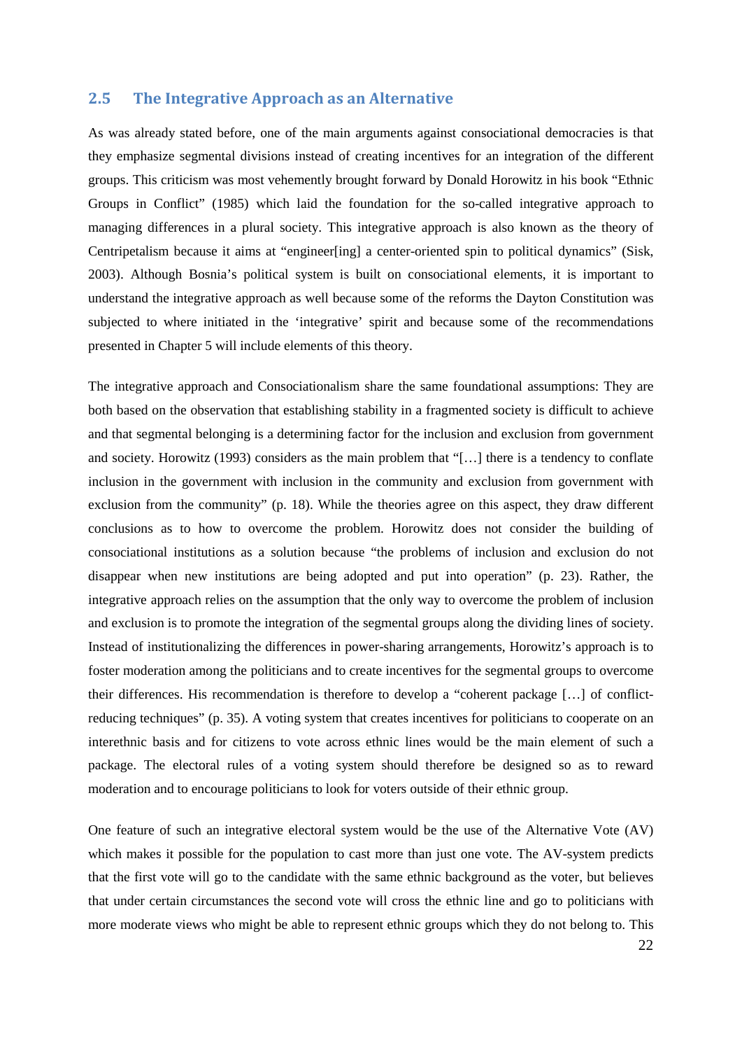## 2.5 The Integrative Approach as an Alternative

As was already stated before, one of the main arguments against consociational democracies is that they emphasize segmental divisions instead of creating incentives for an integration of the different groups. This criticism was most vehemently brought forward by Donald Horowitz in his book "Ethnic Groups in Conflict" (1985) which laid the foundation for the so-called integrative approach to managing differences in a plural society. This integrative approach is also known as the theory of Centripetalism because it aims at "engineer[ing] a center-oriented spin to political dynamics" (Sisk, 2003). Although Bosnia's political system is built on consociational elements, it is important to understand the integrative approach as well because some of the reforms the Dayton Constitution was subjected to where initiated in the 'integrative' spirit and because some of the recommendations presented in Chapter 5 will include elements of this theory.

The integrative approach and Consociationalism share the same foundational assumptions: They are both based on the observation that establishing stability in a fragmented society is difficult to achieve and that segmental belonging is a determining factor for the inclusion and exclusion from government and society. Horowitz (1993) considers as the main problem that "[…] there is a tendency to conflate inclusion in the government with inclusion in the community and exclusion from government with exclusion from the community" (p. 18). While the theories agree on this aspect, they draw different conclusions as to how to overcome the problem. Horowitz does not consider the building of consociational institutions as a solution because "the problems of inclusion and exclusion do not disappear when new institutions are being adopted and put into operation" (p. 23). Rather, the integrative approach relies on the assumption that the only way to overcome the problem of inclusion and exclusion is to promote the integration of the segmental groups along the dividing lines of society. Instead of institutionalizing the differences in power-sharing arrangements, Horowitz's approach is to foster moderation among the politicians and to create incentives for the segmental groups to overcome their differences. His recommendation is therefore to develop a "coherent package […] of conflict-reducing techniques" (p. 35). A voting system that creates incentives for politicians to cooperate on an interethnic basis and for citizens to vote across ethnic lines would be the main element of such a package. The electoral rules of a voting system should therefore be designed so as to reward moderation and to encourage politicians to look for voters outside of their ethnic group.

One feature of such an integrative electoral system would be the use of the Alternative Vote (AV) which makes it possible for the population to cast more than just one vote. The AV-system predicts that the first vote will go to the candidate with the same ethnic background as the voter, but believes that under certain circumstances the second vote will cross the ethnic line and go to politicians with more moderate views who might be able to represent ethnic groups which they do not belong to. This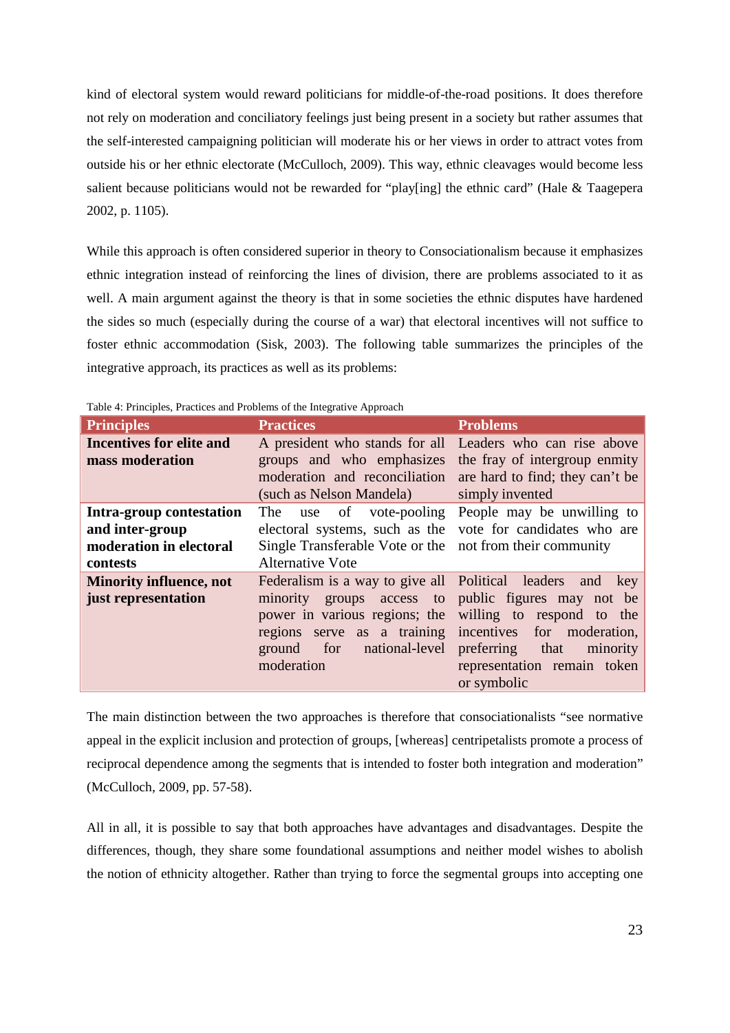kind of electoral system would reward politicians for middle-of-the-road positions. It does therefore not rely on moderation and conciliatory feelings just being present in a society but rather assumes that the self-interested campaigning politician will moderate his or her views in order to attract votes from outside his or her ethnic electorate (McCulloch, 2009). This way, ethnic cleavages would become less salient because politicians would not be rewarded for "play[ing] the ethnic card" (Hale & Taagepera 2002, p. 1105).

While this approach is often considered superior in theory to Consociationalism because it emphasizes ethnic integration instead of reinforcing the lines of division, there are problems associated to it as well. A main argument against the theory is that in some societies the ethnic disputes have hardened the sides so much (especially during the course of a war) that electoral incentives will not suffice to foster ethnic accommodation (Sisk, 2003). The following table summarizes the principles of the integrative approach, its practices as well as its problems:

Table 4: Principles, Practices and Problems of the Integrative Approach

| Principles | Practices | Problems |
| --- | --- | --- |
| **Incentives for elite and mass moderation** | A president who stands for all groups and who emphasizes moderation and reconciliation (such as Nelson Mandela) | Leaders who can rise above the fray of intergroup enmity are hard to find; they can't be simply invented |
| **Intra-group contestation and inter-group moderation in electoral contests** | The use of vote-pooling electoral systems, such as the Single Transferable Vote or the Alternative Vote | People may be unwilling to vote for candidates who are not from their community |
| **Minority influence, not just representation** | Federalism is a way to give all minority groups access to power in various regions; the regions serve as a training ground for national-level moderation | Political leaders and key public figures may not be willing to respond to the incentives for moderation, preferring that minority representation remain token or symbolic |

The main distinction between the two approaches is therefore that consociationalists "see normative appeal in the explicit inclusion and protection of groups, [whereas] centripetalists promote a process of reciprocal dependence among the segments that is intended to foster both integration and moderation" (McCulloch, 2009, pp. 57-58).

All in all, it is possible to say that both approaches have advantages and disadvantages. Despite the differences, though, they share some foundational assumptions and neither model wishes to abolish the notion of ethnicity altogether. Rather than trying to force the segmental groups into accepting one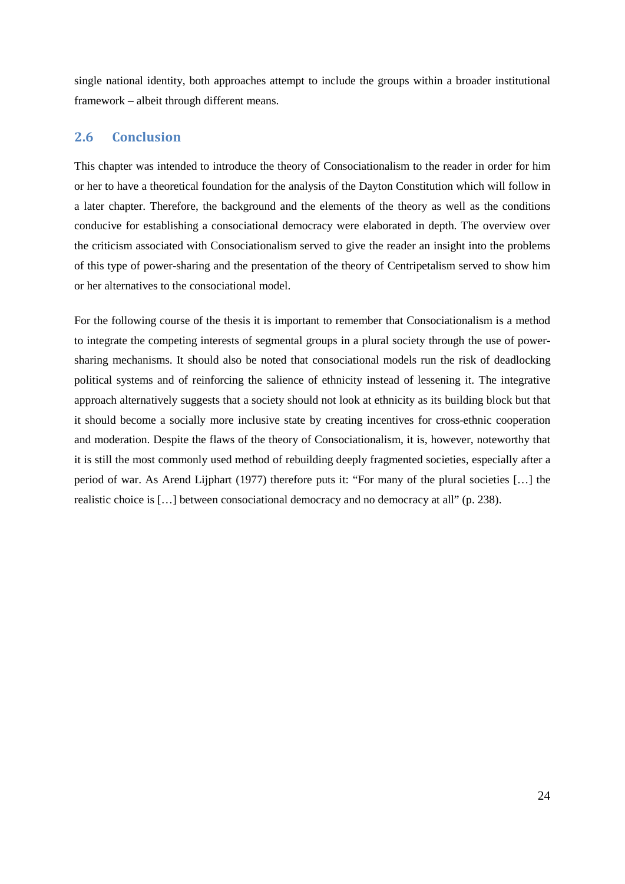single national identity, both approaches attempt to include the groups within a broader institutional framework – albeit through different means.

## 2.6 Conclusion

This chapter was intended to introduce the theory of Consociationalism to the reader in order for him or her to have a theoretical foundation for the analysis of the Dayton Constitution which will follow in a later chapter. Therefore, the background and the elements of the theory as well as the conditions conducive for establishing a consociational democracy were elaborated in depth. The overview over the criticism associated with Consociationalism served to give the reader an insight into the problems of this type of power-sharing and the presentation of the theory of Centripetalism served to show him or her alternatives to the consociational model.

For the following course of the thesis it is important to remember that Consociationalism is a method to integrate the competing interests of segmental groups in a plural society through the use of power-sharing mechanisms. It should also be noted that consociational models run the risk of deadlocking political systems and of reinforcing the salience of ethnicity instead of lessening it. The integrative approach alternatively suggests that a society should not look at ethnicity as its building block but that it should become a socially more inclusive state by creating incentives for cross-ethnic cooperation and moderation. Despite the flaws of the theory of Consociationalism, it is, however, noteworthy that it is still the most commonly used method of rebuilding deeply fragmented societies, especially after a period of war. As Arend Lijphart (1977) therefore puts it: "For many of the plural societies […] the realistic choice is […] between consociational democracy and no democracy at all" (p. 238).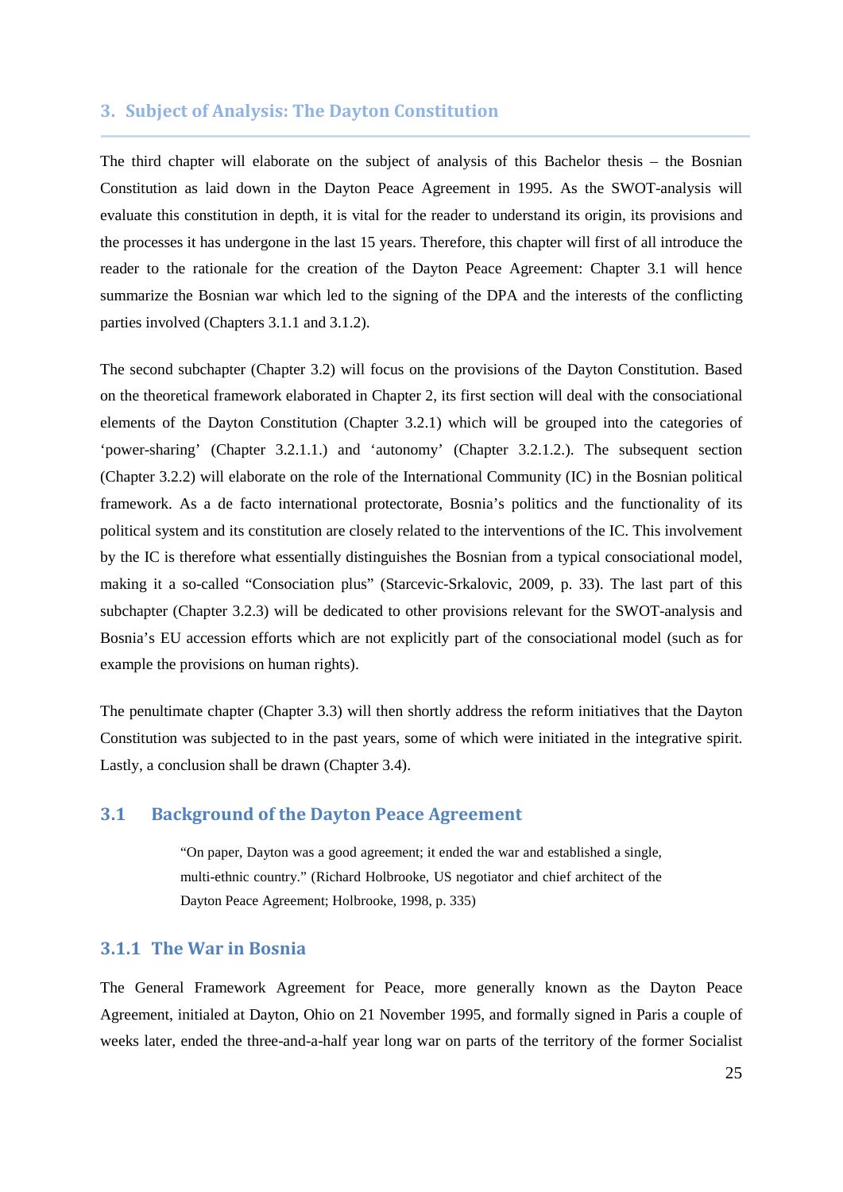# 3. Subject of Analysis: The Dayton Constitution

The third chapter will elaborate on the subject of analysis of this Bachelor thesis – the Bosnian Constitution as laid down in the Dayton Peace Agreement in 1995. As the SWOT-analysis will evaluate this constitution in depth, it is vital for the reader to understand its origin, its provisions and the processes it has undergone in the last 15 years. Therefore, this chapter will first of all introduce the reader to the rationale for the creation of the Dayton Peace Agreement: Chapter 3.1 will hence summarize the Bosnian war which led to the signing of the DPA and the interests of the conflicting parties involved (Chapters 3.1.1 and 3.1.2).

The second subchapter (Chapter 3.2) will focus on the provisions of the Dayton Constitution. Based on the theoretical framework elaborated in Chapter 2, its first section will deal with the consociational elements of the Dayton Constitution (Chapter 3.2.1) which will be grouped into the categories of 'power-sharing' (Chapter 3.2.1.1.) and 'autonomy' (Chapter 3.2.1.2.). The subsequent section (Chapter 3.2.2) will elaborate on the role of the International Community (IC) in the Bosnian political framework. As a de facto international protectorate, Bosnia's politics and the functionality of its political system and its constitution are closely related to the interventions of the IC. This involvement by the IC is therefore what essentially distinguishes the Bosnian from a typical consociational model, making it a so-called "Consociation plus" (Starcevic-Srkalovic, 2009, p. 33). The last part of this subchapter (Chapter 3.2.3) will be dedicated to other provisions relevant for the SWOT-analysis and Bosnia's EU accession efforts which are not explicitly part of the consociational model (such as for example the provisions on human rights).

The penultimate chapter (Chapter 3.3) will then shortly address the reform initiatives that the Dayton Constitution was subjected to in the past years, some of which were initiated in the integrative spirit. Lastly, a conclusion shall be drawn (Chapter 3.4).

## 3.1 Background of the Dayton Peace Agreement

> "On paper, Dayton was a good agreement; it ended the war and established a single, multi-ethnic country." (Richard Holbrooke, US negotiator and chief architect of the Dayton Peace Agreement; Holbrooke, 1998, p. 335)

### 3.1.1 The War in Bosnia

The General Framework Agreement for Peace, more generally known as the Dayton Peace Agreement, initialed at Dayton, Ohio on 21 November 1995, and formally signed in Paris a couple of weeks later, ended the three-and-a-half year long war on parts of the territory of the former Socialist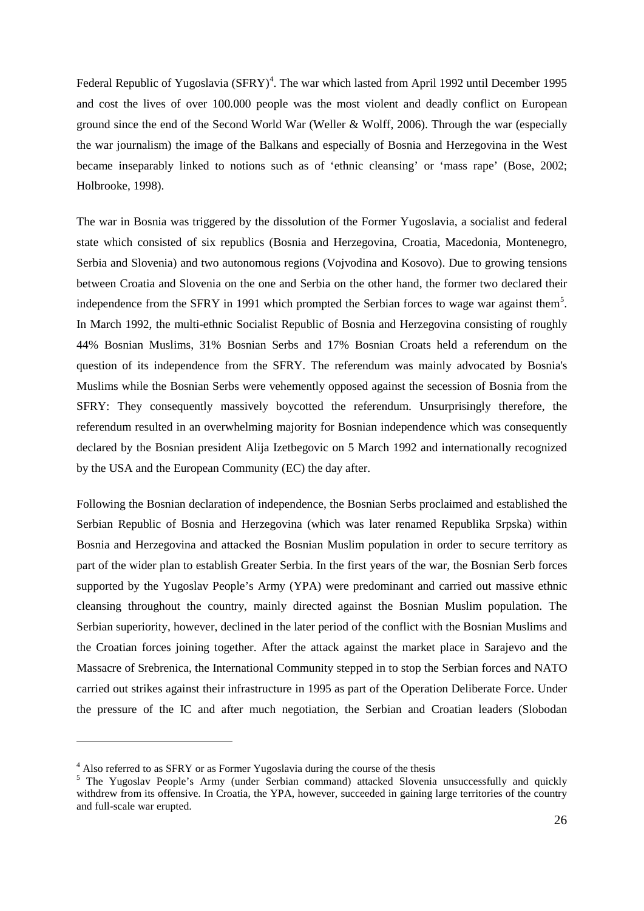Federal Republic of Yugoslavia (SFRY)[4]. The war which lasted from April 1992 until December 1995 and cost the lives of over 100.000 people was the most violent and deadly conflict on European ground since the end of the Second World War (Weller & Wolff, 2006). Through the war (especially the war journalism) the image of the Balkans and especially of Bosnia and Herzegovina in the West became inseparably linked to notions such as of 'ethnic cleansing' or 'mass rape' (Bose, 2002; Holbrooke, 1998).

The war in Bosnia was triggered by the dissolution of the Former Yugoslavia, a socialist and federal state which consisted of six republics (Bosnia and Herzegovina, Croatia, Macedonia, Montenegro, Serbia and Slovenia) and two autonomous regions (Vojvodina and Kosovo). Due to growing tensions between Croatia and Slovenia on the one and Serbia on the other hand, the former two declared their independence from the SFRY in 1991 which prompted the Serbian forces to wage war against them[5]. In March 1992, the multi-ethnic Socialist Republic of Bosnia and Herzegovina consisting of roughly 44% Bosnian Muslims, 31% Bosnian Serbs and 17% Bosnian Croats held a referendum on the question of its independence from the SFRY. The referendum was mainly advocated by Bosnia's Muslims while the Bosnian Serbs were vehemently opposed against the secession of Bosnia from the SFRY: They consequently massively boycotted the referendum. Unsurprisingly therefore, the referendum resulted in an overwhelming majority for Bosnian independence which was consequently declared by the Bosnian president Alija Izetbegovic on 5 March 1992 and internationally recognized by the USA and the European Community (EC) the day after.

Following the Bosnian declaration of independence, the Bosnian Serbs proclaimed and established the Serbian Republic of Bosnia and Herzegovina (which was later renamed Republika Srpska) within Bosnia and Herzegovina and attacked the Bosnian Muslim population in order to secure territory as part of the wider plan to establish Greater Serbia. In the first years of the war, the Bosnian Serb forces supported by the Yugoslav People's Army (YPA) were predominant and carried out massive ethnic cleansing throughout the country, mainly directed against the Bosnian Muslim population. The Serbian superiority, however, declined in the later period of the conflict with the Bosnian Muslims and the Croatian forces joining together. After the attack against the market place in Sarajevo and the Massacre of Srebrenica, the International Community stepped in to stop the Serbian forces and NATO carried out strikes against their infrastructure in 1995 as part of the Operation Deliberate Force. Under the pressure of the IC and after much negotiation, the Serbian and Croatian leaders (Slobodan

[4] Also referred to as SFRY or as Former Yugoslavia during the course of the thesis

[5] The Yugoslav People's Army (under Serbian command) attacked Slovenia unsuccessfully and quickly withdrew from its offensive. In Croatia, the YPA, however, succeeded in gaining large territories of the country and full-scale war erupted.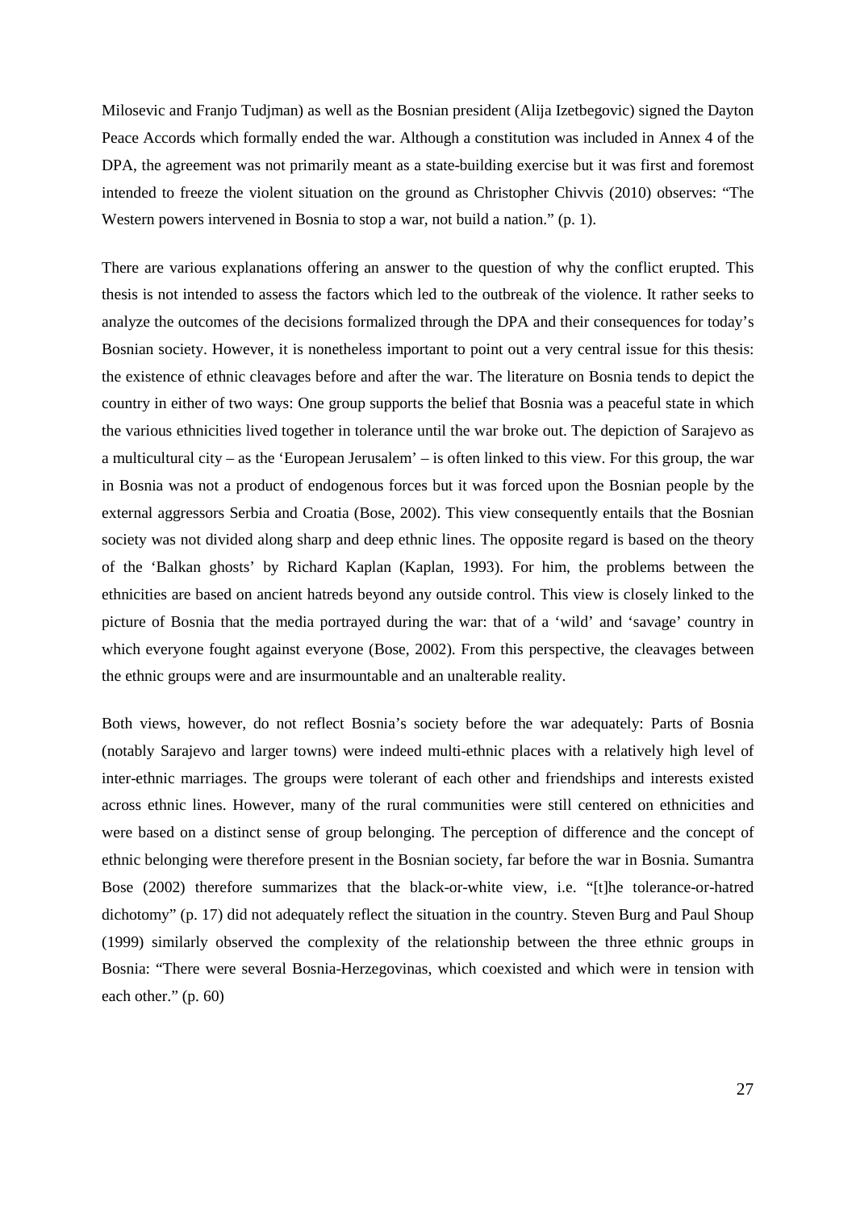Milosevic and Franjo Tudjman) as well as the Bosnian president (Alija Izetbegovic) signed the Dayton Peace Accords which formally ended the war. Although a constitution was included in Annex 4 of the DPA, the agreement was not primarily meant as a state-building exercise but it was first and foremost intended to freeze the violent situation on the ground as Christopher Chivvis (2010) observes: "The Western powers intervened in Bosnia to stop a war, not build a nation." (p. 1).

There are various explanations offering an answer to the question of why the conflict erupted. This thesis is not intended to assess the factors which led to the outbreak of the violence. It rather seeks to analyze the outcomes of the decisions formalized through the DPA and their consequences for today's Bosnian society. However, it is nonetheless important to point out a very central issue for this thesis: the existence of ethnic cleavages before and after the war. The literature on Bosnia tends to depict the country in either of two ways: One group supports the belief that Bosnia was a peaceful state in which the various ethnicities lived together in tolerance until the war broke out. The depiction of Sarajevo as a multicultural city – as the 'European Jerusalem' – is often linked to this view. For this group, the war in Bosnia was not a product of endogenous forces but it was forced upon the Bosnian people by the external aggressors Serbia and Croatia (Bose, 2002). This view consequently entails that the Bosnian society was not divided along sharp and deep ethnic lines. The opposite regard is based on the theory of the 'Balkan ghosts' by Richard Kaplan (Kaplan, 1993). For him, the problems between the ethnicities are based on ancient hatreds beyond any outside control. This view is closely linked to the picture of Bosnia that the media portrayed during the war: that of a 'wild' and 'savage' country in which everyone fought against everyone (Bose, 2002). From this perspective, the cleavages between the ethnic groups were and are insurmountable and an unalterable reality.

Both views, however, do not reflect Bosnia's society before the war adequately: Parts of Bosnia (notably Sarajevo and larger towns) were indeed multi-ethnic places with a relatively high level of inter-ethnic marriages. The groups were tolerant of each other and friendships and interests existed across ethnic lines. However, many of the rural communities were still centered on ethnicities and were based on a distinct sense of group belonging. The perception of difference and the concept of ethnic belonging were therefore present in the Bosnian society, far before the war in Bosnia. Sumantra Bose (2002) therefore summarizes that the black-or-white view, i.e. "[t]he tolerance-or-hatred dichotomy" (p. 17) did not adequately reflect the situation in the country. Steven Burg and Paul Shoup (1999) similarly observed the complexity of the relationship between the three ethnic groups in Bosnia: "There were several Bosnia-Herzegovinas, which coexisted and which were in tension with each other." (p. 60)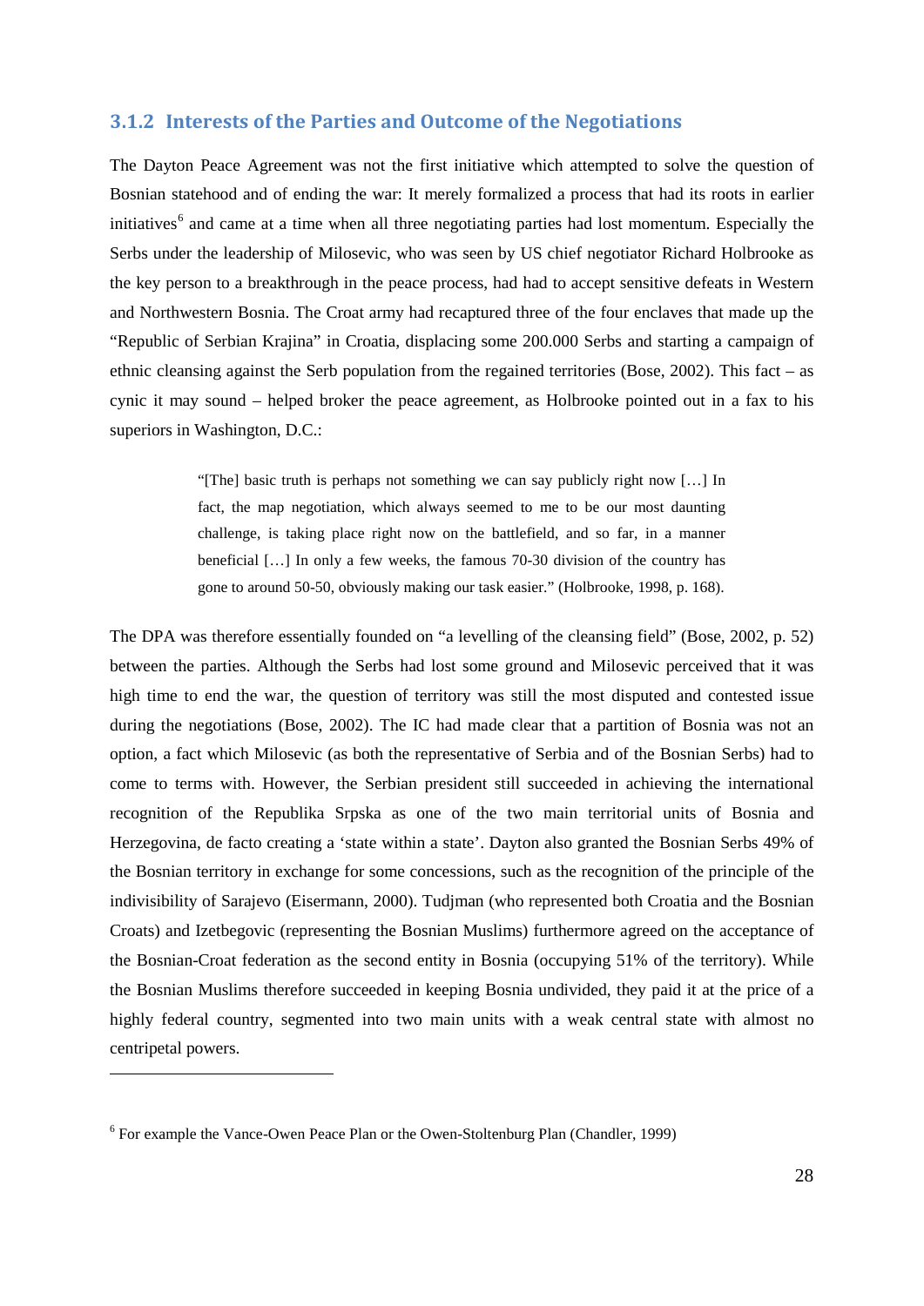### 3.1.2 Interests of the Parties and Outcome of the Negotiations

The Dayton Peace Agreement was not the first initiative which attempted to solve the question of Bosnian statehood and of ending the war: It merely formalized a process that had its roots in earlier initiatives[6] and came at a time when all three negotiating parties had lost momentum. Especially the Serbs under the leadership of Milosevic, who was seen by US chief negotiator Richard Holbrooke as the key person to a breakthrough in the peace process, had had to accept sensitive defeats in Western and Northwestern Bosnia. The Croat army had recaptured three of the four enclaves that made up the "Republic of Serbian Krajina" in Croatia, displacing some 200.000 Serbs and starting a campaign of ethnic cleansing against the Serb population from the regained territories (Bose, 2002). This fact – as cynic it may sound – helped broker the peace agreement, as Holbrooke pointed out in a fax to his superiors in Washington, D.C.:

> "[The] basic truth is perhaps not something we can say publicly right now […] In fact, the map negotiation, which always seemed to me to be our most daunting challenge, is taking place right now on the battlefield, and so far, in a manner beneficial […] In only a few weeks, the famous 70-30 division of the country has gone to around 50-50, obviously making our task easier." (Holbrooke, 1998, p. 168).

The DPA was therefore essentially founded on "a levelling of the cleansing field" (Bose, 2002, p. 52) between the parties. Although the Serbs had lost some ground and Milosevic perceived that it was high time to end the war, the question of territory was still the most disputed and contested issue during the negotiations (Bose, 2002). The IC had made clear that a partition of Bosnia was not an option, a fact which Milosevic (as both the representative of Serbia and of the Bosnian Serbs) had to come to terms with. However, the Serbian president still succeeded in achieving the international recognition of the Republika Srpska as one of the two main territorial units of Bosnia and Herzegovina, de facto creating a 'state within a state'. Dayton also granted the Bosnian Serbs 49% of the Bosnian territory in exchange for some concessions, such as the recognition of the principle of the indivisibility of Sarajevo (Eisermann, 2000). Tudjman (who represented both Croatia and the Bosnian Croats) and Izetbegovic (representing the Bosnian Muslims) furthermore agreed on the acceptance of the Bosnian-Croat federation as the second entity in Bosnia (occupying 51% of the territory). While the Bosnian Muslims therefore succeeded in keeping Bosnia undivided, they paid it at the price of a highly federal country, segmented into two main units with a weak central state with almost no centripetal powers.

---

[6] For example the Vance-Owen Peace Plan or the Owen-Stoltenburg Plan (Chandler, 1999)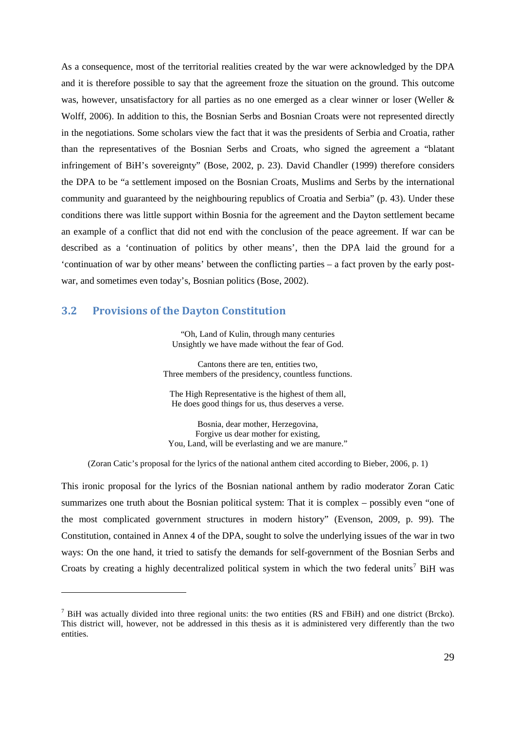As a consequence, most of the territorial realities created by the war were acknowledged by the DPA and it is therefore possible to say that the agreement froze the situation on the ground. This outcome was, however, unsatisfactory for all parties as no one emerged as a clear winner or loser (Weller & Wolff, 2006). In addition to this, the Bosnian Serbs and Bosnian Croats were not represented directly in the negotiations. Some scholars view the fact that it was the presidents of Serbia and Croatia, rather than the representatives of the Bosnian Serbs and Croats, who signed the agreement a "blatant infringement of BiH's sovereignty" (Bose, 2002, p. 23). David Chandler (1999) therefore considers the DPA to be "a settlement imposed on the Bosnian Croats, Muslims and Serbs by the international community and guaranteed by the neighbouring republics of Croatia and Serbia" (p. 43). Under these conditions there was little support within Bosnia for the agreement and the Dayton settlement became an example of a conflict that did not end with the conclusion of the peace agreement. If war can be described as a 'continuation of politics by other means', then the DPA laid the ground for a 'continuation of war by other means' between the conflicting parties – a fact proven by the early post-war, and sometimes even today's, Bosnian politics (Bose, 2002).

## 3.2 Provisions of the Dayton Constitution

"Oh, Land of Kulin, through many centuries  
Unsightly we have made without the fear of God.

Cantons there are ten, entities two,  
Three members of the presidency, countless functions.

The High Representative is the highest of them all,  
He does good things for us, thus deserves a verse.

Bosnia, dear mother, Herzegovina,  
Forgive us dear mother for existing,  
You, Land, will be everlasting and we are manure."

(Zoran Catic's proposal for the lyrics of the national anthem cited according to Bieber, 2006, p. 1)

This ironic proposal for the lyrics of the Bosnian national anthem by radio moderator Zoran Catic summarizes one truth about the Bosnian political system: That it is complex – possibly even "one of the most complicated government structures in modern history" (Evenson, 2009, p. 99). The Constitution, contained in Annex 4 of the DPA, sought to solve the underlying issues of the war in two ways: On the one hand, it tried to satisfy the demands for self-government of the Bosnian Serbs and Croats by creating a highly decentralized political system in which the two federal units[7] BiH was

[7] BiH was actually divided into three regional units: the two entities (RS and FBiH) and one district (Brcko). This district will, however, not be addressed in this thesis as it is administered very differently than the two entities.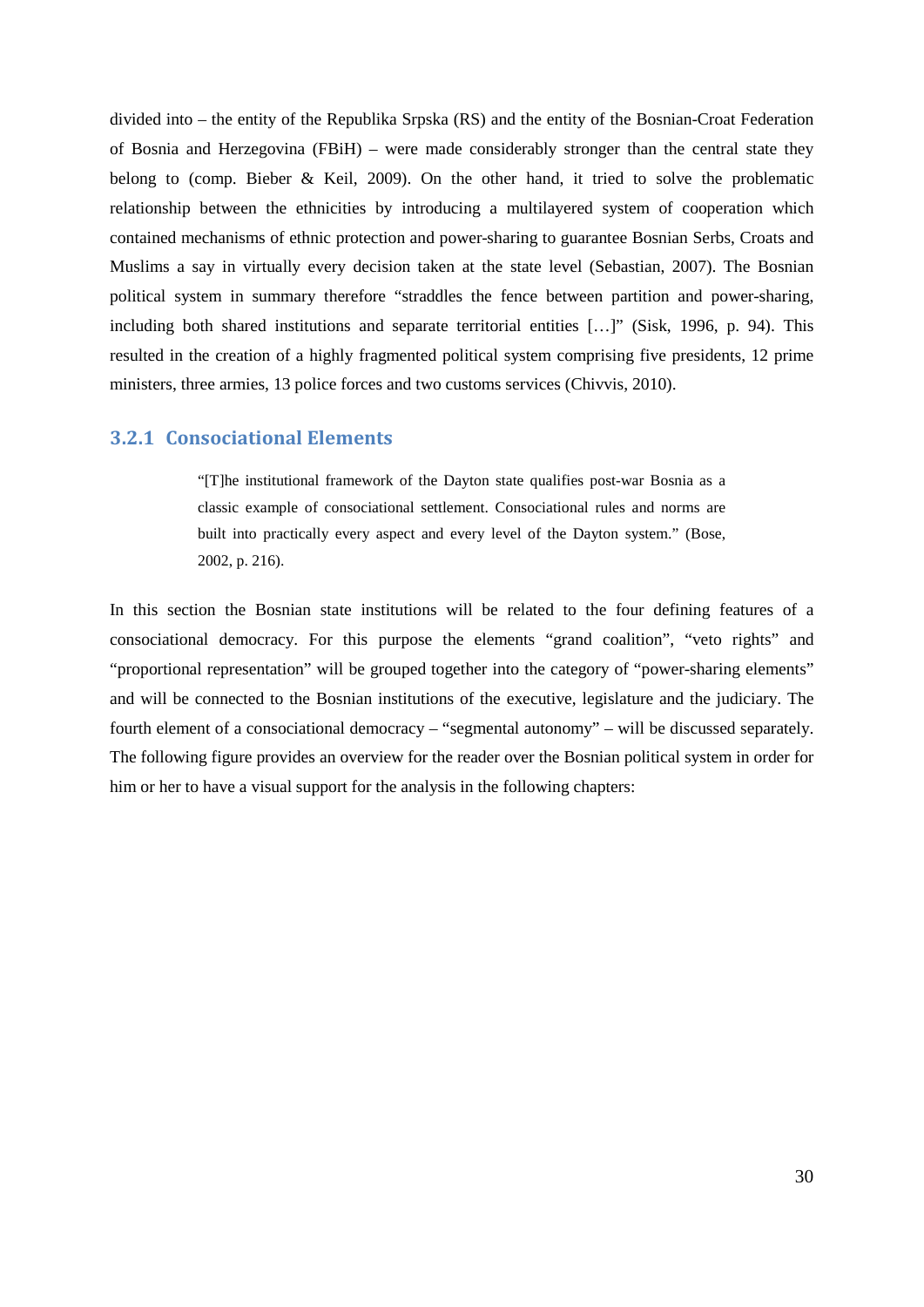divided into – the entity of the Republika Srpska (RS) and the entity of the Bosnian-Croat Federation of Bosnia and Herzegovina (FBiH) – were made considerably stronger than the central state they belong to (comp. Bieber & Keil, 2009). On the other hand, it tried to solve the problematic relationship between the ethnicities by introducing a multilayered system of cooperation which contained mechanisms of ethnic protection and power-sharing to guarantee Bosnian Serbs, Croats and Muslims a say in virtually every decision taken at the state level (Sebastian, 2007). The Bosnian political system in summary therefore "straddles the fence between partition and power-sharing, including both shared institutions and separate territorial entities […]" (Sisk, 1996, p. 94). This resulted in the creation of a highly fragmented political system comprising five presidents, 12 prime ministers, three armies, 13 police forces and two customs services (Chivvis, 2010).

### 3.2.1 Consociational Elements

> "[T]he institutional framework of the Dayton state qualifies post-war Bosnia as a classic example of consociational settlement. Consociational rules and norms are built into practically every aspect and every level of the Dayton system." (Bose, 2002, p. 216).

In this section the Bosnian state institutions will be related to the four defining features of a consociational democracy. For this purpose the elements "grand coalition", "veto rights" and "proportional representation" will be grouped together into the category of "power-sharing elements" and will be connected to the Bosnian institutions of the executive, legislature and the judiciary. The fourth element of a consociational democracy – "segmental autonomy" – will be discussed separately. The following figure provides an overview for the reader over the Bosnian political system in order for him or her to have a visual support for the analysis in the following chapters: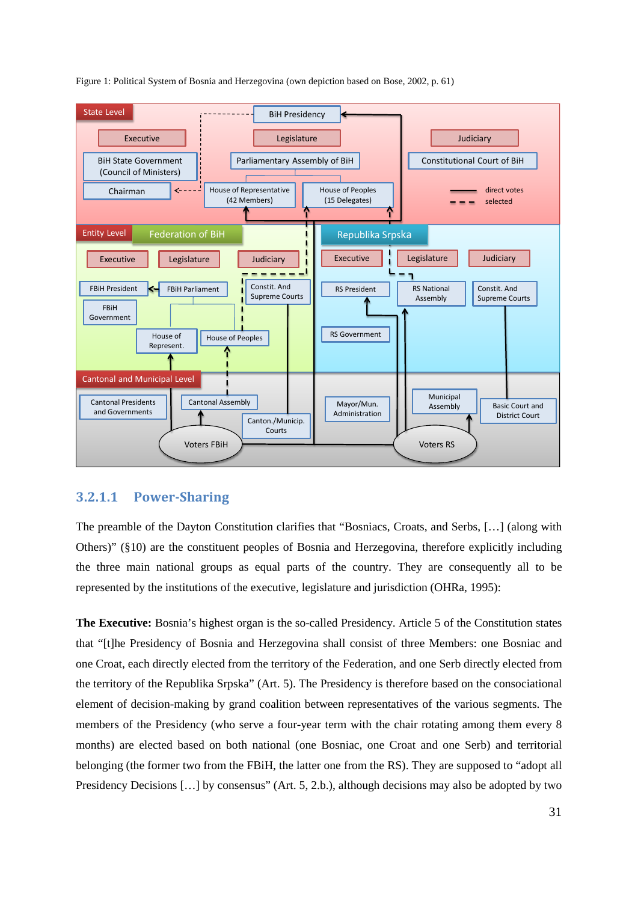Figure 1: Political System of Bosnia and Herzegovina (own depiction based on Bose, 2002, p. 61)

### 3.2.1.1 Power-Sharing

The preamble of the Dayton Constitution clarifies that "Bosniacs, Croats, and Serbs, […] (along with Others)" (§10) are the constituent peoples of Bosnia and Herzegovina, therefore explicitly including the three main national groups as equal parts of the country. They are consequently all to be represented by the institutions of the executive, legislature and jurisdiction (OHRa, 1995):

**The Executive:** Bosnia's highest organ is the so-called Presidency. Article 5 of the Constitution states that "[t]he Presidency of Bosnia and Herzegovina shall consist of three Members: one Bosniac and one Croat, each directly elected from the territory of the Federation, and one Serb directly elected from the territory of the Republika Srpska" (Art. 5). The Presidency is therefore based on the consociational element of decision-making by grand coalition between representatives of the various segments. The members of the Presidency (who serve a four-year term with the chair rotating among them every 8 months) are elected based on both national (one Bosniac, one Croat and one Serb) and territorial belonging (the former two from the FBiH, the latter one from the RS). They are supposed to "adopt all Presidency Decisions […] by consensus" (Art. 5, 2.b.), although decisions may also be adopted by two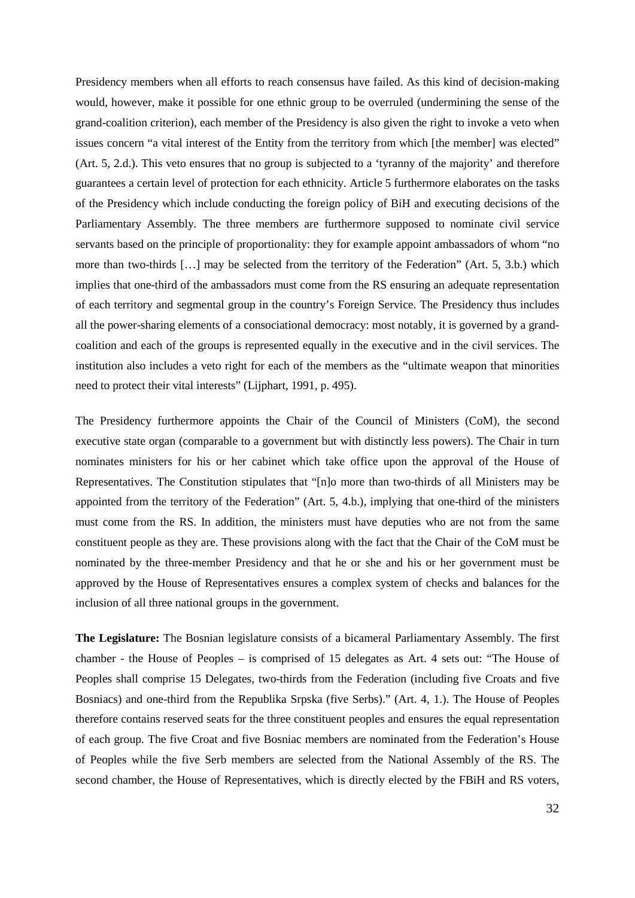Presidency members when all efforts to reach consensus have failed. As this kind of decision-making would, however, make it possible for one ethnic group to be overruled (undermining the sense of the grand-coalition criterion), each member of the Presidency is also given the right to invoke a veto when issues concern "a vital interest of the Entity from the territory from which [the member] was elected" (Art. 5, 2.d.). This veto ensures that no group is subjected to a 'tyranny of the majority' and therefore guarantees a certain level of protection for each ethnicity. Article 5 furthermore elaborates on the tasks of the Presidency which include conducting the foreign policy of BiH and executing decisions of the Parliamentary Assembly. The three members are furthermore supposed to nominate civil service servants based on the principle of proportionality: they for example appoint ambassadors of whom "no more than two-thirds […] may be selected from the territory of the Federation" (Art. 5, 3.b.) which implies that one-third of the ambassadors must come from the RS ensuring an adequate representation of each territory and segmental group in the country's Foreign Service. The Presidency thus includes all the power-sharing elements of a consociational democracy: most notably, it is governed by a grand-coalition and each of the groups is represented equally in the executive and in the civil services. The institution also includes a veto right for each of the members as the "ultimate weapon that minorities need to protect their vital interests" (Lijphart, 1991, p. 495).

The Presidency furthermore appoints the Chair of the Council of Ministers (CoM), the second executive state organ (comparable to a government but with distinctly less powers). The Chair in turn nominates ministers for his or her cabinet which take office upon the approval of the House of Representatives. The Constitution stipulates that "[n]o more than two-thirds of all Ministers may be appointed from the territory of the Federation" (Art. 5, 4.b.), implying that one-third of the ministers must come from the RS. In addition, the ministers must have deputies who are not from the same constituent people as they are. These provisions along with the fact that the Chair of the CoM must be nominated by the three-member Presidency and that he or she and his or her government must be approved by the House of Representatives ensures a complex system of checks and balances for the inclusion of all three national groups in the government.

**The Legislature:** The Bosnian legislature consists of a bicameral Parliamentary Assembly. The first chamber - the House of Peoples – is comprised of 15 delegates as Art. 4 sets out: "The House of Peoples shall comprise 15 Delegates, two-thirds from the Federation (including five Croats and five Bosniacs) and one-third from the Republika Srpska (five Serbs)." (Art. 4, 1.). The House of Peoples therefore contains reserved seats for the three constituent peoples and ensures the equal representation of each group. The five Croat and five Bosniac members are nominated from the Federation's House of Peoples while the five Serb members are selected from the National Assembly of the RS. The second chamber, the House of Representatives, which is directly elected by the FBiH and RS voters,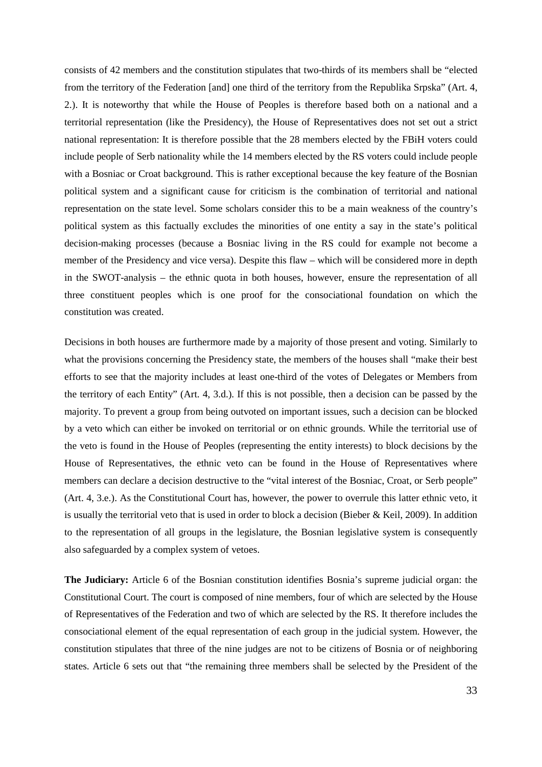consists of 42 members and the constitution stipulates that two-thirds of its members shall be "elected from the territory of the Federation [and] one third of the territory from the Republika Srpska" (Art. 4, 2.). It is noteworthy that while the House of Peoples is therefore based both on a national and a territorial representation (like the Presidency), the House of Representatives does not set out a strict national representation: It is therefore possible that the 28 members elected by the FBiH voters could include people of Serb nationality while the 14 members elected by the RS voters could include people with a Bosniac or Croat background. This is rather exceptional because the key feature of the Bosnian political system and a significant cause for criticism is the combination of territorial and national representation on the state level. Some scholars consider this to be a main weakness of the country's political system as this factually excludes the minorities of one entity a say in the state's political decision-making processes (because a Bosniac living in the RS could for example not become a member of the Presidency and vice versa). Despite this flaw – which will be considered more in depth in the SWOT-analysis – the ethnic quota in both houses, however, ensure the representation of all three constituent peoples which is one proof for the consociational foundation on which the constitution was created.

Decisions in both houses are furthermore made by a majority of those present and voting. Similarly to what the provisions concerning the Presidency state, the members of the houses shall "make their best efforts to see that the majority includes at least one-third of the votes of Delegates or Members from the territory of each Entity" (Art. 4, 3.d.). If this is not possible, then a decision can be passed by the majority. To prevent a group from being outvoted on important issues, such a decision can be blocked by a veto which can either be invoked on territorial or on ethnic grounds. While the territorial use of the veto is found in the House of Peoples (representing the entity interests) to block decisions by the House of Representatives, the ethnic veto can be found in the House of Representatives where members can declare a decision destructive to the "vital interest of the Bosniac, Croat, or Serb people" (Art. 4, 3.e.). As the Constitutional Court has, however, the power to overrule this latter ethnic veto, it is usually the territorial veto that is used in order to block a decision (Bieber & Keil, 2009). In addition to the representation of all groups in the legislature, the Bosnian legislative system is consequently also safeguarded by a complex system of vetoes.

**The Judiciary:** Article 6 of the Bosnian constitution identifies Bosnia's supreme judicial organ: the Constitutional Court. The court is composed of nine members, four of which are selected by the House of Representatives of the Federation and two of which are selected by the RS. It therefore includes the consociational element of the equal representation of each group in the judicial system. However, the constitution stipulates that three of the nine judges are not to be citizens of Bosnia or of neighboring states. Article 6 sets out that "the remaining three members shall be selected by the President of the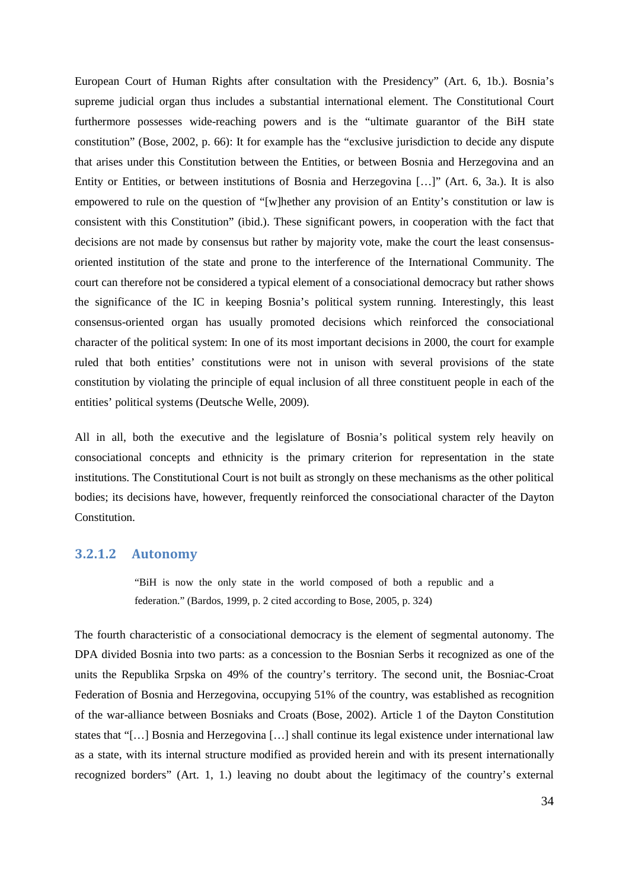European Court of Human Rights after consultation with the Presidency" (Art. 6, 1b.). Bosnia's supreme judicial organ thus includes a substantial international element. The Constitutional Court furthermore possesses wide-reaching powers and is the "ultimate guarantor of the BiH state constitution" (Bose, 2002, p. 66): It for example has the "exclusive jurisdiction to decide any dispute that arises under this Constitution between the Entities, or between Bosnia and Herzegovina and an Entity or Entities, or between institutions of Bosnia and Herzegovina […]" (Art. 6, 3a.). It is also empowered to rule on the question of "[w]hether any provision of an Entity's constitution or law is consistent with this Constitution" (ibid.). These significant powers, in cooperation with the fact that decisions are not made by consensus but rather by majority vote, make the court the least consensus-oriented institution of the state and prone to the interference of the International Community. The court can therefore not be considered a typical element of a consociational democracy but rather shows the significance of the IC in keeping Bosnia's political system running. Interestingly, this least consensus-oriented organ has usually promoted decisions which reinforced the consociational character of the political system: In one of its most important decisions in 2000, the court for example ruled that both entities' constitutions were not in unison with several provisions of the state constitution by violating the principle of equal inclusion of all three constituent people in each of the entities' political systems (Deutsche Welle, 2009).

All in all, both the executive and the legislature of Bosnia's political system rely heavily on consociational concepts and ethnicity is the primary criterion for representation in the state institutions. The Constitutional Court is not built as strongly on these mechanisms as the other political bodies; its decisions have, however, frequently reinforced the consociational character of the Dayton Constitution.

#### 3.2.1.2 Autonomy

> "BiH is now the only state in the world composed of both a republic and a federation." (Bardos, 1999, p. 2 cited according to Bose, 2005, p. 324)

The fourth characteristic of a consociational democracy is the element of segmental autonomy. The DPA divided Bosnia into two parts: as a concession to the Bosnian Serbs it recognized as one of the units the Republika Srpska on 49% of the country's territory. The second unit, the Bosniac-Croat Federation of Bosnia and Herzegovina, occupying 51% of the country, was established as recognition of the war-alliance between Bosniaks and Croats (Bose, 2002). Article 1 of the Dayton Constitution states that "[…] Bosnia and Herzegovina […] shall continue its legal existence under international law as a state, with its internal structure modified as provided herein and with its present internationally recognized borders" (Art. 1, 1.) leaving no doubt about the legitimacy of the country's external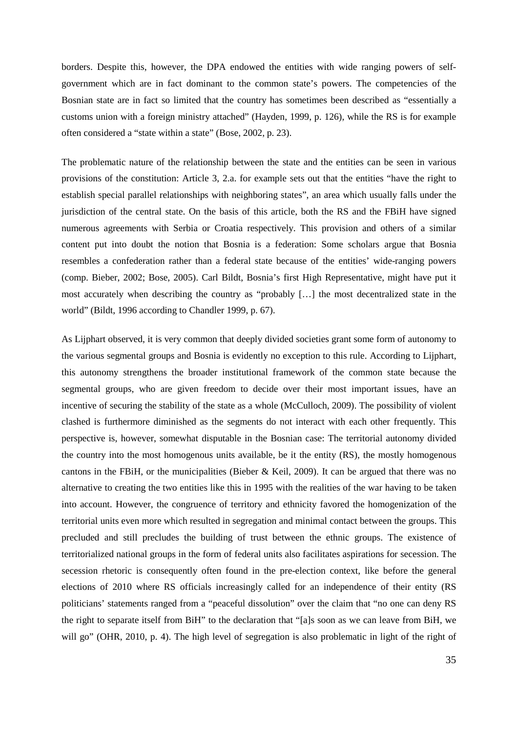borders. Despite this, however, the DPA endowed the entities with wide ranging powers of self-government which are in fact dominant to the common state's powers. The competencies of the Bosnian state are in fact so limited that the country has sometimes been described as "essentially a customs union with a foreign ministry attached" (Hayden, 1999, p. 126), while the RS is for example often considered a "state within a state" (Bose, 2002, p. 23).

The problematic nature of the relationship between the state and the entities can be seen in various provisions of the constitution: Article 3, 2.a. for example sets out that the entities "have the right to establish special parallel relationships with neighboring states", an area which usually falls under the jurisdiction of the central state. On the basis of this article, both the RS and the FBiH have signed numerous agreements with Serbia or Croatia respectively. This provision and others of a similar content put into doubt the notion that Bosnia is a federation: Some scholars argue that Bosnia resembles a confederation rather than a federal state because of the entities' wide-ranging powers (comp. Bieber, 2002; Bose, 2005). Carl Bildt, Bosnia's first High Representative, might have put it most accurately when describing the country as "probably […] the most decentralized state in the world" (Bildt, 1996 according to Chandler 1999, p. 67).

As Lijphart observed, it is very common that deeply divided societies grant some form of autonomy to the various segmental groups and Bosnia is evidently no exception to this rule. According to Lijphart, this autonomy strengthens the broader institutional framework of the common state because the segmental groups, who are given freedom to decide over their most important issues, have an incentive of securing the stability of the state as a whole (McCulloch, 2009). The possibility of violent clashed is furthermore diminished as the segments do not interact with each other frequently. This perspective is, however, somewhat disputable in the Bosnian case: The territorial autonomy divided the country into the most homogenous units available, be it the entity (RS), the mostly homogenous cantons in the FBiH, or the municipalities (Bieber & Keil, 2009). It can be argued that there was no alternative to creating the two entities like this in 1995 with the realities of the war having to be taken into account. However, the congruence of territory and ethnicity favored the homogenization of the territorial units even more which resulted in segregation and minimal contact between the groups. This precluded and still precludes the building of trust between the ethnic groups. The existence of territorialized national groups in the form of federal units also facilitates aspirations for secession. The secession rhetoric is consequently often found in the pre-election context, like before the general elections of 2010 where RS officials increasingly called for an independence of their entity (RS politicians' statements ranged from a "peaceful dissolution" over the claim that "no one can deny RS the right to separate itself from BiH" to the declaration that "[a]s soon as we can leave from BiH, we will go" (OHR, 2010, p. 4). The high level of segregation is also problematic in light of the right of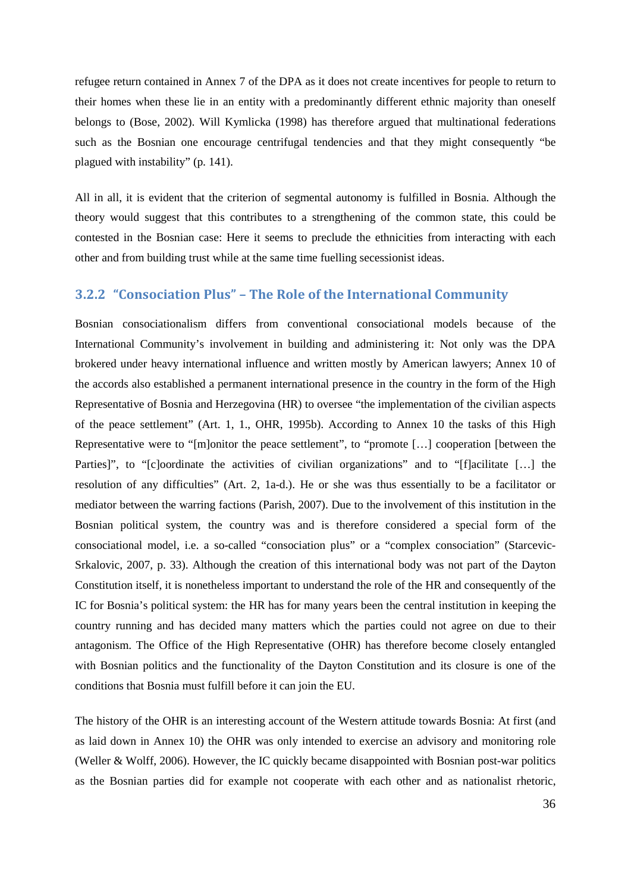refugee return contained in Annex 7 of the DPA as it does not create incentives for people to return to their homes when these lie in an entity with a predominantly different ethnic majority than oneself belongs to (Bose, 2002). Will Kymlicka (1998) has therefore argued that multinational federations such as the Bosnian one encourage centrifugal tendencies and that they might consequently "be plagued with instability" (p. 141).

All in all, it is evident that the criterion of segmental autonomy is fulfilled in Bosnia. Although the theory would suggest that this contributes to a strengthening of the common state, this could be contested in the Bosnian case: Here it seems to preclude the ethnicities from interacting with each other and from building trust while at the same time fuelling secessionist ideas.

### 3.2.2 "Consociation Plus" – The Role of the International Community

Bosnian consociationalism differs from conventional consociational models because of the International Community's involvement in building and administering it: Not only was the DPA brokered under heavy international influence and written mostly by American lawyers; Annex 10 of the accords also established a permanent international presence in the country in the form of the High Representative of Bosnia and Herzegovina (HR) to oversee "the implementation of the civilian aspects of the peace settlement" (Art. 1, 1., OHR, 1995b). According to Annex 10 the tasks of this High Representative were to "[m]onitor the peace settlement", to "promote […] cooperation [between the Parties]", to "[c]oordinate the activities of civilian organizations" and to "[f]acilitate […] the resolution of any difficulties" (Art. 2, 1a-d.). He or she was thus essentially to be a facilitator or mediator between the warring factions (Parish, 2007). Due to the involvement of this institution in the Bosnian political system, the country was and is therefore considered a special form of the consociational model, i.e. a so-called "consociation plus" or a "complex consociation" (Starcevic-Srkalovic, 2007, p. 33). Although the creation of this international body was not part of the Dayton Constitution itself, it is nonetheless important to understand the role of the HR and consequently of the IC for Bosnia's political system: the HR has for many years been the central institution in keeping the country running and has decided many matters which the parties could not agree on due to their antagonism. The Office of the High Representative (OHR) has therefore become closely entangled with Bosnian politics and the functionality of the Dayton Constitution and its closure is one of the conditions that Bosnia must fulfill before it can join the EU.

The history of the OHR is an interesting account of the Western attitude towards Bosnia: At first (and as laid down in Annex 10) the OHR was only intended to exercise an advisory and monitoring role (Weller & Wolff, 2006). However, the IC quickly became disappointed with Bosnian post-war politics as the Bosnian parties did for example not cooperate with each other and as nationalist rhetoric,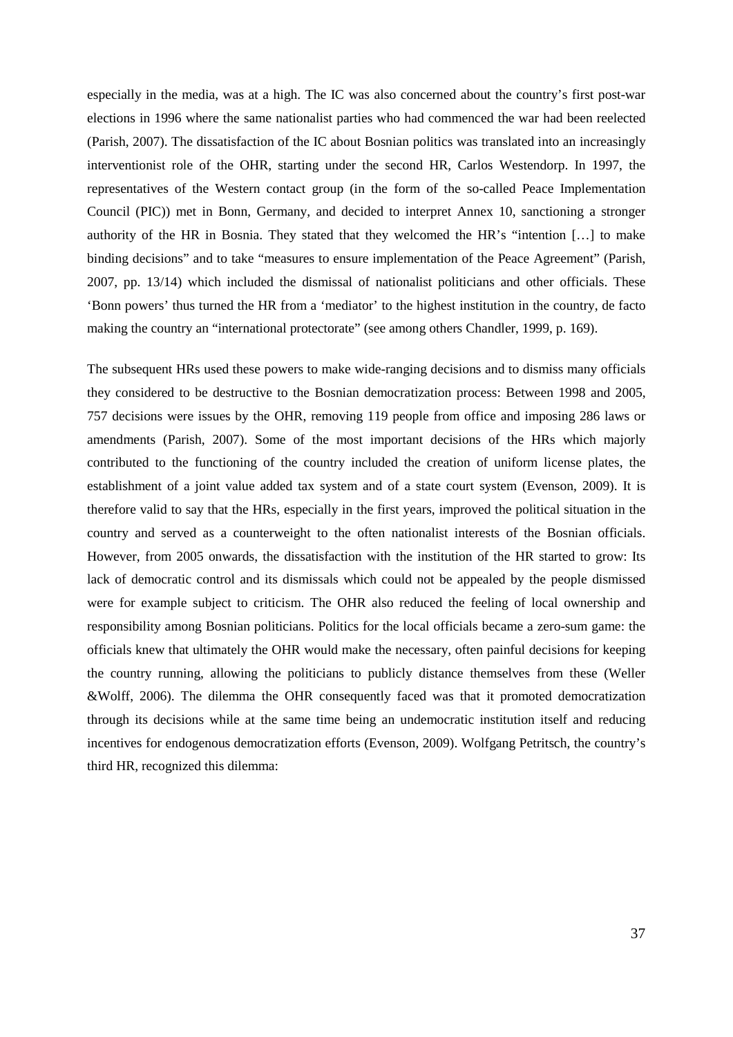especially in the media, was at a high. The IC was also concerned about the country's first post-war elections in 1996 where the same nationalist parties who had commenced the war had been reelected (Parish, 2007). The dissatisfaction of the IC about Bosnian politics was translated into an increasingly interventionist role of the OHR, starting under the second HR, Carlos Westendorp. In 1997, the representatives of the Western contact group (in the form of the so-called Peace Implementation Council (PIC)) met in Bonn, Germany, and decided to interpret Annex 10, sanctioning a stronger authority of the HR in Bosnia. They stated that they welcomed the HR's "intention […] to make binding decisions" and to take "measures to ensure implementation of the Peace Agreement" (Parish, 2007, pp. 13/14) which included the dismissal of nationalist politicians and other officials. These 'Bonn powers' thus turned the HR from a 'mediator' to the highest institution in the country, de facto making the country an "international protectorate" (see among others Chandler, 1999, p. 169).

The subsequent HRs used these powers to make wide-ranging decisions and to dismiss many officials they considered to be destructive to the Bosnian democratization process: Between 1998 and 2005, 757 decisions were issues by the OHR, removing 119 people from office and imposing 286 laws or amendments (Parish, 2007). Some of the most important decisions of the HRs which majorly contributed to the functioning of the country included the creation of uniform license plates, the establishment of a joint value added tax system and of a state court system (Evenson, 2009). It is therefore valid to say that the HRs, especially in the first years, improved the political situation in the country and served as a counterweight to the often nationalist interests of the Bosnian officials. However, from 2005 onwards, the dissatisfaction with the institution of the HR started to grow: Its lack of democratic control and its dismissals which could not be appealed by the people dismissed were for example subject to criticism. The OHR also reduced the feeling of local ownership and responsibility among Bosnian politicians. Politics for the local officials became a zero-sum game: the officials knew that ultimately the OHR would make the necessary, often painful decisions for keeping the country running, allowing the politicians to publicly distance themselves from these (Weller &Wolff, 2006). The dilemma the OHR consequently faced was that it promoted democratization through its decisions while at the same time being an undemocratic institution itself and reducing incentives for endogenous democratization efforts (Evenson, 2009). Wolfgang Petritsch, the country's third HR, recognized this dilemma: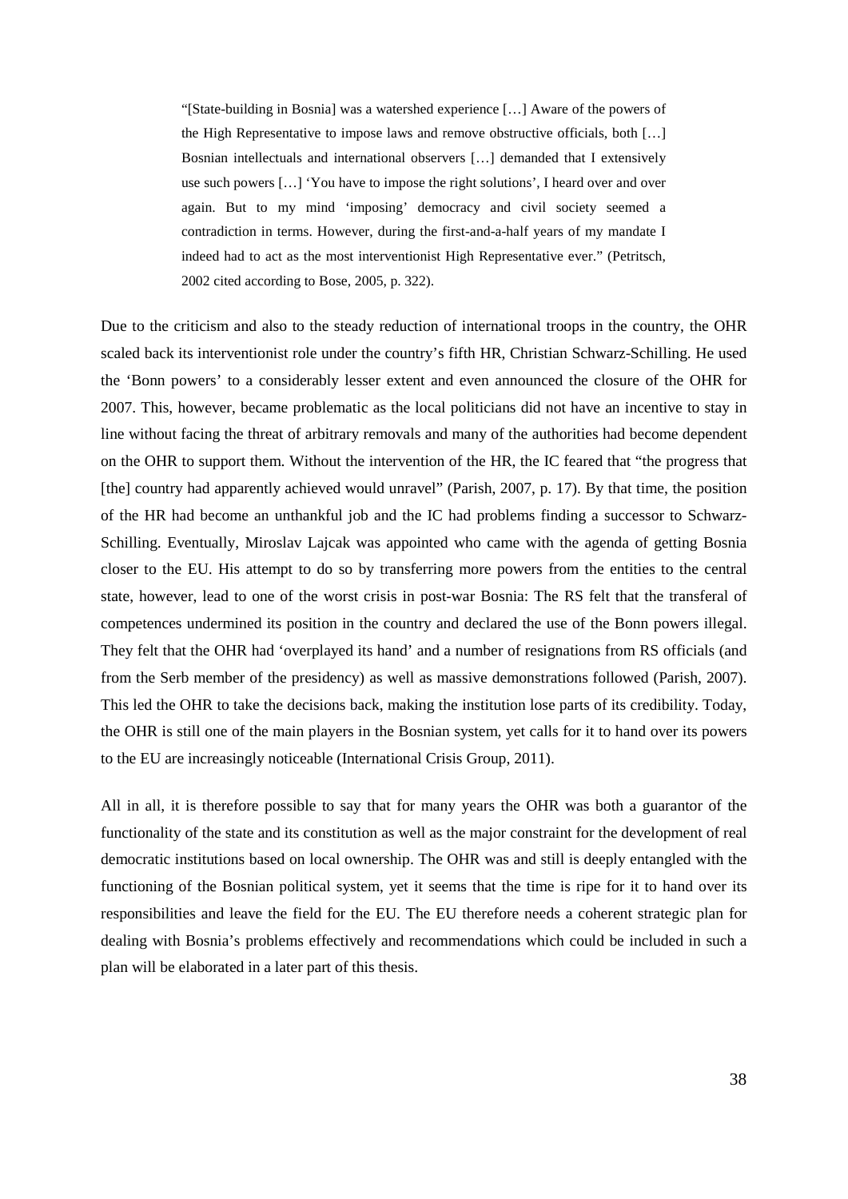> "[State-building in Bosnia] was a watershed experience […] Aware of the powers of the High Representative to impose laws and remove obstructive officials, both […] Bosnian intellectuals and international observers […] demanded that I extensively use such powers […] 'You have to impose the right solutions', I heard over and over again. But to my mind 'imposing' democracy and civil society seemed a contradiction in terms. However, during the first-and-a-half years of my mandate I indeed had to act as the most interventionist High Representative ever." (Petritsch, 2002 cited according to Bose, 2005, p. 322).

Due to the criticism and also to the steady reduction of international troops in the country, the OHR scaled back its interventionist role under the country's fifth HR, Christian Schwarz-Schilling. He used the 'Bonn powers' to a considerably lesser extent and even announced the closure of the OHR for 2007. This, however, became problematic as the local politicians did not have an incentive to stay in line without facing the threat of arbitrary removals and many of the authorities had become dependent on the OHR to support them. Without the intervention of the HR, the IC feared that "the progress that [the] country had apparently achieved would unravel" (Parish, 2007, p. 17). By that time, the position of the HR had become an unthankful job and the IC had problems finding a successor to Schwarz-Schilling. Eventually, Miroslav Lajcak was appointed who came with the agenda of getting Bosnia closer to the EU. His attempt to do so by transferring more powers from the entities to the central state, however, lead to one of the worst crisis in post-war Bosnia: The RS felt that the transferal of competences undermined its position in the country and declared the use of the Bonn powers illegal. They felt that the OHR had 'overplayed its hand' and a number of resignations from RS officials (and from the Serb member of the presidency) as well as massive demonstrations followed (Parish, 2007). This led the OHR to take the decisions back, making the institution lose parts of its credibility. Today, the OHR is still one of the main players in the Bosnian system, yet calls for it to hand over its powers to the EU are increasingly noticeable (International Crisis Group, 2011).

All in all, it is therefore possible to say that for many years the OHR was both a guarantor of the functionality of the state and its constitution as well as the major constraint for the development of real democratic institutions based on local ownership. The OHR was and still is deeply entangled with the functioning of the Bosnian political system, yet it seems that the time is ripe for it to hand over its responsibilities and leave the field for the EU. The EU therefore needs a coherent strategic plan for dealing with Bosnia's problems effectively and recommendations which could be included in such a plan will be elaborated in a later part of this thesis.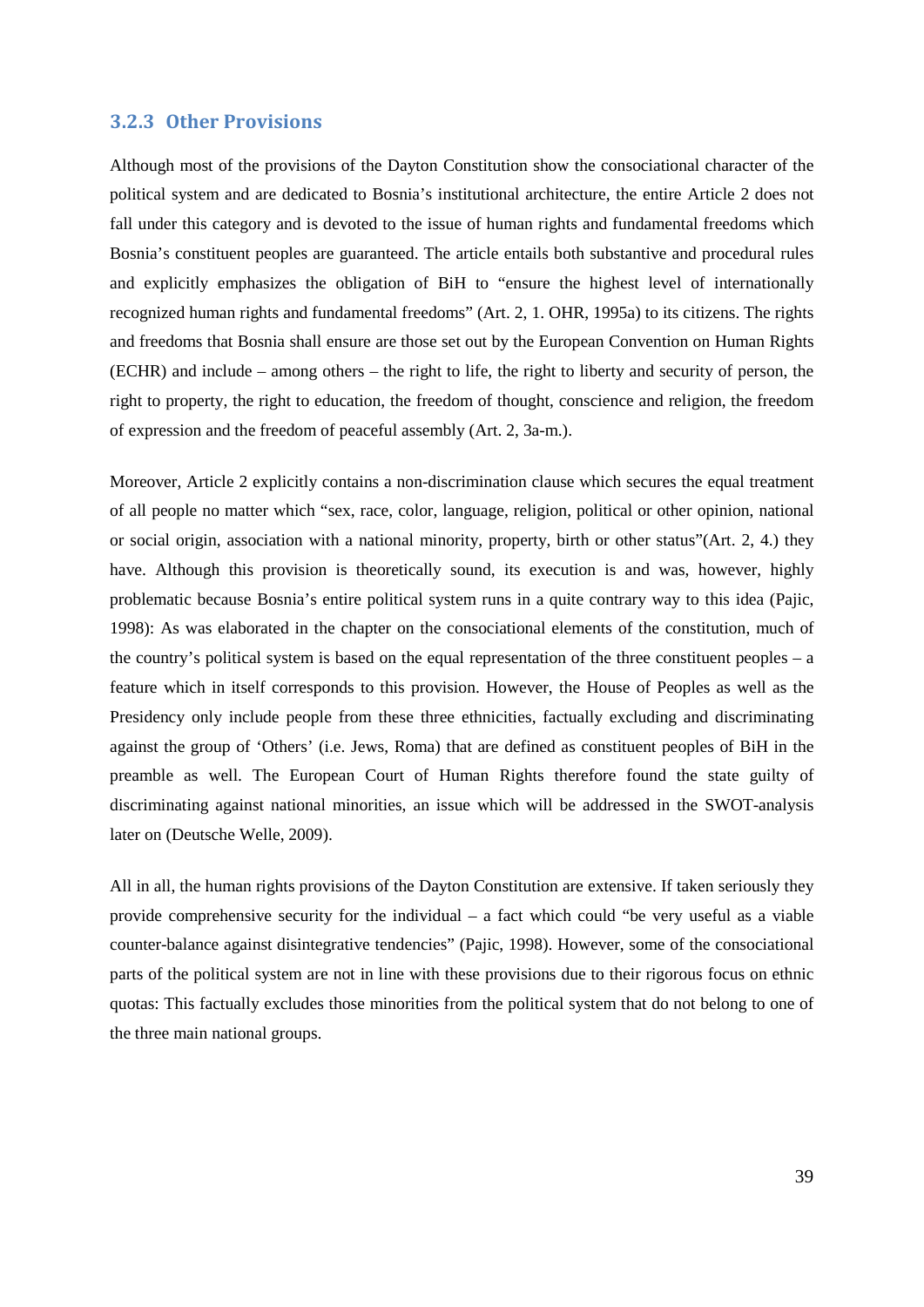### 3.2.3 Other Provisions

Although most of the provisions of the Dayton Constitution show the consociational character of the political system and are dedicated to Bosnia's institutional architecture, the entire Article 2 does not fall under this category and is devoted to the issue of human rights and fundamental freedoms which Bosnia's constituent peoples are guaranteed. The article entails both substantive and procedural rules and explicitly emphasizes the obligation of BiH to "ensure the highest level of internationally recognized human rights and fundamental freedoms" (Art. 2, 1. OHR, 1995a) to its citizens. The rights and freedoms that Bosnia shall ensure are those set out by the European Convention on Human Rights (ECHR) and include – among others – the right to life, the right to liberty and security of person, the right to property, the right to education, the freedom of thought, conscience and religion, the freedom of expression and the freedom of peaceful assembly (Art. 2, 3a-m.).

Moreover, Article 2 explicitly contains a non-discrimination clause which secures the equal treatment of all people no matter which "sex, race, color, language, religion, political or other opinion, national or social origin, association with a national minority, property, birth or other status"(Art. 2, 4.) they have. Although this provision is theoretically sound, its execution is and was, however, highly problematic because Bosnia's entire political system runs in a quite contrary way to this idea (Pajic, 1998): As was elaborated in the chapter on the consociational elements of the constitution, much of the country's political system is based on the equal representation of the three constituent peoples – a feature which in itself corresponds to this provision. However, the House of Peoples as well as the Presidency only include people from these three ethnicities, factually excluding and discriminating against the group of 'Others' (i.e. Jews, Roma) that are defined as constituent peoples of BiH in the preamble as well. The European Court of Human Rights therefore found the state guilty of discriminating against national minorities, an issue which will be addressed in the SWOT-analysis later on (Deutsche Welle, 2009).

All in all, the human rights provisions of the Dayton Constitution are extensive. If taken seriously they provide comprehensive security for the individual – a fact which could "be very useful as a viable counter-balance against disintegrative tendencies" (Pajic, 1998). However, some of the consociational parts of the political system are not in line with these provisions due to their rigorous focus on ethnic quotas: This factually excludes those minorities from the political system that do not belong to one of the three main national groups.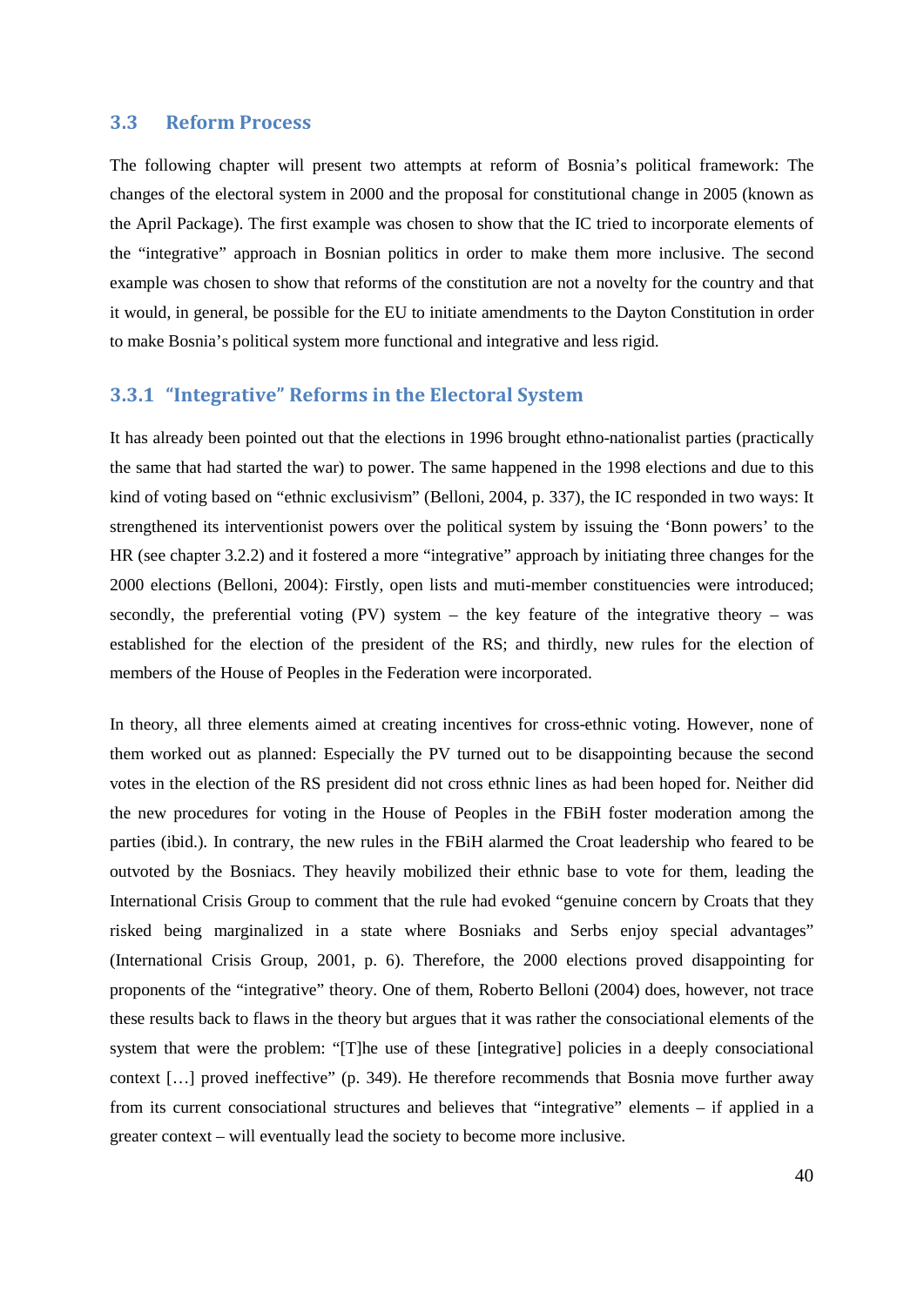### 3.3 Reform Process

The following chapter will present two attempts at reform of Bosnia's political framework: The changes of the electoral system in 2000 and the proposal for constitutional change in 2005 (known as the April Package). The first example was chosen to show that the IC tried to incorporate elements of the "integrative" approach in Bosnian politics in order to make them more inclusive. The second example was chosen to show that reforms of the constitution are not a novelty for the country and that it would, in general, be possible for the EU to initiate amendments to the Dayton Constitution in order to make Bosnia's political system more functional and integrative and less rigid.

#### 3.3.1 "Integrative" Reforms in the Electoral System

It has already been pointed out that the elections in 1996 brought ethno-nationalist parties (practically the same that had started the war) to power. The same happened in the 1998 elections and due to this kind of voting based on "ethnic exclusivism" (Belloni, 2004, p. 337), the IC responded in two ways: It strengthened its interventionist powers over the political system by issuing the 'Bonn powers' to the HR (see chapter 3.2.2) and it fostered a more "integrative" approach by initiating three changes for the 2000 elections (Belloni, 2004): Firstly, open lists and muti-member constituencies were introduced; secondly, the preferential voting (PV) system – the key feature of the integrative theory – was established for the election of the president of the RS; and thirdly, new rules for the election of members of the House of Peoples in the Federation were incorporated.

In theory, all three elements aimed at creating incentives for cross-ethnic voting. However, none of them worked out as planned: Especially the PV turned out to be disappointing because the second votes in the election of the RS president did not cross ethnic lines as had been hoped for. Neither did the new procedures for voting in the House of Peoples in the FBiH foster moderation among the parties (ibid.). In contrary, the new rules in the FBiH alarmed the Croat leadership who feared to be outvoted by the Bosniacs. They heavily mobilized their ethnic base to vote for them, leading the International Crisis Group to comment that the rule had evoked "genuine concern by Croats that they risked being marginalized in a state where Bosniaks and Serbs enjoy special advantages" (International Crisis Group, 2001, p. 6). Therefore, the 2000 elections proved disappointing for proponents of the "integrative" theory. One of them, Roberto Belloni (2004) does, however, not trace these results back to flaws in the theory but argues that it was rather the consociational elements of the system that were the problem: "[T]he use of these [integrative] policies in a deeply consociational context […] proved ineffective" (p. 349). He therefore recommends that Bosnia move further away from its current consociational structures and believes that "integrative" elements – if applied in a greater context – will eventually lead the society to become more inclusive.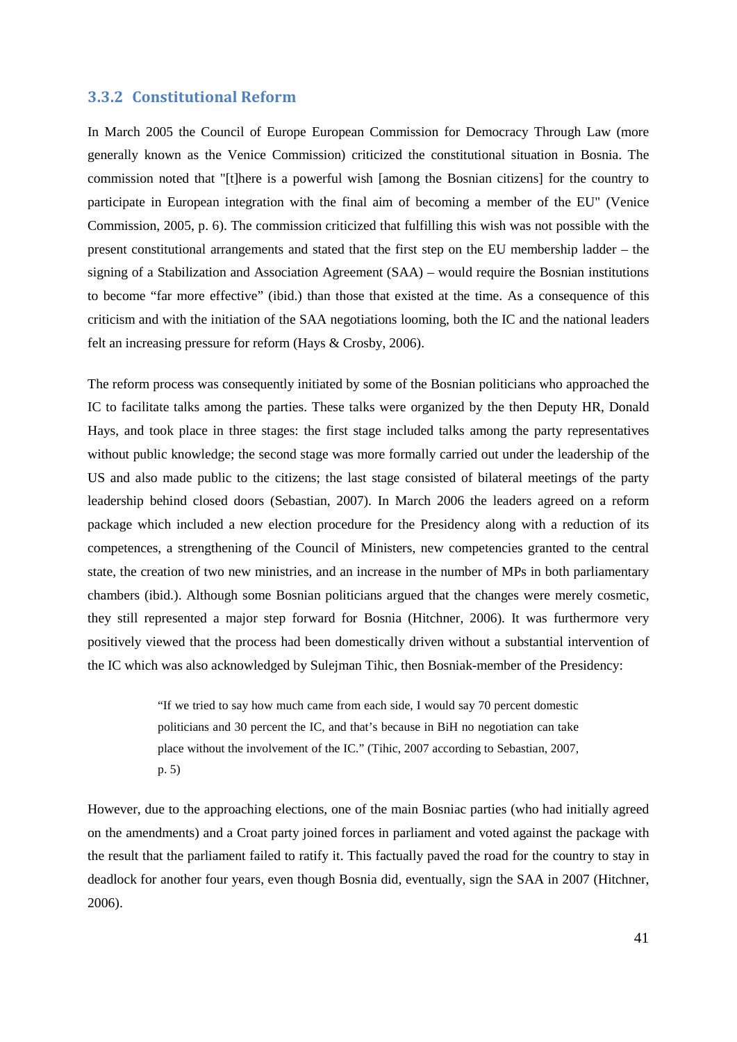### 3.3.2 Constitutional Reform

In March 2005 the Council of Europe European Commission for Democracy Through Law (more generally known as the Venice Commission) criticized the constitutional situation in Bosnia. The commission noted that "[t]here is a powerful wish [among the Bosnian citizens] for the country to participate in European integration with the final aim of becoming a member of the EU" (Venice Commission, 2005, p. 6). The commission criticized that fulfilling this wish was not possible with the present constitutional arrangements and stated that the first step on the EU membership ladder – the signing of a Stabilization and Association Agreement (SAA) – would require the Bosnian institutions to become "far more effective" (ibid.) than those that existed at the time. As a consequence of this criticism and with the initiation of the SAA negotiations looming, both the IC and the national leaders felt an increasing pressure for reform (Hays & Crosby, 2006).

The reform process was consequently initiated by some of the Bosnian politicians who approached the IC to facilitate talks among the parties. These talks were organized by the then Deputy HR, Donald Hays, and took place in three stages: the first stage included talks among the party representatives without public knowledge; the second stage was more formally carried out under the leadership of the US and also made public to the citizens; the last stage consisted of bilateral meetings of the party leadership behind closed doors (Sebastian, 2007). In March 2006 the leaders agreed on a reform package which included a new election procedure for the Presidency along with a reduction of its competences, a strengthening of the Council of Ministers, new competencies granted to the central state, the creation of two new ministries, and an increase in the number of MPs in both parliamentary chambers (ibid.). Although some Bosnian politicians argued that the changes were merely cosmetic, they still represented a major step forward for Bosnia (Hitchner, 2006). It was furthermore very positively viewed that the process had been domestically driven without a substantial intervention of the IC which was also acknowledged by Sulejman Tihic, then Bosniak-member of the Presidency:

> "If we tried to say how much came from each side, I would say 70 percent domestic politicians and 30 percent the IC, and that's because in BiH no negotiation can take place without the involvement of the IC." (Tihic, 2007 according to Sebastian, 2007, p. 5)

However, due to the approaching elections, one of the main Bosniac parties (who had initially agreed on the amendments) and a Croat party joined forces in parliament and voted against the package with the result that the parliament failed to ratify it. This factually paved the road for the country to stay in deadlock for another four years, even though Bosnia did, eventually, sign the SAA in 2007 (Hitchner, 2006).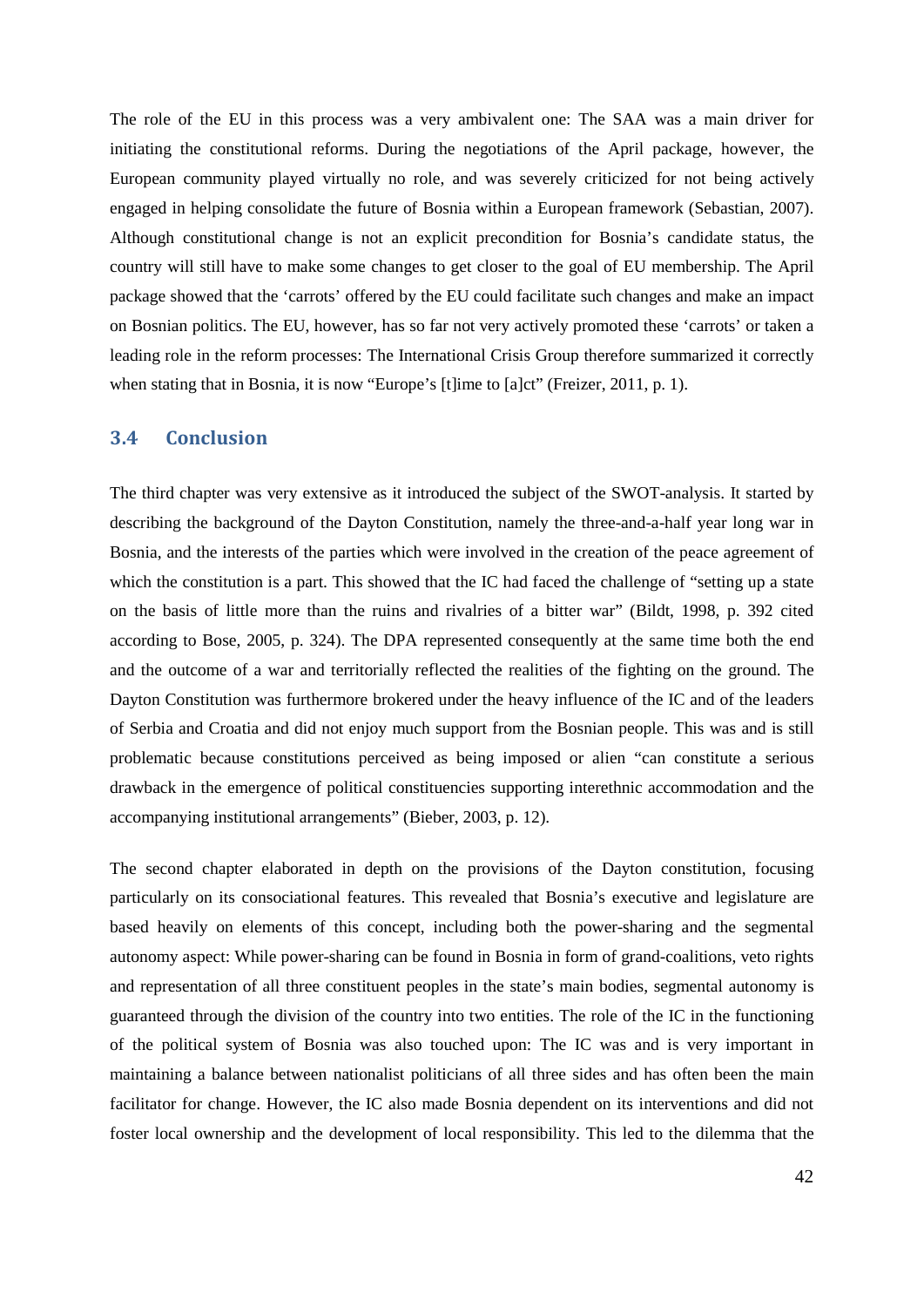The role of the EU in this process was a very ambivalent one: The SAA was a main driver for initiating the constitutional reforms. During the negotiations of the April package, however, the European community played virtually no role, and was severely criticized for not being actively engaged in helping consolidate the future of Bosnia within a European framework (Sebastian, 2007). Although constitutional change is not an explicit precondition for Bosnia's candidate status, the country will still have to make some changes to get closer to the goal of EU membership. The April package showed that the 'carrots' offered by the EU could facilitate such changes and make an impact on Bosnian politics. The EU, however, has so far not very actively promoted these 'carrots' or taken a leading role in the reform processes: The International Crisis Group therefore summarized it correctly when stating that in Bosnia, it is now "Europe's [t]ime to [a]ct" (Freizer, 2011, p. 1).

## 3.4 Conclusion

The third chapter was very extensive as it introduced the subject of the SWOT-analysis. It started by describing the background of the Dayton Constitution, namely the three-and-a-half year long war in Bosnia, and the interests of the parties which were involved in the creation of the peace agreement of which the constitution is a part. This showed that the IC had faced the challenge of "setting up a state on the basis of little more than the ruins and rivalries of a bitter war" (Bildt, 1998, p. 392 cited according to Bose, 2005, p. 324). The DPA represented consequently at the same time both the end and the outcome of a war and territorially reflected the realities of the fighting on the ground. The Dayton Constitution was furthermore brokered under the heavy influence of the IC and of the leaders of Serbia and Croatia and did not enjoy much support from the Bosnian people. This was and is still problematic because constitutions perceived as being imposed or alien "can constitute a serious drawback in the emergence of political constituencies supporting interethnic accommodation and the accompanying institutional arrangements" (Bieber, 2003, p. 12).

The second chapter elaborated in depth on the provisions of the Dayton constitution, focusing particularly on its consociational features. This revealed that Bosnia's executive and legislature are based heavily on elements of this concept, including both the power-sharing and the segmental autonomy aspect: While power-sharing can be found in Bosnia in form of grand-coalitions, veto rights and representation of all three constituent peoples in the state's main bodies, segmental autonomy is guaranteed through the division of the country into two entities. The role of the IC in the functioning of the political system of Bosnia was also touched upon: The IC was and is very important in maintaining a balance between nationalist politicians of all three sides and has often been the main facilitator for change. However, the IC also made Bosnia dependent on its interventions and did not foster local ownership and the development of local responsibility. This led to the dilemma that the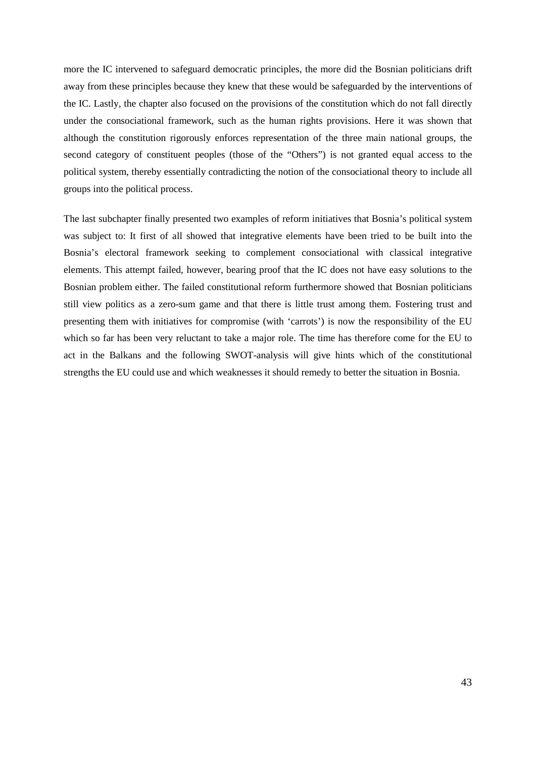more the IC intervened to safeguard democratic principles, the more did the Bosnian politicians drift away from these principles because they knew that these would be safeguarded by the interventions of the IC. Lastly, the chapter also focused on the provisions of the constitution which do not fall directly under the consociational framework, such as the human rights provisions. Here it was shown that although the constitution rigorously enforces representation of the three main national groups, the second category of constituent peoples (those of the "Others") is not granted equal access to the political system, thereby essentially contradicting the notion of the consociational theory to include all groups into the political process.

The last subchapter finally presented two examples of reform initiatives that Bosnia's political system was subject to: It first of all showed that integrative elements have been tried to be built into the Bosnia's electoral framework seeking to complement consociational with classical integrative elements. This attempt failed, however, bearing proof that the IC does not have easy solutions to the Bosnian problem either. The failed constitutional reform furthermore showed that Bosnian politicians still view politics as a zero-sum game and that there is little trust among them. Fostering trust and presenting them with initiatives for compromise (with 'carrots') is now the responsibility of the EU which so far has been very reluctant to take a major role. The time has therefore come for the EU to act in the Balkans and the following SWOT-analysis will give hints which of the constitutional strengths the EU could use and which weaknesses it should remedy to better the situation in Bosnia.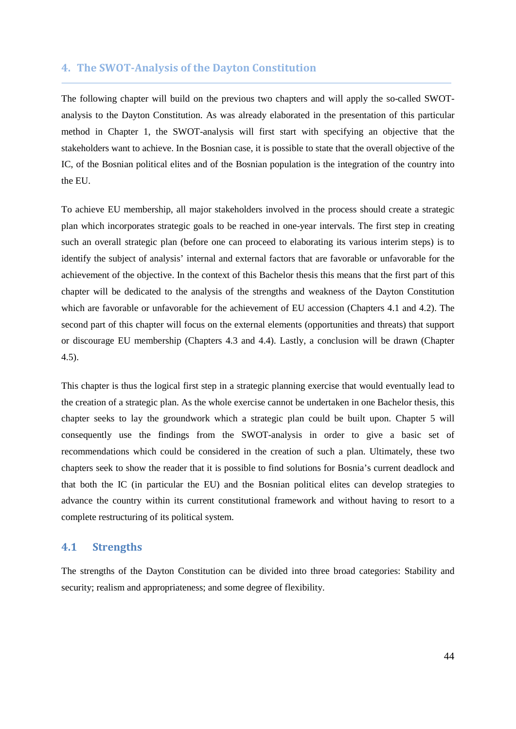## 4. The SWOT-Analysis of the Dayton Constitution

The following chapter will build on the previous two chapters and will apply the so-called SWOT-analysis to the Dayton Constitution. As was already elaborated in the presentation of this particular method in Chapter 1, the SWOT-analysis will first start with specifying an objective that the stakeholders want to achieve. In the Bosnian case, it is possible to state that the overall objective of the IC, of the Bosnian political elites and of the Bosnian population is the integration of the country into the EU.

To achieve EU membership, all major stakeholders involved in the process should create a strategic plan which incorporates strategic goals to be reached in one-year intervals. The first step in creating such an overall strategic plan (before one can proceed to elaborating its various interim steps) is to identify the subject of analysis' internal and external factors that are favorable or unfavorable for the achievement of the objective. In the context of this Bachelor thesis this means that the first part of this chapter will be dedicated to the analysis of the strengths and weakness of the Dayton Constitution which are favorable or unfavorable for the achievement of EU accession (Chapters 4.1 and 4.2). The second part of this chapter will focus on the external elements (opportunities and threats) that support or discourage EU membership (Chapters 4.3 and 4.4). Lastly, a conclusion will be drawn (Chapter 4.5).

This chapter is thus the logical first step in a strategic planning exercise that would eventually lead to the creation of a strategic plan. As the whole exercise cannot be undertaken in one Bachelor thesis, this chapter seeks to lay the groundwork which a strategic plan could be built upon. Chapter 5 will consequently use the findings from the SWOT-analysis in order to give a basic set of recommendations which could be considered in the creation of such a plan. Ultimately, these two chapters seek to show the reader that it is possible to find solutions for Bosnia's current deadlock and that both the IC (in particular the EU) and the Bosnian political elites can develop strategies to advance the country within its current constitutional framework and without having to resort to a complete restructuring of its political system.

### 4.1 Strengths

The strengths of the Dayton Constitution can be divided into three broad categories: Stability and security; realism and appropriateness; and some degree of flexibility.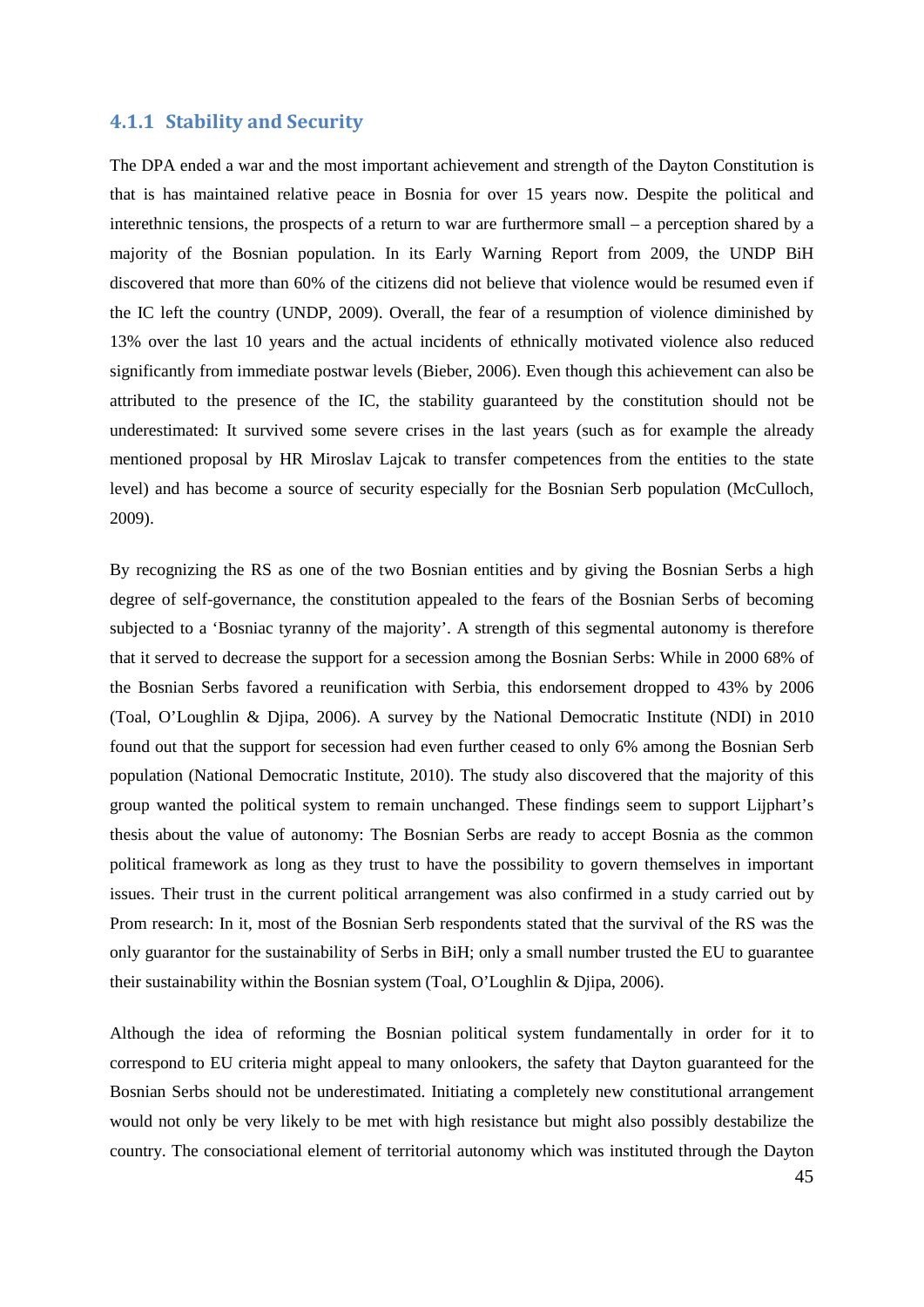### 4.1.1 Stability and Security

The DPA ended a war and the most important achievement and strength of the Dayton Constitution is that is has maintained relative peace in Bosnia for over 15 years now. Despite the political and interethnic tensions, the prospects of a return to war are furthermore small – a perception shared by a majority of the Bosnian population. In its Early Warning Report from 2009, the UNDP BiH discovered that more than 60% of the citizens did not believe that violence would be resumed even if the IC left the country (UNDP, 2009). Overall, the fear of a resumption of violence diminished by 13% over the last 10 years and the actual incidents of ethnically motivated violence also reduced significantly from immediate postwar levels (Bieber, 2006). Even though this achievement can also be attributed to the presence of the IC, the stability guaranteed by the constitution should not be underestimated: It survived some severe crises in the last years (such as for example the already mentioned proposal by HR Miroslav Lajcak to transfer competences from the entities to the state level) and has become a source of security especially for the Bosnian Serb population (McCulloch, 2009).

By recognizing the RS as one of the two Bosnian entities and by giving the Bosnian Serbs a high degree of self-governance, the constitution appealed to the fears of the Bosnian Serbs of becoming subjected to a 'Bosniac tyranny of the majority'. A strength of this segmental autonomy is therefore that it served to decrease the support for a secession among the Bosnian Serbs: While in 2000 68% of the Bosnian Serbs favored a reunification with Serbia, this endorsement dropped to 43% by 2006 (Toal, O'Loughlin & Djipa, 2006). A survey by the National Democratic Institute (NDI) in 2010 found out that the support for secession had even further ceased to only 6% among the Bosnian Serb population (National Democratic Institute, 2010). The study also discovered that the majority of this group wanted the political system to remain unchanged. These findings seem to support Lijphart's thesis about the value of autonomy: The Bosnian Serbs are ready to accept Bosnia as the common political framework as long as they trust to have the possibility to govern themselves in important issues. Their trust in the current political arrangement was also confirmed in a study carried out by Prom research: In it, most of the Bosnian Serb respondents stated that the survival of the RS was the only guarantor for the sustainability of Serbs in BiH; only a small number trusted the EU to guarantee their sustainability within the Bosnian system (Toal, O'Loughlin & Djipa, 2006).

Although the idea of reforming the Bosnian political system fundamentally in order for it to correspond to EU criteria might appeal to many onlookers, the safety that Dayton guaranteed for the Bosnian Serbs should not be underestimated. Initiating a completely new constitutional arrangement would not only be very likely to be met with high resistance but might also possibly destabilize the country. The consociational element of territorial autonomy which was instituted through the Dayton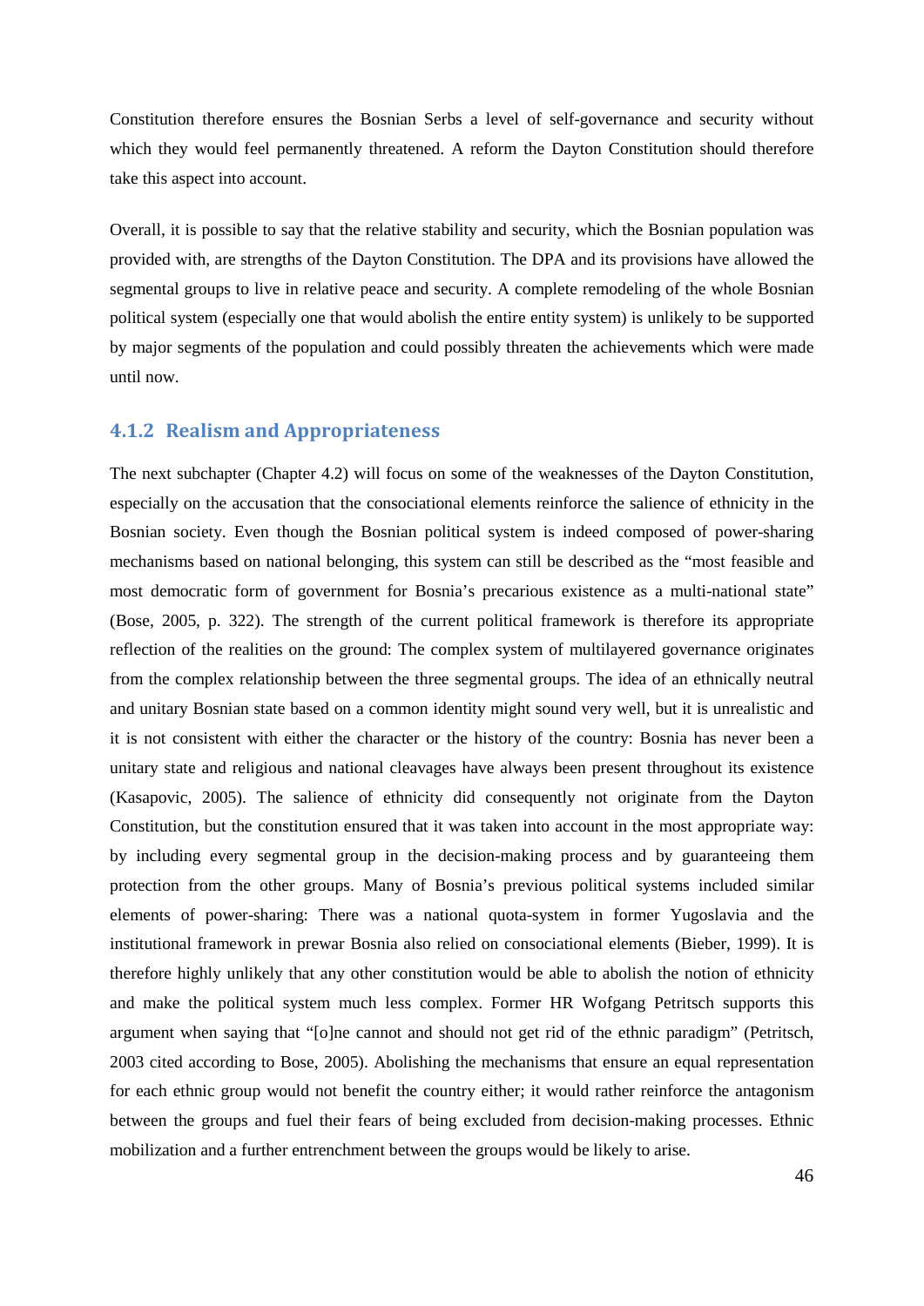Constitution therefore ensures the Bosnian Serbs a level of self-governance and security without which they would feel permanently threatened. A reform the Dayton Constitution should therefore take this aspect into account.

Overall, it is possible to say that the relative stability and security, which the Bosnian population was provided with, are strengths of the Dayton Constitution. The DPA and its provisions have allowed the segmental groups to live in relative peace and security. A complete remodeling of the whole Bosnian political system (especially one that would abolish the entire entity system) is unlikely to be supported by major segments of the population and could possibly threaten the achievements which were made until now.

### 4.1.2 Realism and Appropriateness

The next subchapter (Chapter 4.2) will focus on some of the weaknesses of the Dayton Constitution, especially on the accusation that the consociational elements reinforce the salience of ethnicity in the Bosnian society. Even though the Bosnian political system is indeed composed of power-sharing mechanisms based on national belonging, this system can still be described as the "most feasible and most democratic form of government for Bosnia's precarious existence as a multi-national state" (Bose, 2005, p. 322). The strength of the current political framework is therefore its appropriate reflection of the realities on the ground: The complex system of multilayered governance originates from the complex relationship between the three segmental groups. The idea of an ethnically neutral and unitary Bosnian state based on a common identity might sound very well, but it is unrealistic and it is not consistent with either the character or the history of the country: Bosnia has never been a unitary state and religious and national cleavages have always been present throughout its existence (Kasapovic, 2005). The salience of ethnicity did consequently not originate from the Dayton Constitution, but the constitution ensured that it was taken into account in the most appropriate way: by including every segmental group in the decision-making process and by guaranteeing them protection from the other groups. Many of Bosnia's previous political systems included similar elements of power-sharing: There was a national quota-system in former Yugoslavia and the institutional framework in prewar Bosnia also relied on consociational elements (Bieber, 1999). It is therefore highly unlikely that any other constitution would be able to abolish the notion of ethnicity and make the political system much less complex. Former HR Wofgang Petritsch supports this argument when saying that "[o]ne cannot and should not get rid of the ethnic paradigm" (Petritsch, 2003 cited according to Bose, 2005). Abolishing the mechanisms that ensure an equal representation for each ethnic group would not benefit the country either; it would rather reinforce the antagonism between the groups and fuel their fears of being excluded from decision-making processes. Ethnic mobilization and a further entrenchment between the groups would be likely to arise.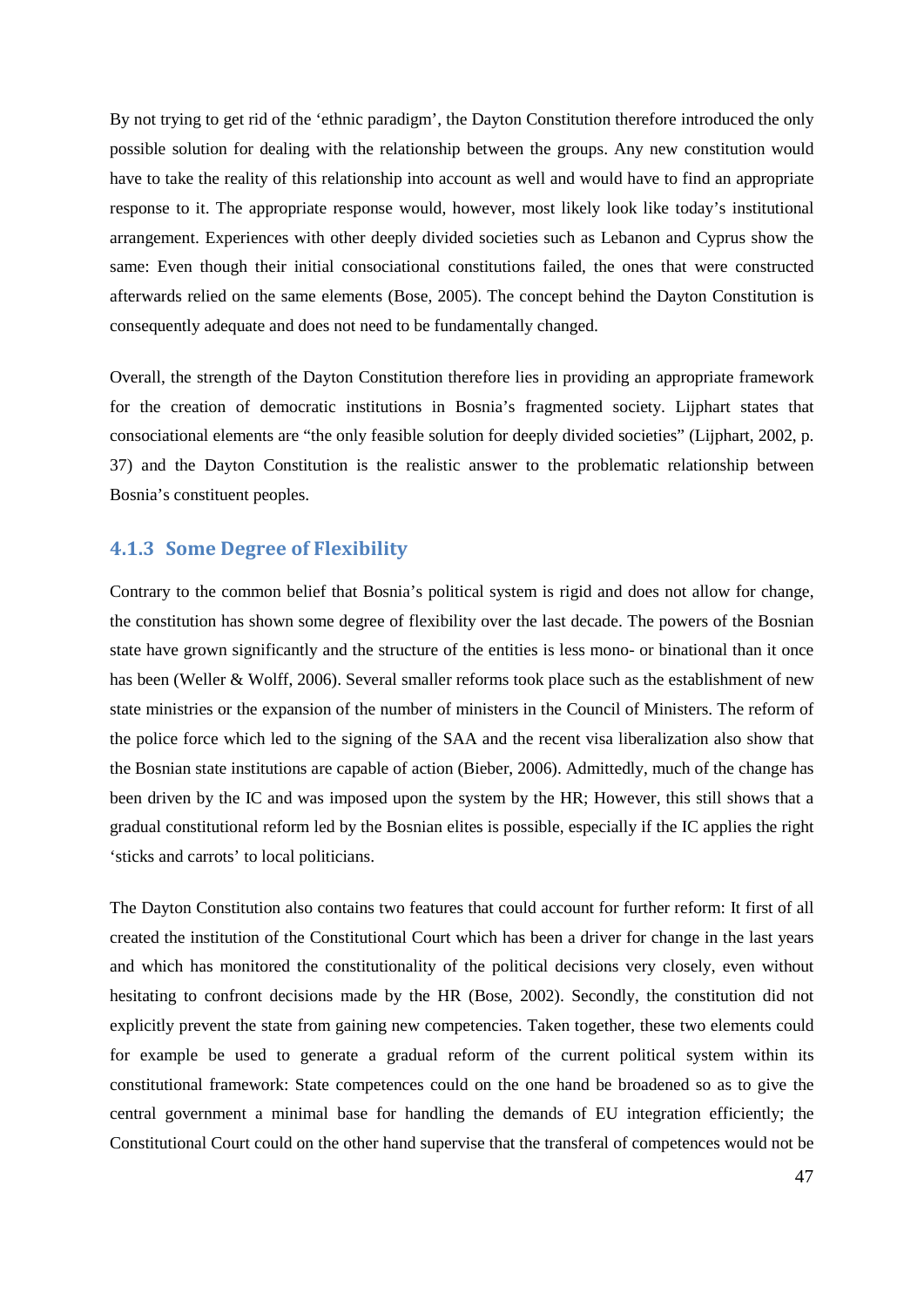By not trying to get rid of the 'ethnic paradigm', the Dayton Constitution therefore introduced the only possible solution for dealing with the relationship between the groups. Any new constitution would have to take the reality of this relationship into account as well and would have to find an appropriate response to it. The appropriate response would, however, most likely look like today's institutional arrangement. Experiences with other deeply divided societies such as Lebanon and Cyprus show the same: Even though their initial consociational constitutions failed, the ones that were constructed afterwards relied on the same elements (Bose, 2005). The concept behind the Dayton Constitution is consequently adequate and does not need to be fundamentally changed.

Overall, the strength of the Dayton Constitution therefore lies in providing an appropriate framework for the creation of democratic institutions in Bosnia's fragmented society. Lijphart states that consociational elements are "the only feasible solution for deeply divided societies" (Lijphart, 2002, p. 37) and the Dayton Constitution is the realistic answer to the problematic relationship between Bosnia's constituent peoples.

### 4.1.3 Some Degree of Flexibility

Contrary to the common belief that Bosnia's political system is rigid and does not allow for change, the constitution has shown some degree of flexibility over the last decade. The powers of the Bosnian state have grown significantly and the structure of the entities is less mono- or binational than it once has been (Weller & Wolff, 2006). Several smaller reforms took place such as the establishment of new state ministries or the expansion of the number of ministers in the Council of Ministers. The reform of the police force which led to the signing of the SAA and the recent visa liberalization also show that the Bosnian state institutions are capable of action (Bieber, 2006). Admittedly, much of the change has been driven by the IC and was imposed upon the system by the HR; However, this still shows that a gradual constitutional reform led by the Bosnian elites is possible, especially if the IC applies the right 'sticks and carrots' to local politicians.

The Dayton Constitution also contains two features that could account for further reform: It first of all created the institution of the Constitutional Court which has been a driver for change in the last years and which has monitored the constitutionality of the political decisions very closely, even without hesitating to confront decisions made by the HR (Bose, 2002). Secondly, the constitution did not explicitly prevent the state from gaining new competencies. Taken together, these two elements could for example be used to generate a gradual reform of the current political system within its constitutional framework: State competences could on the one hand be broadened so as to give the central government a minimal base for handling the demands of EU integration efficiently; the Constitutional Court could on the other hand supervise that the transferal of competences would not be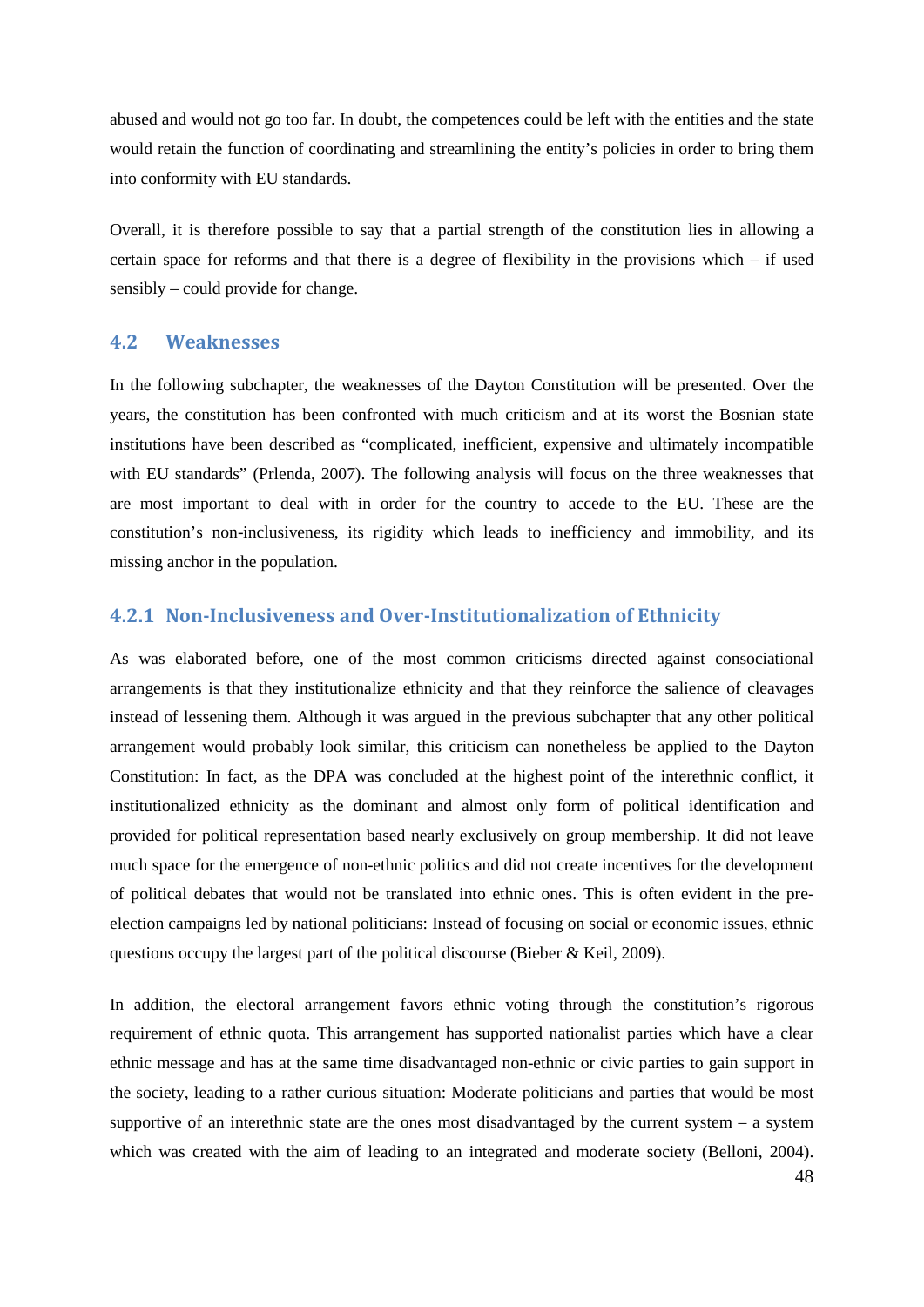abused and would not go too far. In doubt, the competences could be left with the entities and the state would retain the function of coordinating and streamlining the entity's policies in order to bring them into conformity with EU standards.

Overall, it is therefore possible to say that a partial strength of the constitution lies in allowing a certain space for reforms and that there is a degree of flexibility in the provisions which – if used sensibly – could provide for change.

## 4.2 Weaknesses

In the following subchapter, the weaknesses of the Dayton Constitution will be presented. Over the years, the constitution has been confronted with much criticism and at its worst the Bosnian state institutions have been described as "complicated, inefficient, expensive and ultimately incompatible with EU standards" (Prlenda, 2007). The following analysis will focus on the three weaknesses that are most important to deal with in order for the country to accede to the EU. These are the constitution's non-inclusiveness, its rigidity which leads to inefficiency and immobility, and its missing anchor in the population.

### 4.2.1 Non-Inclusiveness and Over-Institutionalization of Ethnicity

As was elaborated before, one of the most common criticisms directed against consociational arrangements is that they institutionalize ethnicity and that they reinforce the salience of cleavages instead of lessening them. Although it was argued in the previous subchapter that any other political arrangement would probably look similar, this criticism can nonetheless be applied to the Dayton Constitution: In fact, as the DPA was concluded at the highest point of the interethnic conflict, it institutionalized ethnicity as the dominant and almost only form of political identification and provided for political representation based nearly exclusively on group membership. It did not leave much space for the emergence of non-ethnic politics and did not create incentives for the development of political debates that would not be translated into ethnic ones. This is often evident in the pre-election campaigns led by national politicians: Instead of focusing on social or economic issues, ethnic questions occupy the largest part of the political discourse (Bieber & Keil, 2009).

In addition, the electoral arrangement favors ethnic voting through the constitution's rigorous requirement of ethnic quota. This arrangement has supported nationalist parties which have a clear ethnic message and has at the same time disadvantaged non-ethnic or civic parties to gain support in the society, leading to a rather curious situation: Moderate politicians and parties that would be most supportive of an interethnic state are the ones most disadvantaged by the current system – a system which was created with the aim of leading to an integrated and moderate society (Belloni, 2004).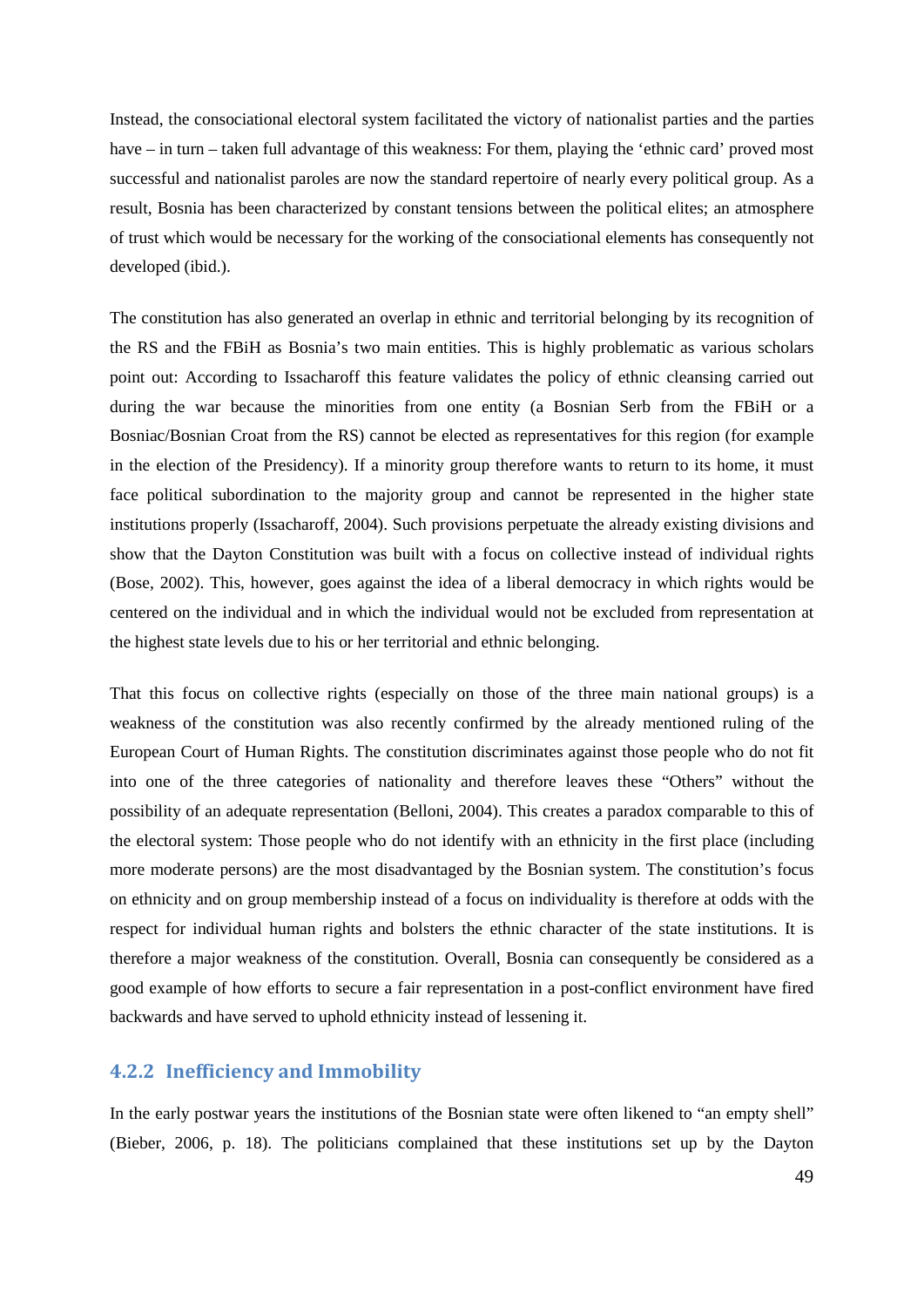Instead, the consociational electoral system facilitated the victory of nationalist parties and the parties have – in turn – taken full advantage of this weakness: For them, playing the 'ethnic card' proved most successful and nationalist paroles are now the standard repertoire of nearly every political group. As a result, Bosnia has been characterized by constant tensions between the political elites; an atmosphere of trust which would be necessary for the working of the consociational elements has consequently not developed (ibid.).

The constitution has also generated an overlap in ethnic and territorial belonging by its recognition of the RS and the FBiH as Bosnia's two main entities. This is highly problematic as various scholars point out: According to Issacharoff this feature validates the policy of ethnic cleansing carried out during the war because the minorities from one entity (a Bosnian Serb from the FBiH or a Bosniac/Bosnian Croat from the RS) cannot be elected as representatives for this region (for example in the election of the Presidency). If a minority group therefore wants to return to its home, it must face political subordination to the majority group and cannot be represented in the higher state institutions properly (Issacharoff, 2004). Such provisions perpetuate the already existing divisions and show that the Dayton Constitution was built with a focus on collective instead of individual rights (Bose, 2002). This, however, goes against the idea of a liberal democracy in which rights would be centered on the individual and in which the individual would not be excluded from representation at the highest state levels due to his or her territorial and ethnic belonging.

That this focus on collective rights (especially on those of the three main national groups) is a weakness of the constitution was also recently confirmed by the already mentioned ruling of the European Court of Human Rights. The constitution discriminates against those people who do not fit into one of the three categories of nationality and therefore leaves these "Others" without the possibility of an adequate representation (Belloni, 2004). This creates a paradox comparable to this of the electoral system: Those people who do not identify with an ethnicity in the first place (including more moderate persons) are the most disadvantaged by the Bosnian system. The constitution's focus on ethnicity and on group membership instead of a focus on individuality is therefore at odds with the respect for individual human rights and bolsters the ethnic character of the state institutions. It is therefore a major weakness of the constitution. Overall, Bosnia can consequently be considered as a good example of how efforts to secure a fair representation in a post-conflict environment have fired backwards and have served to uphold ethnicity instead of lessening it.

### 4.2.2 Inefficiency and Immobility

In the early postwar years the institutions of the Bosnian state were often likened to "an empty shell" (Bieber, 2006, p. 18). The politicians complained that these institutions set up by the Dayton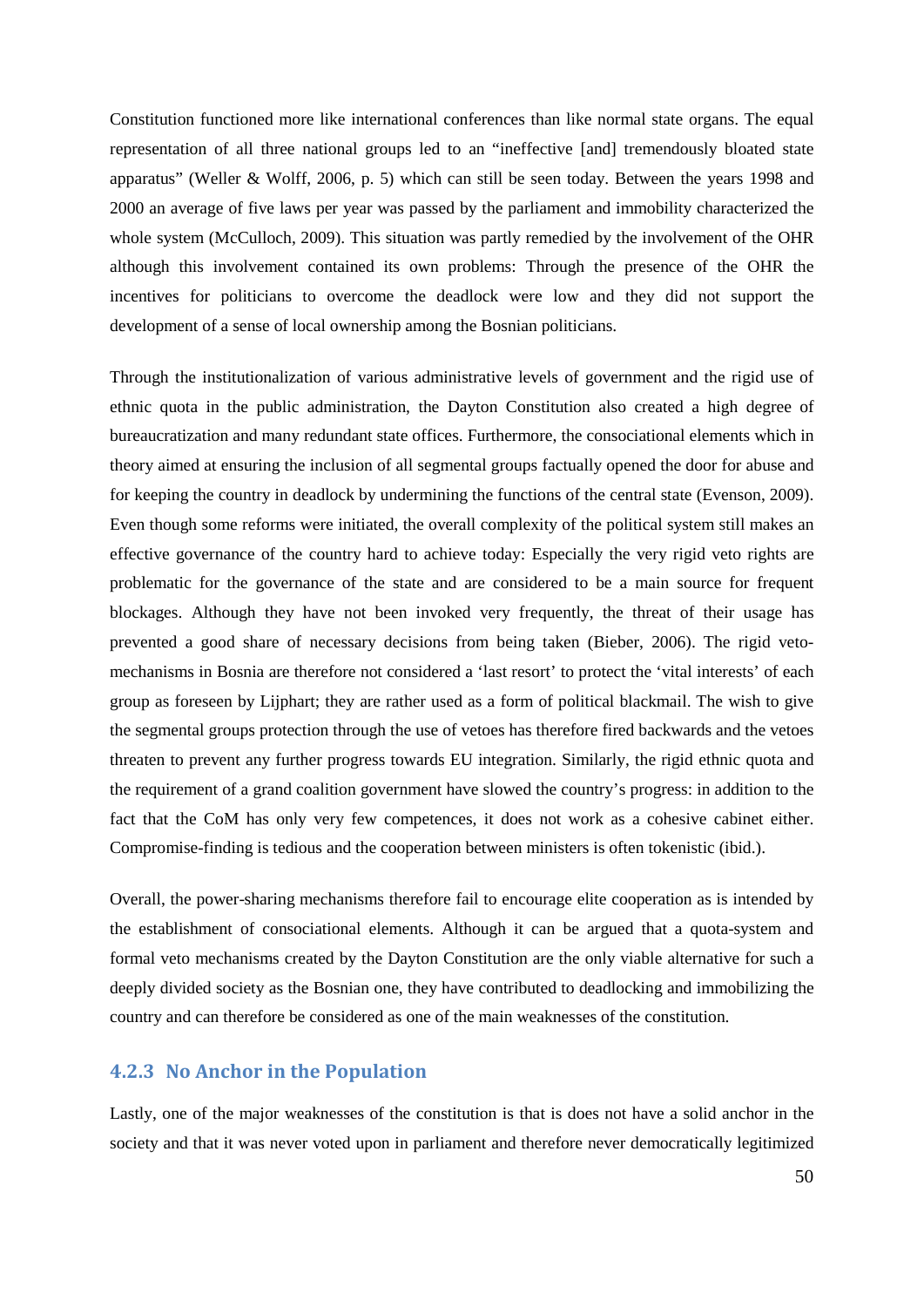Constitution functioned more like international conferences than like normal state organs. The equal representation of all three national groups led to an "ineffective [and] tremendously bloated state apparatus" (Weller & Wolff, 2006, p. 5) which can still be seen today. Between the years 1998 and 2000 an average of five laws per year was passed by the parliament and immobility characterized the whole system (McCulloch, 2009). This situation was partly remedied by the involvement of the OHR although this involvement contained its own problems: Through the presence of the OHR the incentives for politicians to overcome the deadlock were low and they did not support the development of a sense of local ownership among the Bosnian politicians.

Through the institutionalization of various administrative levels of government and the rigid use of ethnic quota in the public administration, the Dayton Constitution also created a high degree of bureaucratization and many redundant state offices. Furthermore, the consociational elements which in theory aimed at ensuring the inclusion of all segmental groups factually opened the door for abuse and for keeping the country in deadlock by undermining the functions of the central state (Evenson, 2009). Even though some reforms were initiated, the overall complexity of the political system still makes an effective governance of the country hard to achieve today: Especially the very rigid veto rights are problematic for the governance of the state and are considered to be a main source for frequent blockages. Although they have not been invoked very frequently, the threat of their usage has prevented a good share of necessary decisions from being taken (Bieber, 2006). The rigid veto-mechanisms in Bosnia are therefore not considered a 'last resort' to protect the 'vital interests' of each group as foreseen by Lijphart; they are rather used as a form of political blackmail. The wish to give the segmental groups protection through the use of vetoes has therefore fired backwards and the vetoes threaten to prevent any further progress towards EU integration. Similarly, the rigid ethnic quota and the requirement of a grand coalition government have slowed the country's progress: in addition to the fact that the CoM has only very few competences, it does not work as a cohesive cabinet either. Compromise-finding is tedious and the cooperation between ministers is often tokenistic (ibid.).

Overall, the power-sharing mechanisms therefore fail to encourage elite cooperation as is intended by the establishment of consociational elements. Although it can be argued that a quota-system and formal veto mechanisms created by the Dayton Constitution are the only viable alternative for such a deeply divided society as the Bosnian one, they have contributed to deadlocking and immobilizing the country and can therefore be considered as one of the main weaknesses of the constitution.

### 4.2.3 No Anchor in the Population

Lastly, one of the major weaknesses of the constitution is that is does not have a solid anchor in the society and that it was never voted upon in parliament and therefore never democratically legitimized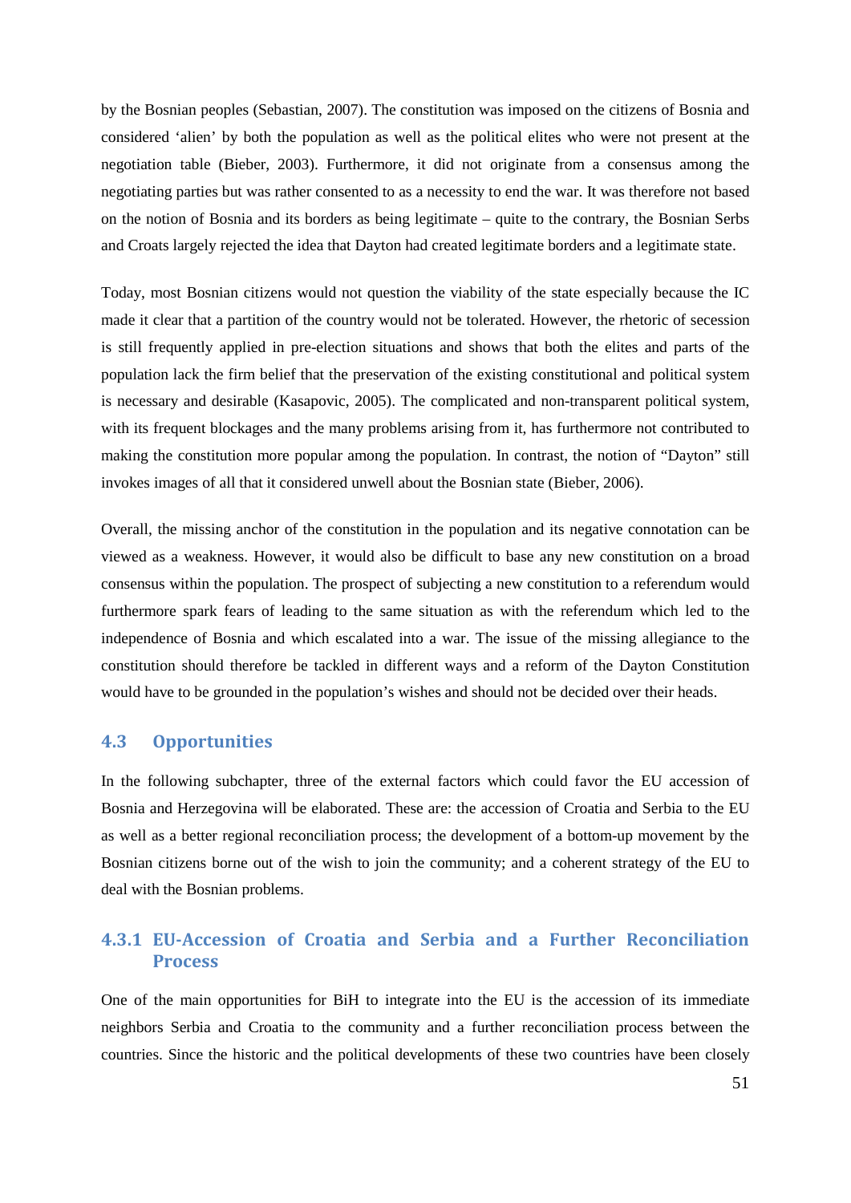by the Bosnian peoples (Sebastian, 2007). The constitution was imposed on the citizens of Bosnia and considered 'alien' by both the population as well as the political elites who were not present at the negotiation table (Bieber, 2003). Furthermore, it did not originate from a consensus among the negotiating parties but was rather consented to as a necessity to end the war. It was therefore not based on the notion of Bosnia and its borders as being legitimate – quite to the contrary, the Bosnian Serbs and Croats largely rejected the idea that Dayton had created legitimate borders and a legitimate state.

Today, most Bosnian citizens would not question the viability of the state especially because the IC made it clear that a partition of the country would not be tolerated. However, the rhetoric of secession is still frequently applied in pre-election situations and shows that both the elites and parts of the population lack the firm belief that the preservation of the existing constitutional and political system is necessary and desirable (Kasapovic, 2005). The complicated and non-transparent political system, with its frequent blockages and the many problems arising from it, has furthermore not contributed to making the constitution more popular among the population. In contrast, the notion of "Dayton" still invokes images of all that it considered unwell about the Bosnian state (Bieber, 2006).

Overall, the missing anchor of the constitution in the population and its negative connotation can be viewed as a weakness. However, it would also be difficult to base any new constitution on a broad consensus within the population. The prospect of subjecting a new constitution to a referendum would furthermore spark fears of leading to the same situation as with the referendum which led to the independence of Bosnia and which escalated into a war. The issue of the missing allegiance to the constitution should therefore be tackled in different ways and a reform of the Dayton Constitution would have to be grounded in the population's wishes and should not be decided over their heads.

## 4.3 Opportunities

In the following subchapter, three of the external factors which could favor the EU accession of Bosnia and Herzegovina will be elaborated. These are: the accession of Croatia and Serbia to the EU as well as a better regional reconciliation process; the development of a bottom-up movement by the Bosnian citizens borne out of the wish to join the community; and a coherent strategy of the EU to deal with the Bosnian problems.

### 4.3.1 EU-Accession of Croatia and Serbia and a Further Reconciliation Process

One of the main opportunities for BiH to integrate into the EU is the accession of its immediate neighbors Serbia and Croatia to the community and a further reconciliation process between the countries. Since the historic and the political developments of these two countries have been closely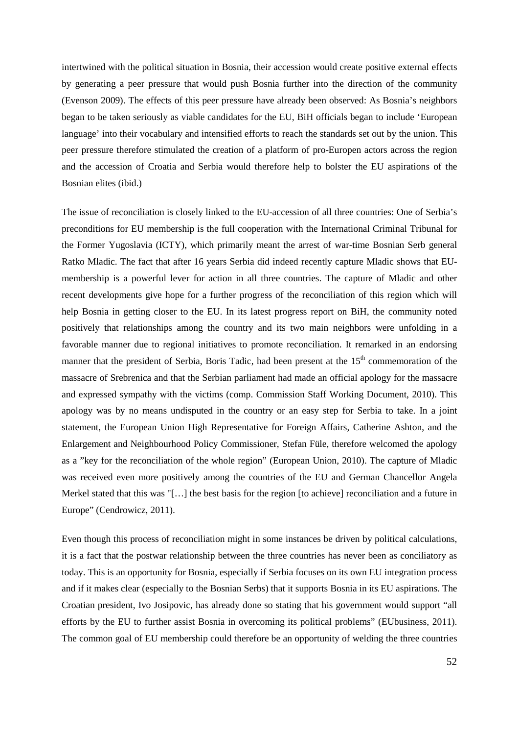intertwined with the political situation in Bosnia, their accession would create positive external effects by generating a peer pressure that would push Bosnia further into the direction of the community (Evenson 2009). The effects of this peer pressure have already been observed: As Bosnia's neighbors began to be taken seriously as viable candidates for the EU, BiH officials began to include 'European language' into their vocabulary and intensified efforts to reach the standards set out by the union. This peer pressure therefore stimulated the creation of a platform of pro-Europen actors across the region and the accession of Croatia and Serbia would therefore help to bolster the EU aspirations of the Bosnian elites (ibid.)

The issue of reconciliation is closely linked to the EU-accession of all three countries: One of Serbia's preconditions for EU membership is the full cooperation with the International Criminal Tribunal for the Former Yugoslavia (ICTY), which primarily meant the arrest of war-time Bosnian Serb general Ratko Mladic. The fact that after 16 years Serbia did indeed recently capture Mladic shows that EU-membership is a powerful lever for action in all three countries. The capture of Mladic and other recent developments give hope for a further progress of the reconciliation of this region which will help Bosnia in getting closer to the EU. In its latest progress report on BiH, the community noted positively that relationships among the country and its two main neighbors were unfolding in a favorable manner due to regional initiatives to promote reconciliation. It remarked in an endorsing manner that the president of Serbia, Boris Tadic, had been present at the 15th commemoration of the massacre of Srebrenica and that the Serbian parliament had made an official apology for the massacre and expressed sympathy with the victims (comp. Commission Staff Working Document, 2010). This apology was by no means undisputed in the country or an easy step for Serbia to take. In a joint statement, the European Union High Representative for Foreign Affairs, Catherine Ashton, and the Enlargement and Neighbourhood Policy Commissioner, Stefan Füle, therefore welcomed the apology as a "key for the reconciliation of the whole region" (European Union, 2010). The capture of Mladic was received even more positively among the countries of the EU and German Chancellor Angela Merkel stated that this was "[…] the best basis for the region [to achieve] reconciliation and a future in Europe" (Cendrowicz, 2011).

Even though this process of reconciliation might in some instances be driven by political calculations, it is a fact that the postwar relationship between the three countries has never been as conciliatory as today. This is an opportunity for Bosnia, especially if Serbia focuses on its own EU integration process and if it makes clear (especially to the Bosnian Serbs) that it supports Bosnia in its EU aspirations. The Croatian president, Ivo Josipovic, has already done so stating that his government would support "all efforts by the EU to further assist Bosnia in overcoming its political problems" (EUbusiness, 2011). The common goal of EU membership could therefore be an opportunity of welding the three countries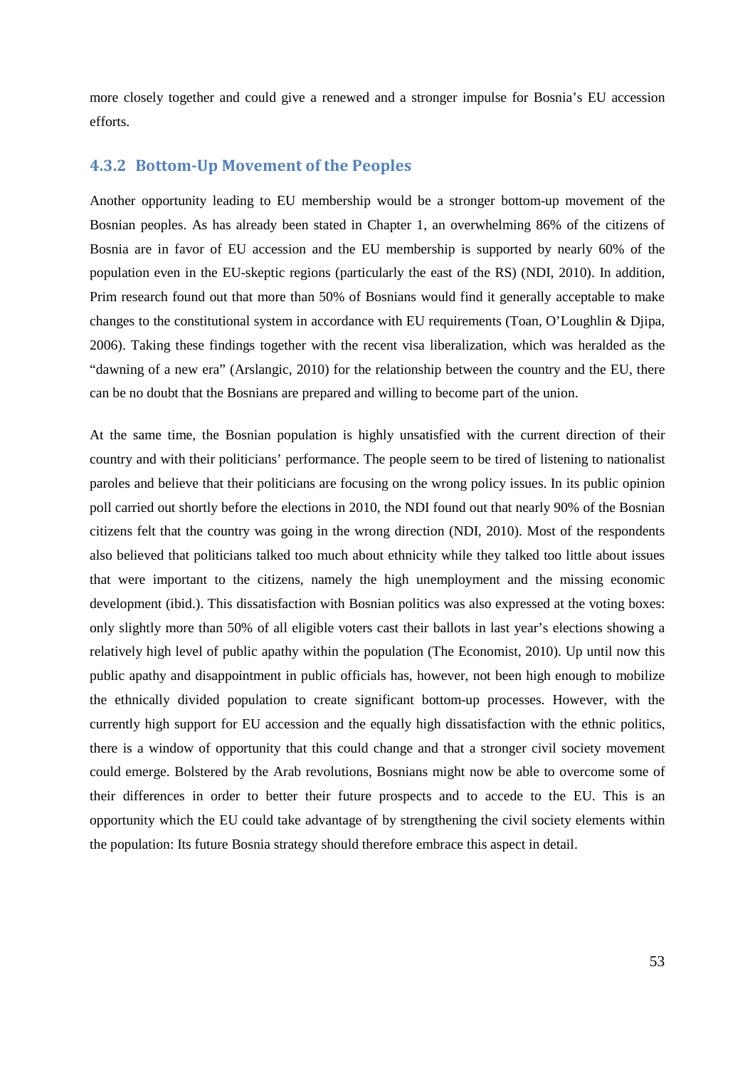more closely together and could give a renewed and a stronger impulse for Bosnia's EU accession efforts.

### 4.3.2 Bottom-Up Movement of the Peoples

Another opportunity leading to EU membership would be a stronger bottom-up movement of the Bosnian peoples. As has already been stated in Chapter 1, an overwhelming 86% of the citizens of Bosnia are in favor of EU accession and the EU membership is supported by nearly 60% of the population even in the EU-skeptic regions (particularly the east of the RS) (NDI, 2010). In addition, Prim research found out that more than 50% of Bosnians would find it generally acceptable to make changes to the constitutional system in accordance with EU requirements (Toan, O'Loughlin & Djipa, 2006). Taking these findings together with the recent visa liberalization, which was heralded as the "dawning of a new era" (Arslangic, 2010) for the relationship between the country and the EU, there can be no doubt that the Bosnians are prepared and willing to become part of the union.

At the same time, the Bosnian population is highly unsatisfied with the current direction of their country and with their politicians' performance. The people seem to be tired of listening to nationalist paroles and believe that their politicians are focusing on the wrong policy issues. In its public opinion poll carried out shortly before the elections in 2010, the NDI found out that nearly 90% of the Bosnian citizens felt that the country was going in the wrong direction (NDI, 2010). Most of the respondents also believed that politicians talked too much about ethnicity while they talked too little about issues that were important to the citizens, namely the high unemployment and the missing economic development (ibid.). This dissatisfaction with Bosnian politics was also expressed at the voting boxes: only slightly more than 50% of all eligible voters cast their ballots in last year's elections showing a relatively high level of public apathy within the population (The Economist, 2010). Up until now this public apathy and disappointment in public officials has, however, not been high enough to mobilize the ethnically divided population to create significant bottom-up processes. However, with the currently high support for EU accession and the equally high dissatisfaction with the ethnic politics, there is a window of opportunity that this could change and that a stronger civil society movement could emerge. Bolstered by the Arab revolutions, Bosnians might now be able to overcome some of their differences in order to better their future prospects and to accede to the EU. This is an opportunity which the EU could take advantage of by strengthening the civil society elements within the population: Its future Bosnia strategy should therefore embrace this aspect in detail.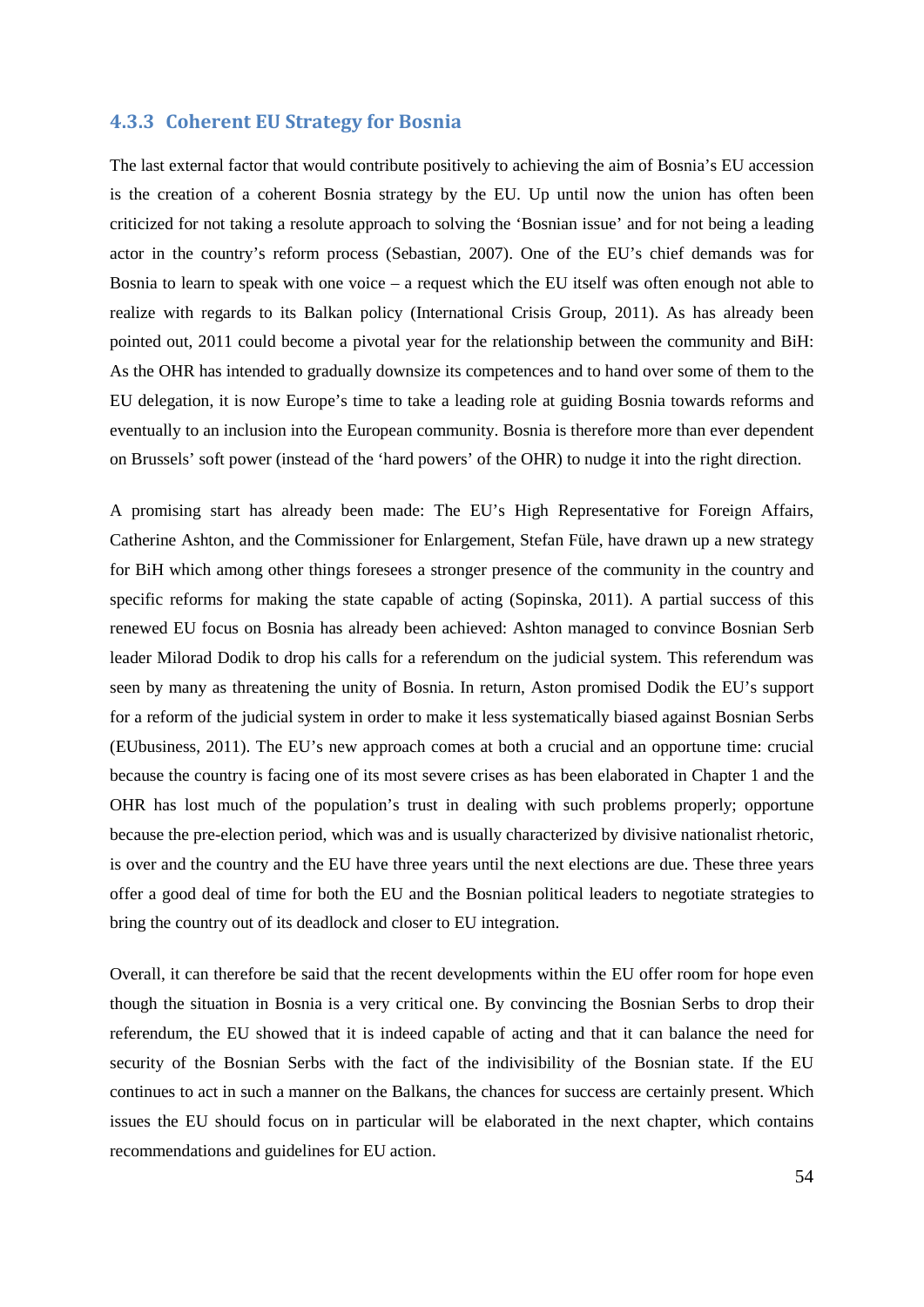### 4.3.3 Coherent EU Strategy for Bosnia

The last external factor that would contribute positively to achieving the aim of Bosnia's EU accession is the creation of a coherent Bosnia strategy by the EU. Up until now the union has often been criticized for not taking a resolute approach to solving the 'Bosnian issue' and for not being a leading actor in the country's reform process (Sebastian, 2007). One of the EU's chief demands was for Bosnia to learn to speak with one voice – a request which the EU itself was often enough not able to realize with regards to its Balkan policy (International Crisis Group, 2011). As has already been pointed out, 2011 could become a pivotal year for the relationship between the community and BiH: As the OHR has intended to gradually downsize its competences and to hand over some of them to the EU delegation, it is now Europe's time to take a leading role at guiding Bosnia towards reforms and eventually to an inclusion into the European community. Bosnia is therefore more than ever dependent on Brussels' soft power (instead of the 'hard powers' of the OHR) to nudge it into the right direction.

A promising start has already been made: The EU's High Representative for Foreign Affairs, Catherine Ashton, and the Commissioner for Enlargement, Stefan Füle, have drawn up a new strategy for BiH which among other things foresees a stronger presence of the community in the country and specific reforms for making the state capable of acting (Sopinska, 2011). A partial success of this renewed EU focus on Bosnia has already been achieved: Ashton managed to convince Bosnian Serb leader Milorad Dodik to drop his calls for a referendum on the judicial system. This referendum was seen by many as threatening the unity of Bosnia. In return, Aston promised Dodik the EU's support for a reform of the judicial system in order to make it less systematically biased against Bosnian Serbs (EUbusiness, 2011). The EU's new approach comes at both a crucial and an opportune time: crucial because the country is facing one of its most severe crises as has been elaborated in Chapter 1 and the OHR has lost much of the population's trust in dealing with such problems properly; opportune because the pre-election period, which was and is usually characterized by divisive nationalist rhetoric, is over and the country and the EU have three years until the next elections are due. These three years offer a good deal of time for both the EU and the Bosnian political leaders to negotiate strategies to bring the country out of its deadlock and closer to EU integration.

Overall, it can therefore be said that the recent developments within the EU offer room for hope even though the situation in Bosnia is a very critical one. By convincing the Bosnian Serbs to drop their referendum, the EU showed that it is indeed capable of acting and that it can balance the need for security of the Bosnian Serbs with the fact of the indivisibility of the Bosnian state. If the EU continues to act in such a manner on the Balkans, the chances for success are certainly present. Which issues the EU should focus on in particular will be elaborated in the next chapter, which contains recommendations and guidelines for EU action.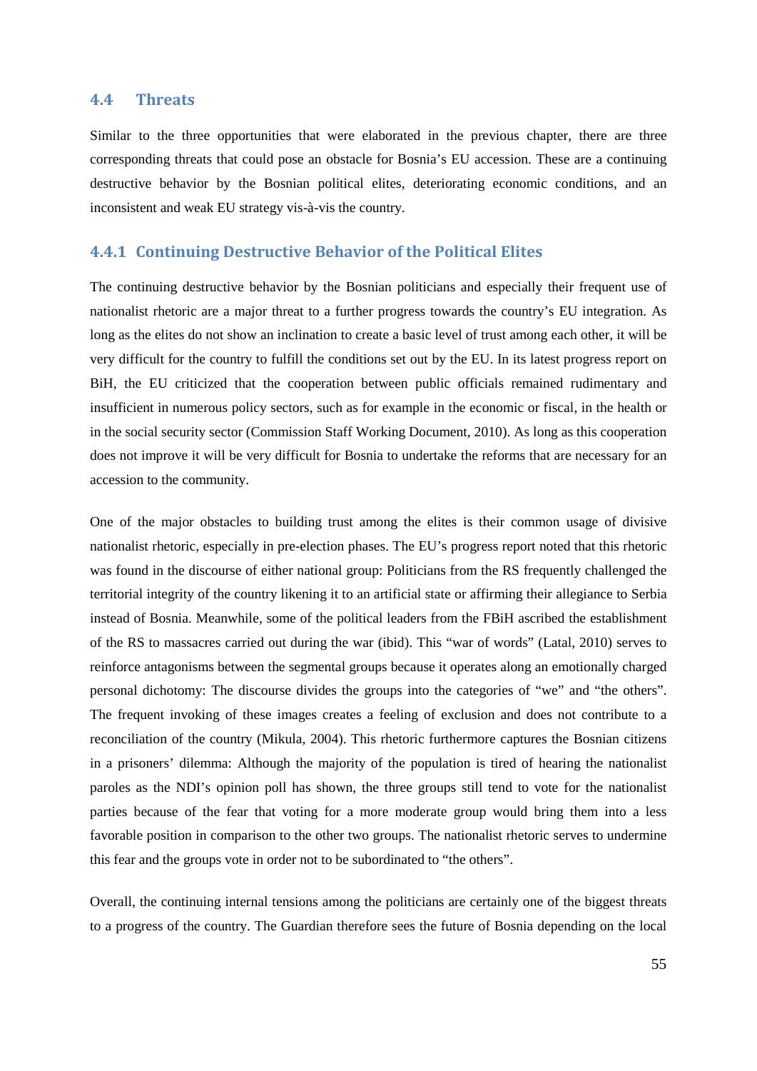## 4.4 Threats

Similar to the three opportunities that were elaborated in the previous chapter, there are three corresponding threats that could pose an obstacle for Bosnia's EU accession. These are a continuing destructive behavior by the Bosnian political elites, deteriorating economic conditions, and an inconsistent and weak EU strategy vis-à-vis the country.

### 4.4.1 Continuing Destructive Behavior of the Political Elites

The continuing destructive behavior by the Bosnian politicians and especially their frequent use of nationalist rhetoric are a major threat to a further progress towards the country's EU integration. As long as the elites do not show an inclination to create a basic level of trust among each other, it will be very difficult for the country to fulfill the conditions set out by the EU. In its latest progress report on BiH, the EU criticized that the cooperation between public officials remained rudimentary and insufficient in numerous policy sectors, such as for example in the economic or fiscal, in the health or in the social security sector (Commission Staff Working Document, 2010). As long as this cooperation does not improve it will be very difficult for Bosnia to undertake the reforms that are necessary for an accession to the community.

One of the major obstacles to building trust among the elites is their common usage of divisive nationalist rhetoric, especially in pre-election phases. The EU's progress report noted that this rhetoric was found in the discourse of either national group: Politicians from the RS frequently challenged the territorial integrity of the country likening it to an artificial state or affirming their allegiance to Serbia instead of Bosnia. Meanwhile, some of the political leaders from the FBiH ascribed the establishment of the RS to massacres carried out during the war (ibid). This "war of words" (Latal, 2010) serves to reinforce antagonisms between the segmental groups because it operates along an emotionally charged personal dichotomy: The discourse divides the groups into the categories of "we" and "the others". The frequent invoking of these images creates a feeling of exclusion and does not contribute to a reconciliation of the country (Mikula, 2004). This rhetoric furthermore captures the Bosnian citizens in a prisoners' dilemma: Although the majority of the population is tired of hearing the nationalist paroles as the NDI's opinion poll has shown, the three groups still tend to vote for the nationalist parties because of the fear that voting for a more moderate group would bring them into a less favorable position in comparison to the other two groups. The nationalist rhetoric serves to undermine this fear and the groups vote in order not to be subordinated to "the others".

Overall, the continuing internal tensions among the politicians are certainly one of the biggest threats to a progress of the country. The Guardian therefore sees the future of Bosnia depending on the local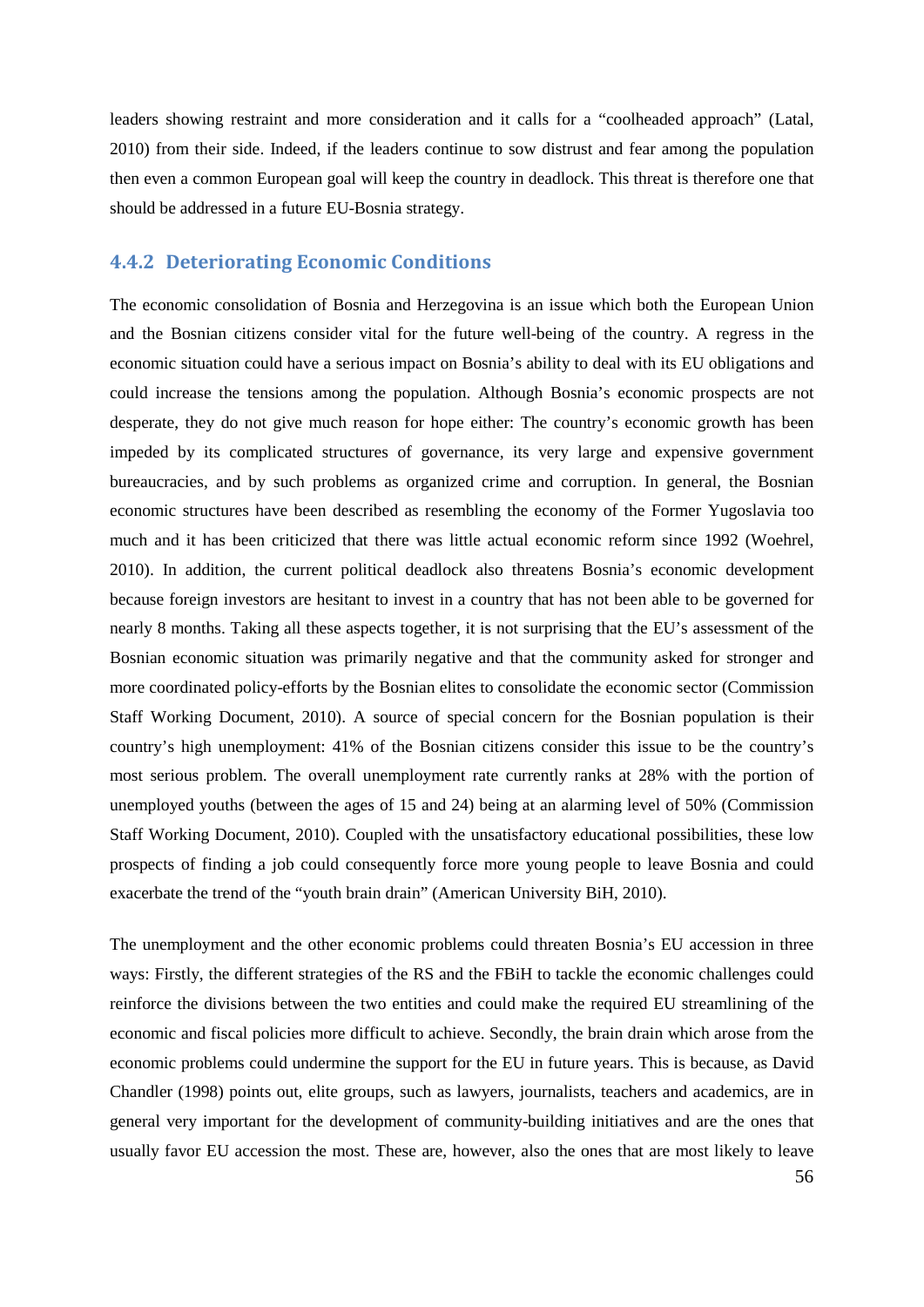leaders showing restraint and more consideration and it calls for a "coolheaded approach" (Latal, 2010) from their side. Indeed, if the leaders continue to sow distrust and fear among the population then even a common European goal will keep the country in deadlock. This threat is therefore one that should be addressed in a future EU-Bosnia strategy.

### 4.4.2 Deteriorating Economic Conditions

The economic consolidation of Bosnia and Herzegovina is an issue which both the European Union and the Bosnian citizens consider vital for the future well-being of the country. A regress in the economic situation could have a serious impact on Bosnia's ability to deal with its EU obligations and could increase the tensions among the population. Although Bosnia's economic prospects are not desperate, they do not give much reason for hope either: The country's economic growth has been impeded by its complicated structures of governance, its very large and expensive government bureaucracies, and by such problems as organized crime and corruption. In general, the Bosnian economic structures have been described as resembling the economy of the Former Yugoslavia too much and it has been criticized that there was little actual economic reform since 1992 (Woehrel, 2010). In addition, the current political deadlock also threatens Bosnia's economic development because foreign investors are hesitant to invest in a country that has not been able to be governed for nearly 8 months. Taking all these aspects together, it is not surprising that the EU's assessment of the Bosnian economic situation was primarily negative and that the community asked for stronger and more coordinated policy-efforts by the Bosnian elites to consolidate the economic sector (Commission Staff Working Document, 2010). A source of special concern for the Bosnian population is their country's high unemployment: 41% of the Bosnian citizens consider this issue to be the country's most serious problem. The overall unemployment rate currently ranks at 28% with the portion of unemployed youths (between the ages of 15 and 24) being at an alarming level of 50% (Commission Staff Working Document, 2010). Coupled with the unsatisfactory educational possibilities, these low prospects of finding a job could consequently force more young people to leave Bosnia and could exacerbate the trend of the "youth brain drain" (American University BiH, 2010).

The unemployment and the other economic problems could threaten Bosnia's EU accession in three ways: Firstly, the different strategies of the RS and the FBiH to tackle the economic challenges could reinforce the divisions between the two entities and could make the required EU streamlining of the economic and fiscal policies more difficult to achieve. Secondly, the brain drain which arose from the economic problems could undermine the support for the EU in future years. This is because, as David Chandler (1998) points out, elite groups, such as lawyers, journalists, teachers and academics, are in general very important for the development of community-building initiatives and are the ones that usually favor EU accession the most. These are, however, also the ones that are most likely to leave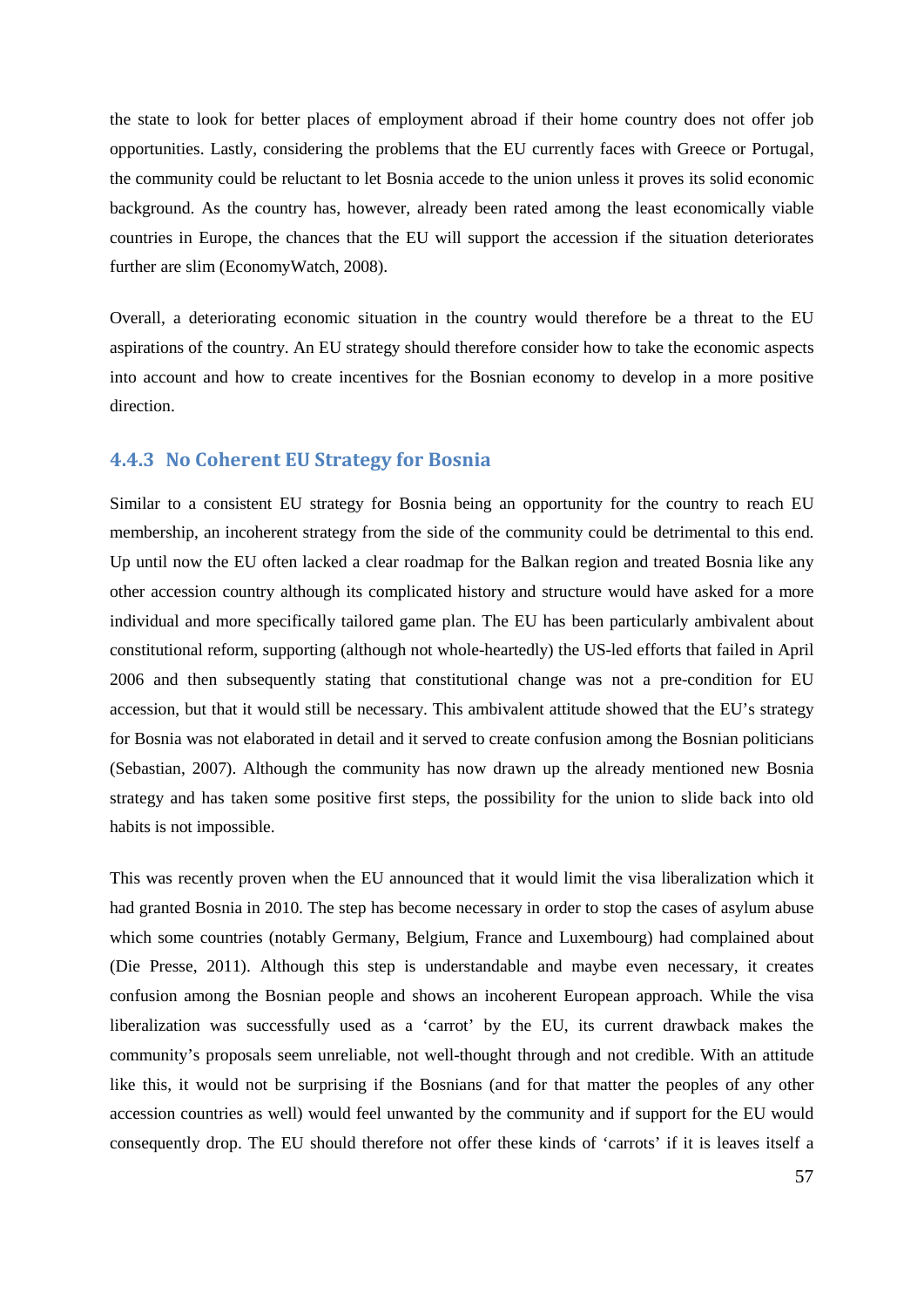the state to look for better places of employment abroad if their home country does not offer job opportunities. Lastly, considering the problems that the EU currently faces with Greece or Portugal, the community could be reluctant to let Bosnia accede to the union unless it proves its solid economic background. As the country has, however, already been rated among the least economically viable countries in Europe, the chances that the EU will support the accession if the situation deteriorates further are slim (EconomyWatch, 2008).

Overall, a deteriorating economic situation in the country would therefore be a threat to the EU aspirations of the country. An EU strategy should therefore consider how to take the economic aspects into account and how to create incentives for the Bosnian economy to develop in a more positive direction.

### 4.4.3 No Coherent EU Strategy for Bosnia

Similar to a consistent EU strategy for Bosnia being an opportunity for the country to reach EU membership, an incoherent strategy from the side of the community could be detrimental to this end. Up until now the EU often lacked a clear roadmap for the Balkan region and treated Bosnia like any other accession country although its complicated history and structure would have asked for a more individual and more specifically tailored game plan. The EU has been particularly ambivalent about constitutional reform, supporting (although not whole-heartedly) the US-led efforts that failed in April 2006 and then subsequently stating that constitutional change was not a pre-condition for EU accession, but that it would still be necessary. This ambivalent attitude showed that the EU's strategy for Bosnia was not elaborated in detail and it served to create confusion among the Bosnian politicians (Sebastian, 2007). Although the community has now drawn up the already mentioned new Bosnia strategy and has taken some positive first steps, the possibility for the union to slide back into old habits is not impossible.

This was recently proven when the EU announced that it would limit the visa liberalization which it had granted Bosnia in 2010. The step has become necessary in order to stop the cases of asylum abuse which some countries (notably Germany, Belgium, France and Luxembourg) had complained about (Die Presse, 2011). Although this step is understandable and maybe even necessary, it creates confusion among the Bosnian people and shows an incoherent European approach. While the visa liberalization was successfully used as a 'carrot' by the EU, its current drawback makes the community's proposals seem unreliable, not well-thought through and not credible. With an attitude like this, it would not be surprising if the Bosnians (and for that matter the peoples of any other accession countries as well) would feel unwanted by the community and if support for the EU would consequently drop. The EU should therefore not offer these kinds of 'carrots' if it is leaves itself a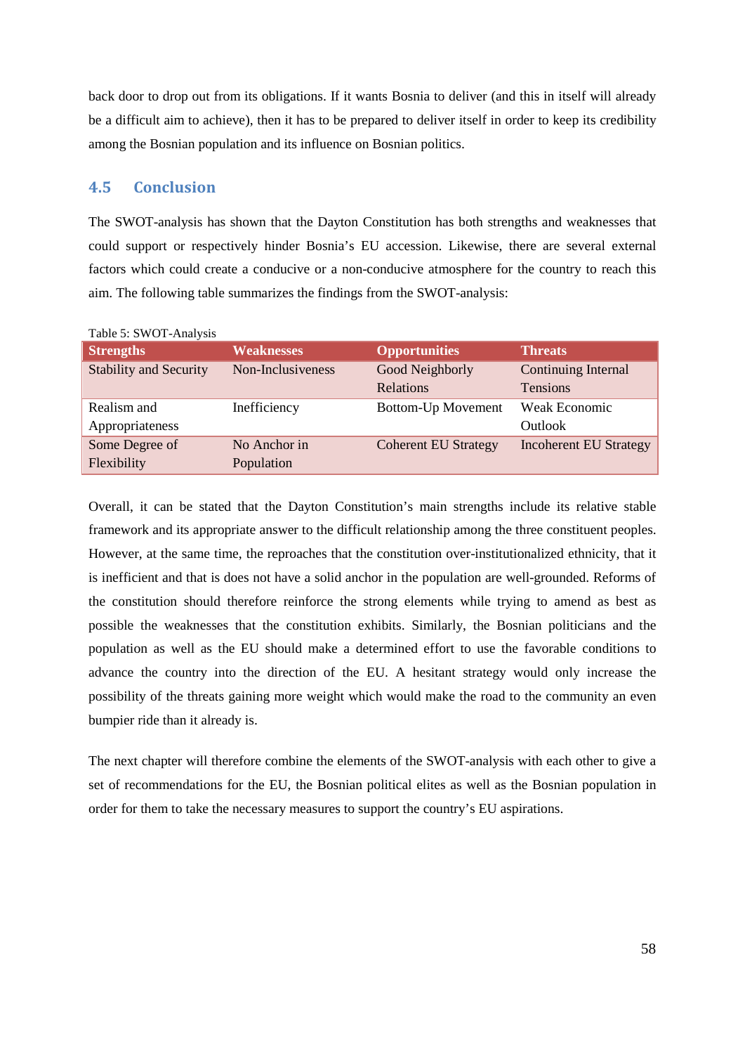back door to drop out from its obligations. If it wants Bosnia to deliver (and this in itself will already be a difficult aim to achieve), then it has to be prepared to deliver itself in order to keep its credibility among the Bosnian population and its influence on Bosnian politics.

## 4.5 Conclusion

The SWOT-analysis has shown that the Dayton Constitution has both strengths and weaknesses that could support or respectively hinder Bosnia's EU accession. Likewise, there are several external factors which could create a conducive or a non-conducive atmosphere for the country to reach this aim. The following table summarizes the findings from the SWOT-analysis:

Table 5: SWOT-Analysis

| Strengths | Weaknesses | Opportunities | Threats |
|---|---|---|---|
| Stability and Security | Non-Inclusiveness | Good Neighborly Relations | Continuing Internal Tensions |
| Realism and Appropriateness | Inefficiency | Bottom-Up Movement | Weak Economic Outlook |
| Some Degree of Flexibility | No Anchor in Population | Coherent EU Strategy | Incoherent EU Strategy |

Overall, it can be stated that the Dayton Constitution's main strengths include its relative stable framework and its appropriate answer to the difficult relationship among the three constituent peoples. However, at the same time, the reproaches that the constitution over-institutionalized ethnicity, that it is inefficient and that is does not have a solid anchor in the population are well-grounded. Reforms of the constitution should therefore reinforce the strong elements while trying to amend as best as possible the weaknesses that the constitution exhibits. Similarly, the Bosnian politicians and the population as well as the EU should make a determined effort to use the favorable conditions to advance the country into the direction of the EU. A hesitant strategy would only increase the possibility of the threats gaining more weight which would make the road to the community an even bumpier ride than it already is.

The next chapter will therefore combine the elements of the SWOT-analysis with each other to give a set of recommendations for the EU, the Bosnian political elites as well as the Bosnian population in order for them to take the necessary measures to support the country's EU aspirations.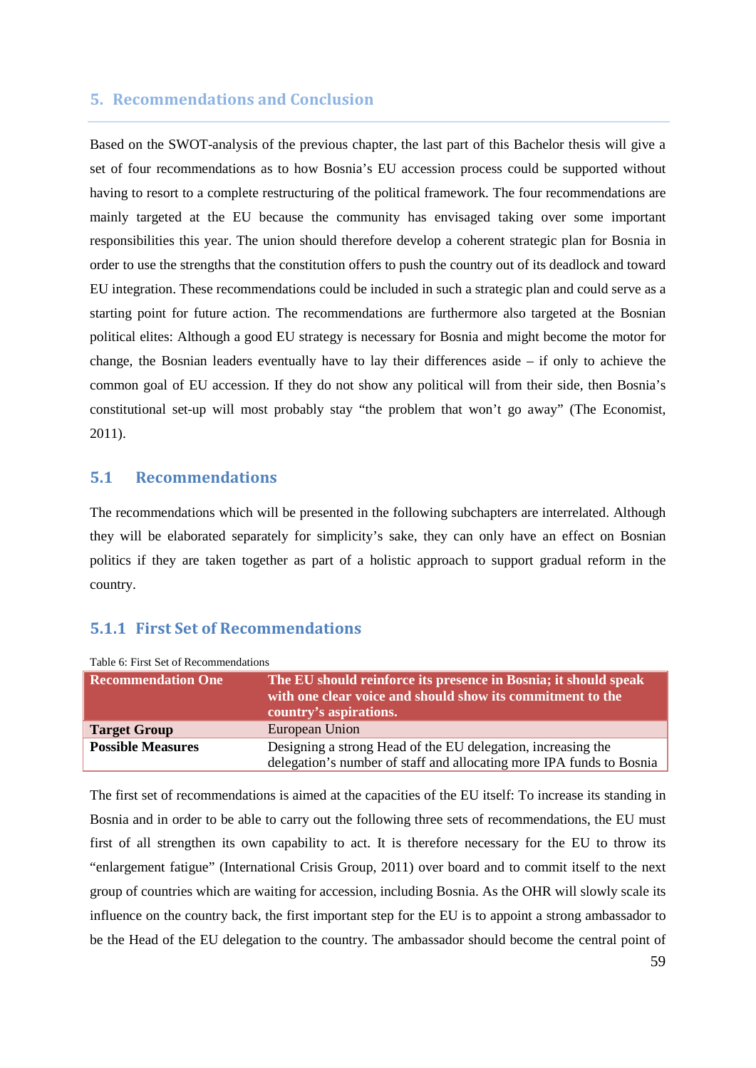## 5. Recommendations and Conclusion

Based on the SWOT-analysis of the previous chapter, the last part of this Bachelor thesis will give a set of four recommendations as to how Bosnia's EU accession process could be supported without having to resort to a complete restructuring of the political framework. The four recommendations are mainly targeted at the EU because the community has envisaged taking over some important responsibilities this year. The union should therefore develop a coherent strategic plan for Bosnia in order to use the strengths that the constitution offers to push the country out of its deadlock and toward EU integration. These recommendations could be included in such a strategic plan and could serve as a starting point for future action. The recommendations are furthermore also targeted at the Bosnian political elites: Although a good EU strategy is necessary for Bosnia and might become the motor for change, the Bosnian leaders eventually have to lay their differences aside – if only to achieve the common goal of EU accession. If they do not show any political will from their side, then Bosnia's constitutional set-up will most probably stay "the problem that won't go away" (The Economist, 2011).

### 5.1 Recommendations

The recommendations which will be presented in the following subchapters are interrelated. Although they will be elaborated separately for simplicity's sake, they can only have an effect on Bosnian politics if they are taken together as part of a holistic approach to support gradual reform in the country.

#### 5.1.1 First Set of Recommendations

Table 6: First Set of Recommendations

| **Recommendation One** | **The EU should reinforce its presence in Bosnia; it should speak with one clear voice and should show its commitment to the country's aspirations.** |
|---|---|
| **Target Group** | European Union |
| **Possible Measures** | Designing a strong Head of the EU delegation, increasing the delegation's number of staff and allocating more IPA funds to Bosnia |

The first set of recommendations is aimed at the capacities of the EU itself: To increase its standing in Bosnia and in order to be able to carry out the following three sets of recommendations, the EU must first of all strengthen its own capability to act. It is therefore necessary for the EU to throw its "enlargement fatigue" (International Crisis Group, 2011) over board and to commit itself to the next group of countries which are waiting for accession, including Bosnia. As the OHR will slowly scale its influence on the country back, the first important step for the EU is to appoint a strong ambassador to be the Head of the EU delegation to the country. The ambassador should become the central point of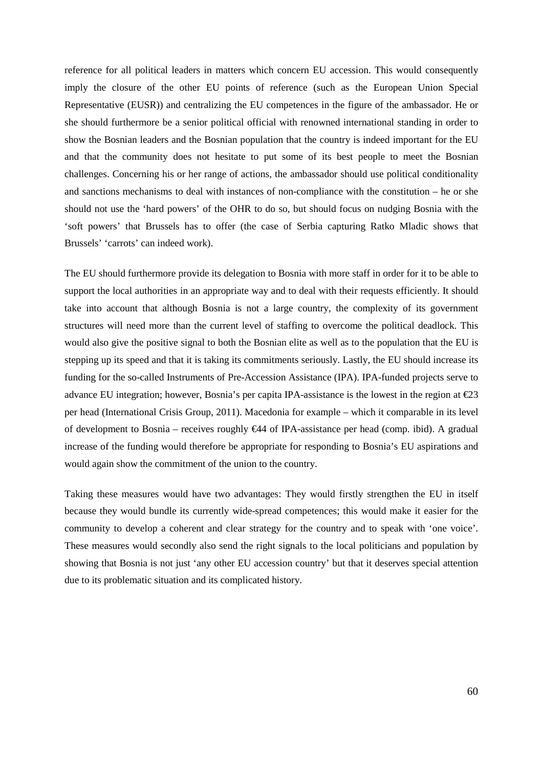reference for all political leaders in matters which concern EU accession. This would consequently imply the closure of the other EU points of reference (such as the European Union Special Representative (EUSR)) and centralizing the EU competences in the figure of the ambassador. He or she should furthermore be a senior political official with renowned international standing in order to show the Bosnian leaders and the Bosnian population that the country is indeed important for the EU and that the community does not hesitate to put some of its best people to meet the Bosnian challenges. Concerning his or her range of actions, the ambassador should use political conditionality and sanctions mechanisms to deal with instances of non-compliance with the constitution – he or she should not use the 'hard powers' of the OHR to do so, but should focus on nudging Bosnia with the 'soft powers' that Brussels has to offer (the case of Serbia capturing Ratko Mladic shows that Brussels' 'carrots' can indeed work).

The EU should furthermore provide its delegation to Bosnia with more staff in order for it to be able to support the local authorities in an appropriate way and to deal with their requests efficiently. It should take into account that although Bosnia is not a large country, the complexity of its government structures will need more than the current level of staffing to overcome the political deadlock. This would also give the positive signal to both the Bosnian elite as well as to the population that the EU is stepping up its speed and that it is taking its commitments seriously. Lastly, the EU should increase its funding for the so-called Instruments of Pre-Accession Assistance (IPA). IPA-funded projects serve to advance EU integration; however, Bosnia's per capita IPA-assistance is the lowest in the region at €23 per head (International Crisis Group, 2011). Macedonia for example – which it comparable in its level of development to Bosnia – receives roughly €44 of IPA-assistance per head (comp. ibid). A gradual increase of the funding would therefore be appropriate for responding to Bosnia's EU aspirations and would again show the commitment of the union to the country.

Taking these measures would have two advantages: They would firstly strengthen the EU in itself because they would bundle its currently wide-spread competences; this would make it easier for the community to develop a coherent and clear strategy for the country and to speak with 'one voice'. These measures would secondly also send the right signals to the local politicians and population by showing that Bosnia is not just 'any other EU accession country' but that it deserves special attention due to its problematic situation and its complicated history.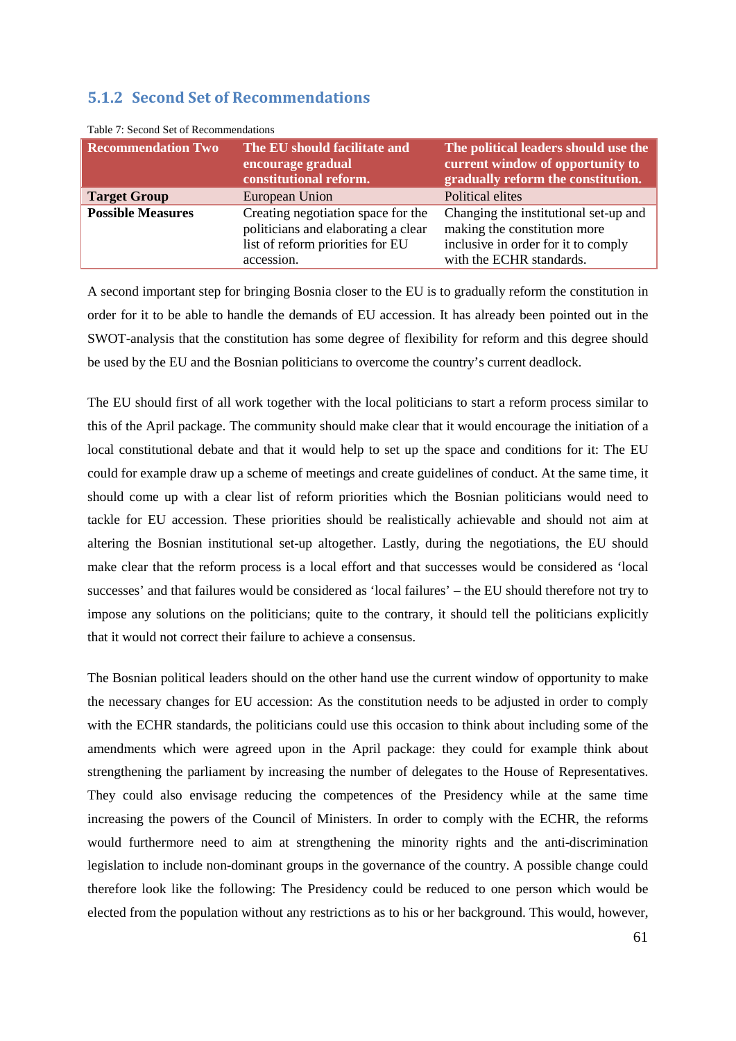### 5.1.2 Second Set of Recommendations

Table 7: Second Set of Recommendations

| Recommendation Two | The EU should facilitate and encourage gradual constitutional reform. | The political leaders should use the current window of opportunity to gradually reform the constitution. |
|---|---|---|
| **Target Group** | European Union | Political elites |
| **Possible Measures** | Creating negotiation space for the politicians and elaborating a clear list of reform priorities for EU accession. | Changing the institutional set-up and making the constitution more inclusive in order for it to comply with the ECHR standards. |

A second important step for bringing Bosnia closer to the EU is to gradually reform the constitution in order for it to be able to handle the demands of EU accession. It has already been pointed out in the SWOT-analysis that the constitution has some degree of flexibility for reform and this degree should be used by the EU and the Bosnian politicians to overcome the country's current deadlock.

The EU should first of all work together with the local politicians to start a reform process similar to this of the April package. The community should make clear that it would encourage the initiation of a local constitutional debate and that it would help to set up the space and conditions for it: The EU could for example draw up a scheme of meetings and create guidelines of conduct. At the same time, it should come up with a clear list of reform priorities which the Bosnian politicians would need to tackle for EU accession. These priorities should be realistically achievable and should not aim at altering the Bosnian institutional set-up altogether. Lastly, during the negotiations, the EU should make clear that the reform process is a local effort and that successes would be considered as 'local successes' and that failures would be considered as 'local failures' – the EU should therefore not try to impose any solutions on the politicians; quite to the contrary, it should tell the politicians explicitly that it would not correct their failure to achieve a consensus.

The Bosnian political leaders should on the other hand use the current window of opportunity to make the necessary changes for EU accession: As the constitution needs to be adjusted in order to comply with the ECHR standards, the politicians could use this occasion to think about including some of the amendments which were agreed upon in the April package: they could for example think about strengthening the parliament by increasing the number of delegates to the House of Representatives. They could also envisage reducing the competences of the Presidency while at the same time increasing the powers of the Council of Ministers. In order to comply with the ECHR, the reforms would furthermore need to aim at strengthening the minority rights and the anti-discrimination legislation to include non-dominant groups in the governance of the country. A possible change could therefore look like the following: The Presidency could be reduced to one person which would be elected from the population without any restrictions as to his or her background. This would, however,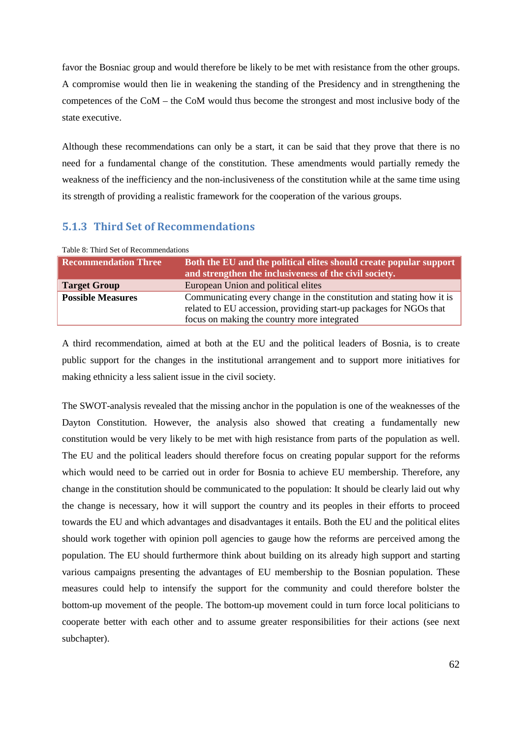favor the Bosniac group and would therefore be likely to be met with resistance from the other groups. A compromise would then lie in weakening the standing of the Presidency and in strengthening the competences of the CoM – the CoM would thus become the strongest and most inclusive body of the state executive.

Although these recommendations can only be a start, it can be said that they prove that there is no need for a fundamental change of the constitution. These amendments would partially remedy the weakness of the inefficiency and the non-inclusiveness of the constitution while at the same time using its strength of providing a realistic framework for the cooperation of the various groups.

### 5.1.3 Third Set of Recommendations

Table 8: Third Set of Recommendations

| **Recommendation Three** | **Both the EU and the political elites should create popular support and strengthen the inclusiveness of the civil society.** |
|---|---|
| **Target Group** | European Union and political elites |
| **Possible Measures** | Communicating every change in the constitution and stating how it is related to EU accession, providing start-up packages for NGOs that focus on making the country more integrated |

A third recommendation, aimed at both at the EU and the political leaders of Bosnia, is to create public support for the changes in the institutional arrangement and to support more initiatives for making ethnicity a less salient issue in the civil society.

The SWOT-analysis revealed that the missing anchor in the population is one of the weaknesses of the Dayton Constitution. However, the analysis also showed that creating a fundamentally new constitution would be very likely to be met with high resistance from parts of the population as well. The EU and the political leaders should therefore focus on creating popular support for the reforms which would need to be carried out in order for Bosnia to achieve EU membership. Therefore, any change in the constitution should be communicated to the population: It should be clearly laid out why the change is necessary, how it will support the country and its peoples in their efforts to proceed towards the EU and which advantages and disadvantages it entails. Both the EU and the political elites should work together with opinion poll agencies to gauge how the reforms are perceived among the population. The EU should furthermore think about building on its already high support and starting various campaigns presenting the advantages of EU membership to the Bosnian population. These measures could help to intensify the support for the community and could therefore bolster the bottom-up movement of the people. The bottom-up movement could in turn force local politicians to cooperate better with each other and to assume greater responsibilities for their actions (see next subchapter).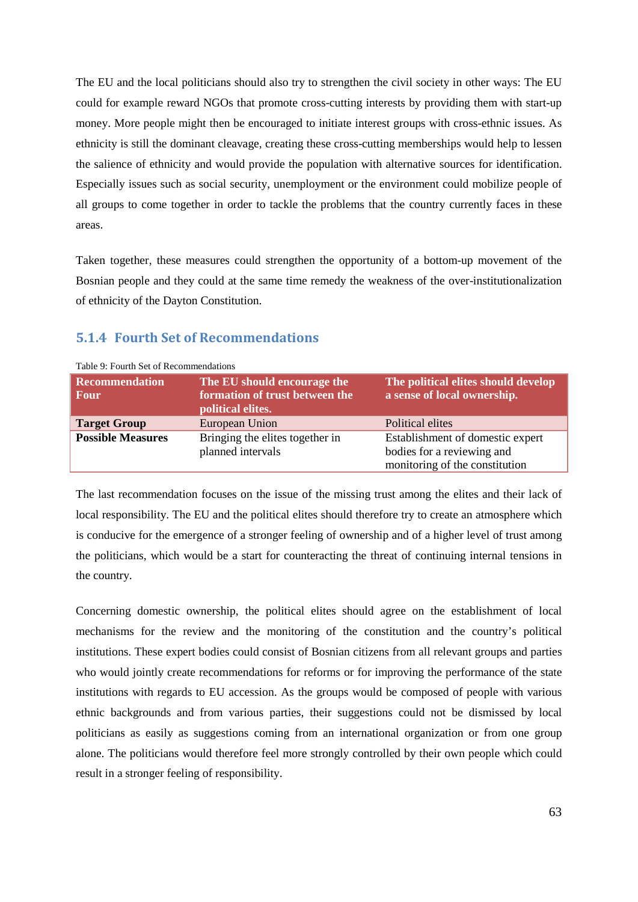The EU and the local politicians should also try to strengthen the civil society in other ways: The EU could for example reward NGOs that promote cross-cutting interests by providing them with start-up money. More people might then be encouraged to initiate interest groups with cross-ethnic issues. As ethnicity is still the dominant cleavage, creating these cross-cutting memberships would help to lessen the salience of ethnicity and would provide the population with alternative sources for identification. Especially issues such as social security, unemployment or the environment could mobilize people of all groups to come together in order to tackle the problems that the country currently faces in these areas.

Taken together, these measures could strengthen the opportunity of a bottom-up movement of the Bosnian people and they could at the same time remedy the weakness of the over-institutionalization of ethnicity of the Dayton Constitution.

### 5.1.4 Fourth Set of Recommendations

Table 9: Fourth Set of Recommendations

| Recommendation Four | The EU should encourage the formation of trust between the political elites. | The political elites should develop a sense of local ownership. |
|---|---|---|
| **Target Group** | European Union | Political elites |
| **Possible Measures** | Bringing the elites together in planned intervals | Establishment of domestic expert bodies for a reviewing and monitoring of the constitution |

The last recommendation focuses on the issue of the missing trust among the elites and their lack of local responsibility. The EU and the political elites should therefore try to create an atmosphere which is conducive for the emergence of a stronger feeling of ownership and of a higher level of trust among the politicians, which would be a start for counteracting the threat of continuing internal tensions in the country.

Concerning domestic ownership, the political elites should agree on the establishment of local mechanisms for the review and the monitoring of the constitution and the country's political institutions. These expert bodies could consist of Bosnian citizens from all relevant groups and parties who would jointly create recommendations for reforms or for improving the performance of the state institutions with regards to EU accession. As the groups would be composed of people with various ethnic backgrounds and from various parties, their suggestions could not be dismissed by local politicians as easily as suggestions coming from an international organization or from one group alone. The politicians would therefore feel more strongly controlled by their own people which could result in a stronger feeling of responsibility.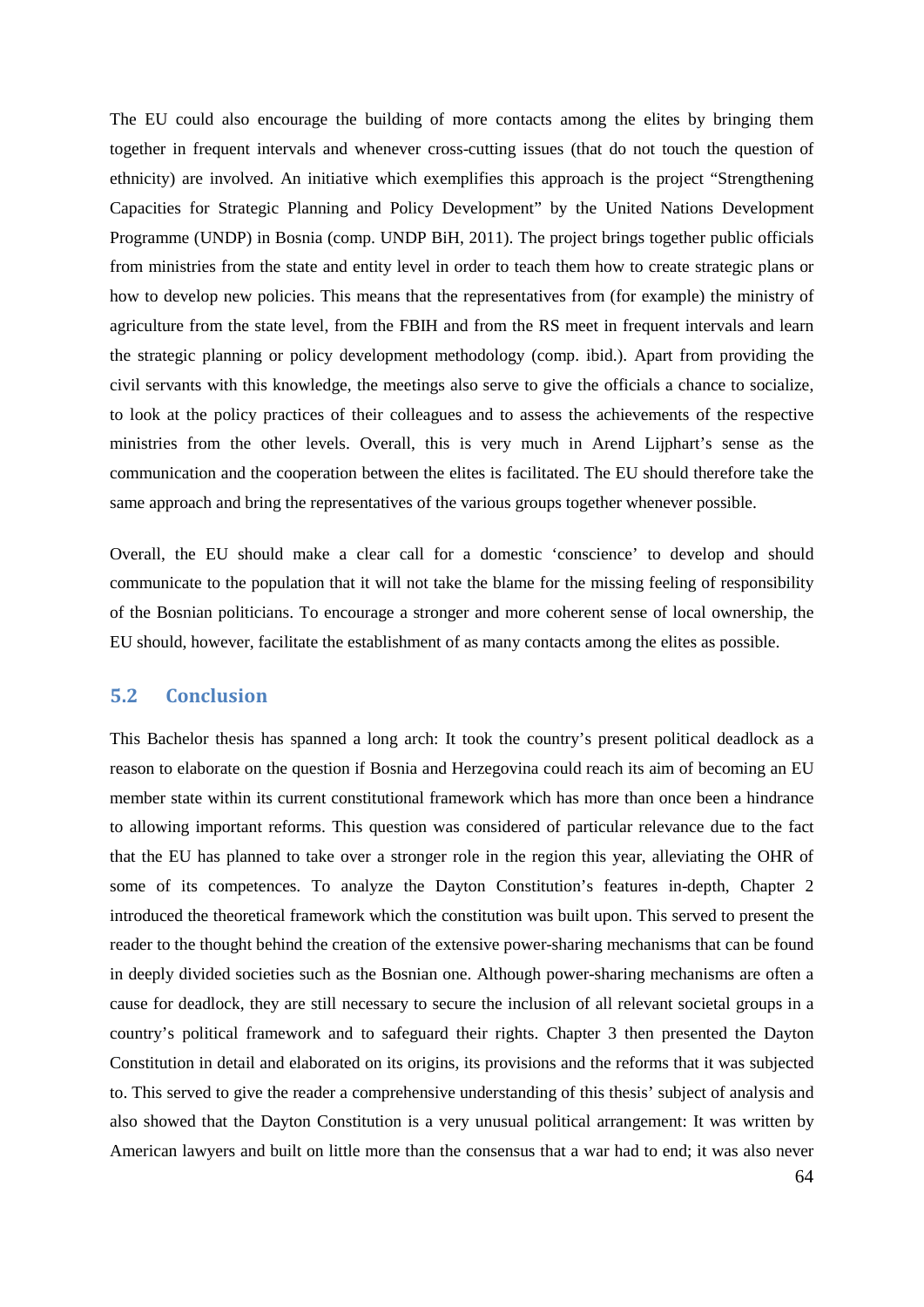The EU could also encourage the building of more contacts among the elites by bringing them together in frequent intervals and whenever cross-cutting issues (that do not touch the question of ethnicity) are involved. An initiative which exemplifies this approach is the project "Strengthening Capacities for Strategic Planning and Policy Development" by the United Nations Development Programme (UNDP) in Bosnia (comp. UNDP BiH, 2011). The project brings together public officials from ministries from the state and entity level in order to teach them how to create strategic plans or how to develop new policies. This means that the representatives from (for example) the ministry of agriculture from the state level, from the FBIH and from the RS meet in frequent intervals and learn the strategic planning or policy development methodology (comp. ibid.). Apart from providing the civil servants with this knowledge, the meetings also serve to give the officials a chance to socialize, to look at the policy practices of their colleagues and to assess the achievements of the respective ministries from the other levels. Overall, this is very much in Arend Lijphart's sense as the communication and the cooperation between the elites is facilitated. The EU should therefore take the same approach and bring the representatives of the various groups together whenever possible.

Overall, the EU should make a clear call for a domestic 'conscience' to develop and should communicate to the population that it will not take the blame for the missing feeling of responsibility of the Bosnian politicians. To encourage a stronger and more coherent sense of local ownership, the EU should, however, facilitate the establishment of as many contacts among the elites as possible.

## 5.2 Conclusion

This Bachelor thesis has spanned a long arch: It took the country's present political deadlock as a reason to elaborate on the question if Bosnia and Herzegovina could reach its aim of becoming an EU member state within its current constitutional framework which has more than once been a hindrance to allowing important reforms. This question was considered of particular relevance due to the fact that the EU has planned to take over a stronger role in the region this year, alleviating the OHR of some of its competences. To analyze the Dayton Constitution's features in-depth, Chapter 2 introduced the theoretical framework which the constitution was built upon. This served to present the reader to the thought behind the creation of the extensive power-sharing mechanisms that can be found in deeply divided societies such as the Bosnian one. Although power-sharing mechanisms are often a cause for deadlock, they are still necessary to secure the inclusion of all relevant societal groups in a country's political framework and to safeguard their rights. Chapter 3 then presented the Dayton Constitution in detail and elaborated on its origins, its provisions and the reforms that it was subjected to. This served to give the reader a comprehensive understanding of this thesis' subject of analysis and also showed that the Dayton Constitution is a very unusual political arrangement: It was written by American lawyers and built on little more than the consensus that a war had to end; it was also never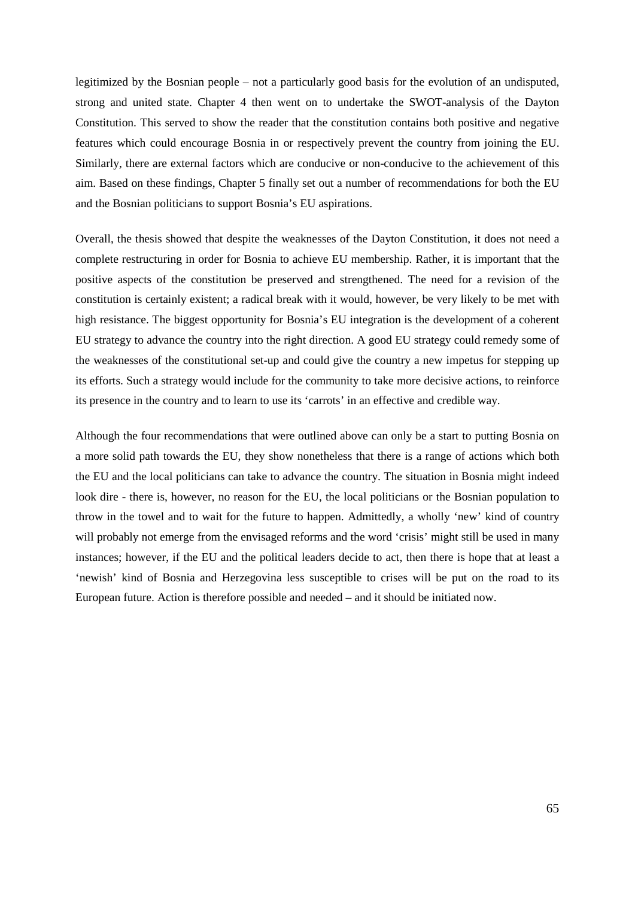legitimized by the Bosnian people – not a particularly good basis for the evolution of an undisputed, strong and united state. Chapter 4 then went on to undertake the SWOT-analysis of the Dayton Constitution. This served to show the reader that the constitution contains both positive and negative features which could encourage Bosnia in or respectively prevent the country from joining the EU. Similarly, there are external factors which are conducive or non-conducive to the achievement of this aim. Based on these findings, Chapter 5 finally set out a number of recommendations for both the EU and the Bosnian politicians to support Bosnia's EU aspirations.

Overall, the thesis showed that despite the weaknesses of the Dayton Constitution, it does not need a complete restructuring in order for Bosnia to achieve EU membership. Rather, it is important that the positive aspects of the constitution be preserved and strengthened. The need for a revision of the constitution is certainly existent; a radical break with it would, however, be very likely to be met with high resistance. The biggest opportunity for Bosnia's EU integration is the development of a coherent EU strategy to advance the country into the right direction. A good EU strategy could remedy some of the weaknesses of the constitutional set-up and could give the country a new impetus for stepping up its efforts. Such a strategy would include for the community to take more decisive actions, to reinforce its presence in the country and to learn to use its 'carrots' in an effective and credible way.

Although the four recommendations that were outlined above can only be a start to putting Bosnia on a more solid path towards the EU, they show nonetheless that there is a range of actions which both the EU and the local politicians can take to advance the country. The situation in Bosnia might indeed look dire - there is, however, no reason for the EU, the local politicians or the Bosnian population to throw in the towel and to wait for the future to happen. Admittedly, a wholly 'new' kind of country will probably not emerge from the envisaged reforms and the word 'crisis' might still be used in many instances; however, if the EU and the political leaders decide to act, then there is hope that at least a 'newish' kind of Bosnia and Herzegovina less susceptible to crises will be put on the road to its European future. Action is therefore possible and needed – and it should be initiated now.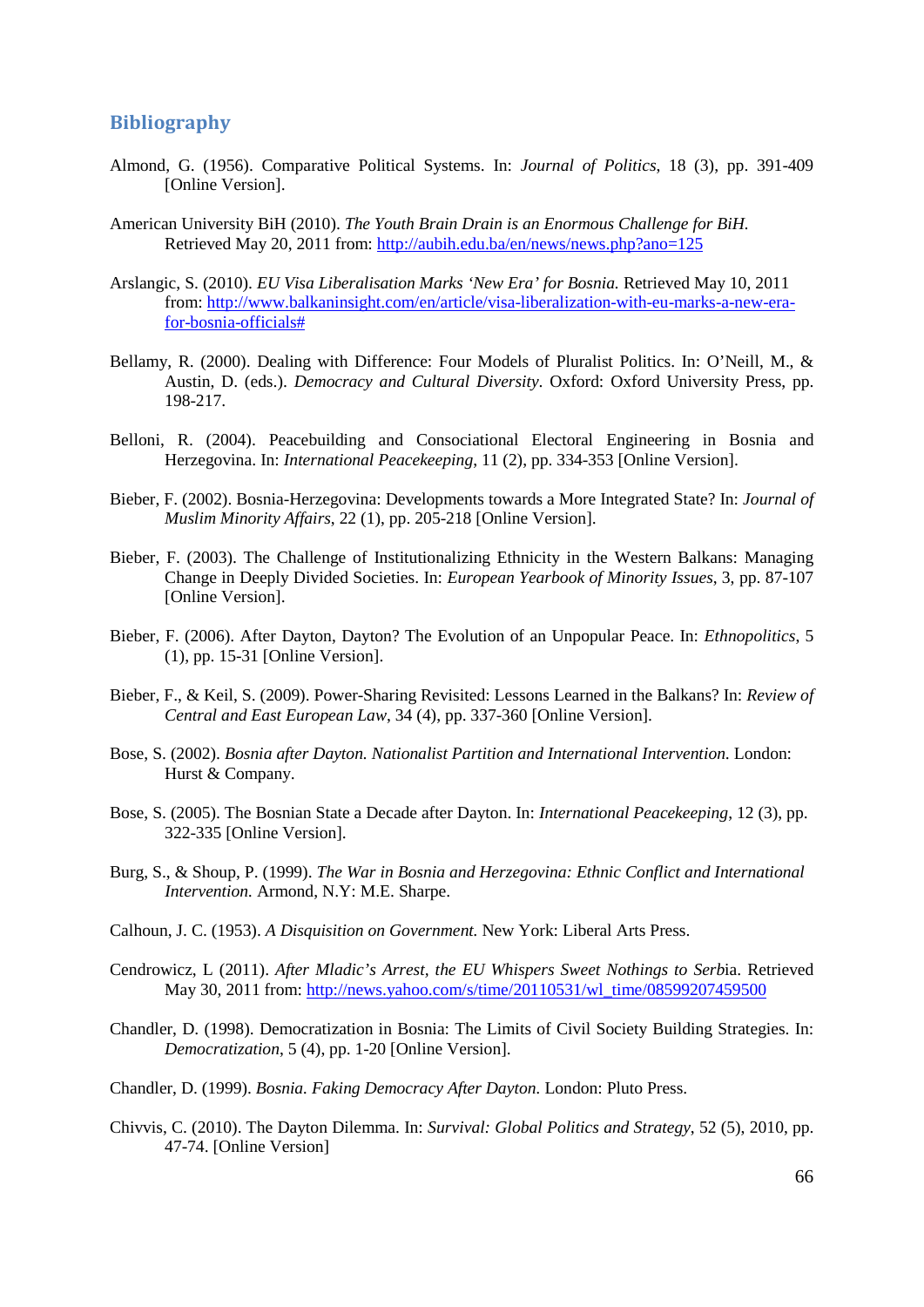## Bibliography

Almond, G. (1956). Comparative Political Systems. In: *Journal of Politics*, 18 (3), pp. 391-409 [Online Version].

American University BiH (2010). *The Youth Brain Drain is an Enormous Challenge for BiH.* Retrieved May 20, 2011 from: http://aubih.edu.ba/en/news/news.php?ano=125

Arslangic, S. (2010). *EU Visa Liberalisation Marks 'New Era' for Bosnia.* Retrieved May 10, 2011 from: http://www.balkaninsight.com/en/article/visa-liberalization-with-eu-marks-a-new-era-for-bosnia-officials#

Bellamy, R. (2000). Dealing with Difference: Four Models of Pluralist Politics. In: O'Neill, M., & Austin, D. (eds.). *Democracy and Cultural Diversity*. Oxford: Oxford University Press, pp. 198-217.

Belloni, R. (2004). Peacebuilding and Consociational Electoral Engineering in Bosnia and Herzegovina. In: *International Peacekeeping*, 11 (2), pp. 334-353 [Online Version].

Bieber, F. (2002). Bosnia-Herzegovina: Developments towards a More Integrated State? In: *Journal of Muslim Minority Affairs*, 22 (1), pp. 205-218 [Online Version].

Bieber, F. (2003). The Challenge of Institutionalizing Ethnicity in the Western Balkans: Managing Change in Deeply Divided Societies. In: *European Yearbook of Minority Issues*, 3, pp. 87-107 [Online Version].

Bieber, F. (2006). After Dayton, Dayton? The Evolution of an Unpopular Peace. In: *Ethnopolitics*, 5 (1), pp. 15-31 [Online Version].

Bieber, F., & Keil, S. (2009). Power-Sharing Revisited: Lessons Learned in the Balkans? In: *Review of Central and East European Law*, 34 (4), pp. 337-360 [Online Version].

Bose, S. (2002). *Bosnia after Dayton. Nationalist Partition and International Intervention.* London: Hurst & Company.

Bose, S. (2005). The Bosnian State a Decade after Dayton. In: *International Peacekeeping*, 12 (3), pp. 322-335 [Online Version].

Burg, S., & Shoup, P. (1999). *The War in Bosnia and Herzegovina: Ethnic Conflict and International Intervention.* Armond, N.Y: M.E. Sharpe.

Calhoun, J. C. (1953). *A Disquisition on Government.* New York: Liberal Arts Press.

Cendrowicz, L (2011). *After Mladic's Arrest, the EU Whispers Sweet Nothings to Serb*ia. Retrieved May 30, 2011 from: http://news.yahoo.com/s/time/20110531/wl_time/08599207459500

Chandler, D. (1998). Democratization in Bosnia: The Limits of Civil Society Building Strategies. In: *Democratization*, 5 (4), pp. 1-20 [Online Version].

Chandler, D. (1999). *Bosnia. Faking Democracy After Dayton.* London: Pluto Press.

Chivvis, C. (2010). The Dayton Dilemma. In: *Survival: Global Politics and Strategy*, 52 (5), 2010, pp. 47-74. [Online Version]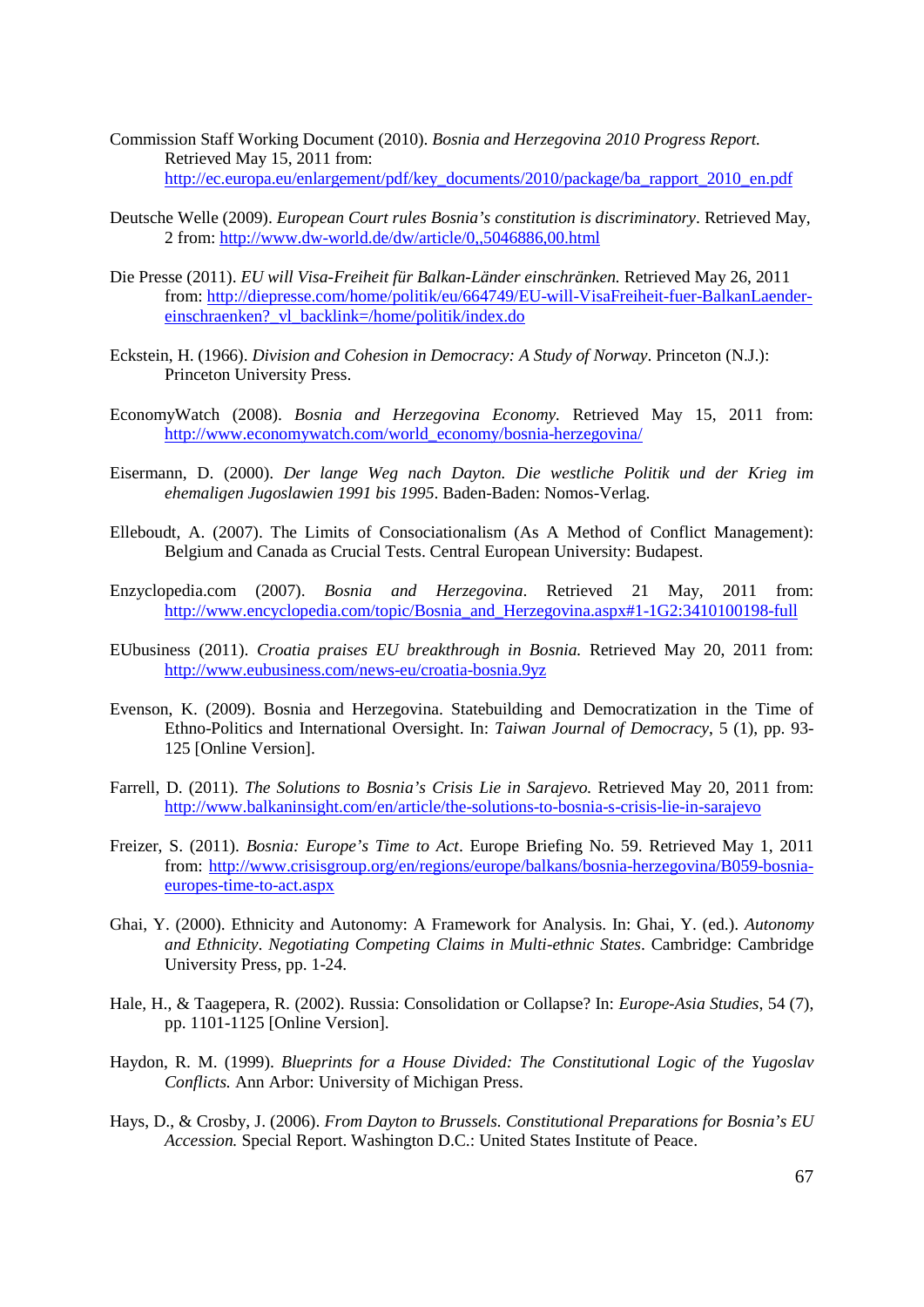Commission Staff Working Document (2010). *Bosnia and Herzegovina 2010 Progress Report.* Retrieved May 15, 2011 from: http://ec.europa.eu/enlargement/pdf/key_documents/2010/package/ba_rapport_2010_en.pdf

Deutsche Welle (2009). *European Court rules Bosnia's constitution is discriminatory*. Retrieved May, 2 from: http://www.dw-world.de/dw/article/0,,5046886,00.html

Die Presse (2011). *EU will Visa-Freiheit für Balkan-Länder einschränken.* Retrieved May 26, 2011 from: http://diepresse.com/home/politik/eu/664749/EU-will-VisaFreiheit-fuer-BalkanLaender-einschraenken?_vl_backlink=/home/politik/index.do

Eckstein, H. (1966). *Division and Cohesion in Democracy: A Study of Norway*. Princeton (N.J.): Princeton University Press.

EconomyWatch (2008). *Bosnia and Herzegovina Economy.* Retrieved May 15, 2011 from: http://www.economywatch.com/world_economy/bosnia-herzegovina/

Eisermann, D. (2000). *Der lange Weg nach Dayton. Die westliche Politik und der Krieg im ehemaligen Jugoslawien 1991 bis 1995*. Baden-Baden: Nomos-Verlag.

Elleboudt, A. (2007). The Limits of Consociationalism (As A Method of Conflict Management): Belgium and Canada as Crucial Tests. Central European University: Budapest.

Enzyclopedia.com (2007). *Bosnia and Herzegovina*. Retrieved 21 May, 2011 from: http://www.encyclopedia.com/topic/Bosnia_and_Herzegovina.aspx#1-1G2:3410100198-full

EUbusiness (2011). *Croatia praises EU breakthrough in Bosnia.* Retrieved May 20, 2011 from: http://www.eubusiness.com/news-eu/croatia-bosnia.9yz

Evenson, K. (2009). Bosnia and Herzegovina. Statebuilding and Democratization in the Time of Ethno-Politics and International Oversight. In: *Taiwan Journal of Democracy*, 5 (1), pp. 93-125 [Online Version].

Farrell, D. (2011). *The Solutions to Bosnia's Crisis Lie in Sarajevo.* Retrieved May 20, 2011 from: http://www.balkaninsight.com/en/article/the-solutions-to-bosnia-s-crisis-lie-in-sarajevo

Freizer, S. (2011). *Bosnia: Europe's Time to Act*. Europe Briefing No. 59. Retrieved May 1, 2011 from: http://www.crisisgroup.org/en/regions/europe/balkans/bosnia-herzegovina/B059-bosnia-europes-time-to-act.aspx

Ghai, Y. (2000). Ethnicity and Autonomy: A Framework for Analysis. In: Ghai, Y. (ed.). *Autonomy and Ethnicity*. *Negotiating Competing Claims in Multi-ethnic States*. Cambridge: Cambridge University Press, pp. 1-24.

Hale, H., & Taagepera, R. (2002). Russia: Consolidation or Collapse? In: *Europe-Asia Studies*, 54 (7), pp. 1101-1125 [Online Version].

Haydon, R. M. (1999). *Blueprints for a House Divided: The Constitutional Logic of the Yugoslav Conflicts.* Ann Arbor: University of Michigan Press.

Hays, D., & Crosby, J. (2006). *From Dayton to Brussels. Constitutional Preparations for Bosnia's EU Accession.* Special Report. Washington D.C.: United States Institute of Peace.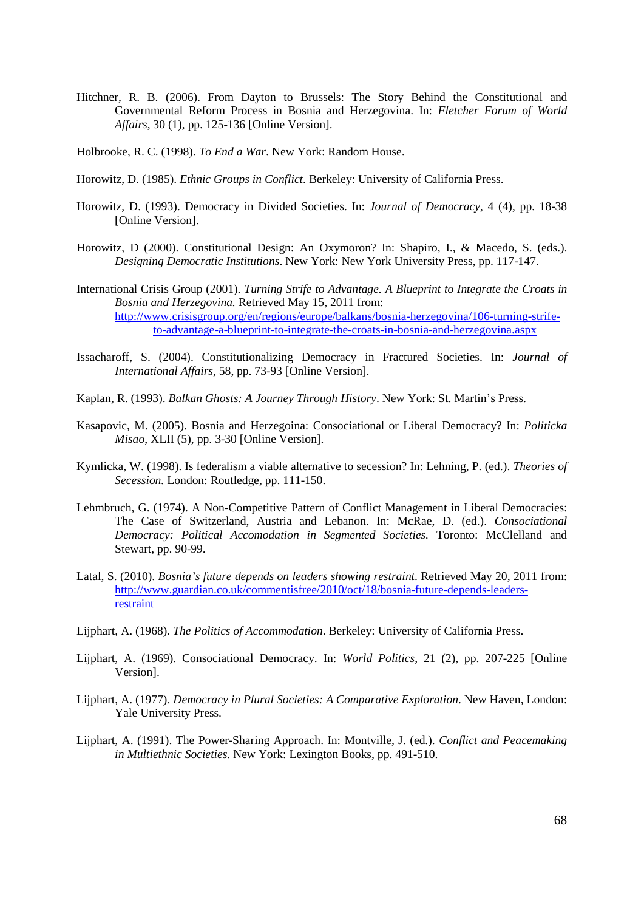Hitchner, R. B. (2006). From Dayton to Brussels: The Story Behind the Constitutional and Governmental Reform Process in Bosnia and Herzegovina. In: *Fletcher Forum of World Affairs*, 30 (1), pp. 125-136 [Online Version].

Holbrooke, R. C. (1998). *To End a War*. New York: Random House.

Horowitz, D. (1985). *Ethnic Groups in Conflict*. Berkeley: University of California Press.

Horowitz, D. (1993). Democracy in Divided Societies. In: *Journal of Democracy*, 4 (4), pp. 18-38 [Online Version].

Horowitz, D (2000). Constitutional Design: An Oxymoron? In: Shapiro, I., & Macedo, S. (eds.). *Designing Democratic Institutions*. New York: New York University Press, pp. 117-147.

International Crisis Group (2001). *Turning Strife to Advantage. A Blueprint to Integrate the Croats in Bosnia and Herzegovina.* Retrieved May 15, 2011 from: http://www.crisisgroup.org/en/regions/europe/balkans/bosnia-herzegovina/106-turning-strife-to-advantage-a-blueprint-to-integrate-the-croats-in-bosnia-and-herzegovina.aspx

Issacharoff, S. (2004). Constitutionalizing Democracy in Fractured Societies. In: *Journal of International Affairs*, 58, pp. 73-93 [Online Version].

Kaplan, R. (1993). *Balkan Ghosts: A Journey Through History*. New York: St. Martin's Press.

Kasapovic, M. (2005). Bosnia and Herzegoina: Consociational or Liberal Democracy? In: *Politicka Misao*, XLII (5), pp. 3-30 [Online Version].

Kymlicka, W. (1998). Is federalism a viable alternative to secession? In: Lehning, P. (ed.). *Theories of Secession.* London: Routledge, pp. 111-150.

Lehmbruch, G. (1974). A Non-Competitive Pattern of Conflict Management in Liberal Democracies: The Case of Switzerland, Austria and Lebanon. In: McRae, D. (ed.). *Consociational Democracy: Political Accomodation in Segmented Societies.* Toronto: McClelland and Stewart, pp. 90-99.

Latal, S. (2010). *Bosnia's future depends on leaders showing restraint*. Retrieved May 20, 2011 from: http://www.guardian.co.uk/commentisfree/2010/oct/18/bosnia-future-depends-leaders-restraint

Lijphart, A. (1968). *The Politics of Accommodation*. Berkeley: University of California Press.

Lijphart, A. (1969). Consociational Democracy. In: *World Politics*, 21 (2), pp. 207-225 [Online Version].

Lijphart, A. (1977). *Democracy in Plural Societies: A Comparative Exploration*. New Haven, London: Yale University Press.

Lijphart, A. (1991). The Power-Sharing Approach. In: Montville, J. (ed.). *Conflict and Peacemaking in Multiethnic Societies*. New York: Lexington Books, pp. 491-510.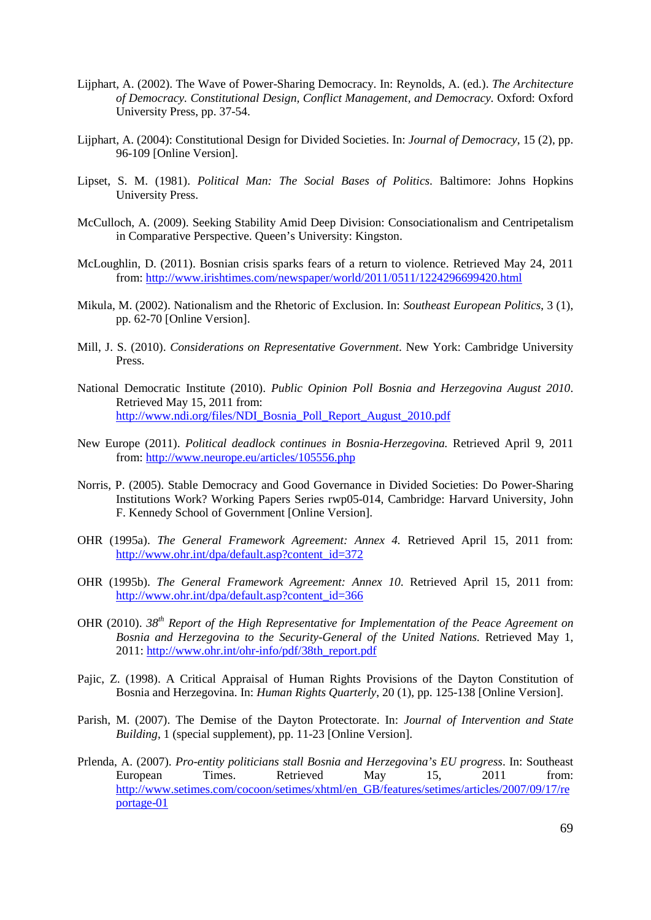Lijphart, A. (2002). The Wave of Power-Sharing Democracy. In: Reynolds, A. (ed.). *The Architecture of Democracy. Constitutional Design, Conflict Management, and Democracy.* Oxford: Oxford University Press, pp. 37-54.

Lijphart, A. (2004): Constitutional Design for Divided Societies. In: *Journal of Democracy*, 15 (2), pp. 96-109 [Online Version].

Lipset, S. M. (1981). *Political Man: The Social Bases of Politics*. Baltimore: Johns Hopkins University Press.

McCulloch, A. (2009). Seeking Stability Amid Deep Division: Consociationalism and Centripetalism in Comparative Perspective. Queen's University: Kingston.

McLoughlin, D. (2011). Bosnian crisis sparks fears of a return to violence. Retrieved May 24, 2011 from: http://www.irishtimes.com/newspaper/world/2011/0511/1224296699420.html

Mikula, M. (2002). Nationalism and the Rhetoric of Exclusion. In: *Southeast European Politics*, 3 (1), pp. 62-70 [Online Version].

Mill, J. S. (2010). *Considerations on Representative Government*. New York: Cambridge University Press.

National Democratic Institute (2010). *Public Opinion Poll Bosnia and Herzegovina August 2010*. Retrieved May 15, 2011 from: http://www.ndi.org/files/NDI_Bosnia_Poll_Report_August_2010.pdf

New Europe (2011). *Political deadlock continues in Bosnia-Herzegovina.* Retrieved April 9, 2011 from: http://www.neurope.eu/articles/105556.php

Norris, P. (2005). Stable Democracy and Good Governance in Divided Societies: Do Power-Sharing Institutions Work? Working Papers Series rwp05-014, Cambridge: Harvard University, John F. Kennedy School of Government [Online Version].

OHR (1995a). *The General Framework Agreement: Annex 4.* Retrieved April 15, 2011 from: http://www.ohr.int/dpa/default.asp?content_id=372

OHR (1995b). *The General Framework Agreement: Annex 10*. Retrieved April 15, 2011 from: http://www.ohr.int/dpa/default.asp?content_id=366

OHR (2010). *38th Report of the High Representative for Implementation of the Peace Agreement on Bosnia and Herzegovina to the Security-General of the United Nations.* Retrieved May 1, 2011: http://www.ohr.int/ohr-info/pdf/38th_report.pdf

Pajic, Z. (1998). A Critical Appraisal of Human Rights Provisions of the Dayton Constitution of Bosnia and Herzegovina. In: *Human Rights Quarterly*, 20 (1), pp. 125-138 [Online Version].

Parish, M. (2007). The Demise of the Dayton Protectorate. In: *Journal of Intervention and State Building*, 1 (special supplement), pp. 11-23 [Online Version].

Prlenda, A. (2007). *Pro-entity politicians stall Bosnia and Herzegovina's EU progress*. In: Southeast European Times. Retrieved May 15, 2011 from: http://www.setimes.com/cocoon/setimes/xhtml/en_GB/features/setimes/articles/2007/09/17/reportage-01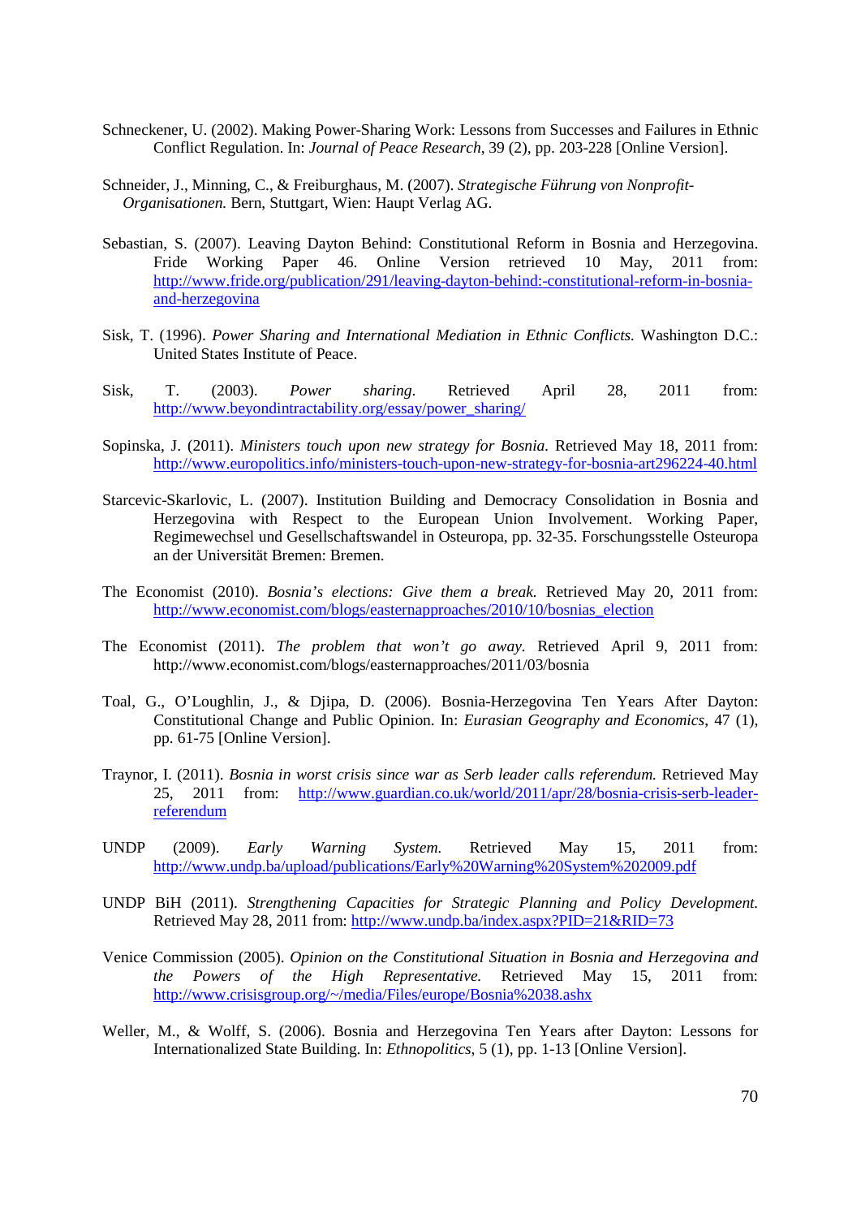Schneckener, U. (2002). Making Power-Sharing Work: Lessons from Successes and Failures in Ethnic Conflict Regulation. In: *Journal of Peace Research*, 39 (2), pp. 203-228 [Online Version].

Schneider, J., Minning, C., & Freiburghaus, M. (2007). *Strategische Führung von Nonprofit-Organisationen.* Bern, Stuttgart, Wien: Haupt Verlag AG.

Sebastian, S. (2007). Leaving Dayton Behind: Constitutional Reform in Bosnia and Herzegovina. Fride Working Paper 46. Online Version retrieved 10 May, 2011 from: http://www.fride.org/publication/291/leaving-dayton-behind:-constitutional-reform-in-bosnia-and-herzegovina

Sisk, T. (1996). *Power Sharing and International Mediation in Ethnic Conflicts.* Washington D.C.: United States Institute of Peace.

Sisk, T. (2003). *Power sharing*. Retrieved April 28, 2011 from: http://www.beyondintractability.org/essay/power_sharing/

Sopinska, J. (2011). *Ministers touch upon new strategy for Bosnia.* Retrieved May 18, 2011 from: http://www.europolitics.info/ministers-touch-upon-new-strategy-for-bosnia-art296224-40.html

Starcevic-Skarlovic, L. (2007). Institution Building and Democracy Consolidation in Bosnia and Herzegovina with Respect to the European Union Involvement. Working Paper, Regimewechsel und Gesellschaftswandel in Osteuropa, pp. 32-35. Forschungsstelle Osteuropa an der Universität Bremen: Bremen.

The Economist (2010). *Bosnia's elections: Give them a break.* Retrieved May 20, 2011 from: http://www.economist.com/blogs/easternapproaches/2010/10/bosnias_election

The Economist (2011). *The problem that won't go away*. Retrieved April 9, 2011 from: http://www.economist.com/blogs/easternapproaches/2011/03/bosnia

Toal, G., O'Loughlin, J., & Djipa, D. (2006). Bosnia-Herzegovina Ten Years After Dayton: Constitutional Change and Public Opinion. In: *Eurasian Geography and Economics*, 47 (1), pp. 61-75 [Online Version].

Traynor, I. (2011). *Bosnia in worst crisis since war as Serb leader calls referendum.* Retrieved May 25, 2011 from: http://www.guardian.co.uk/world/2011/apr/28/bosnia-crisis-serb-leader-referendum

UNDP (2009). *Early Warning System.* Retrieved May 15, 2011 from: http://www.undp.ba/upload/publications/Early%20Warning%20System%202009.pdf

UNDP BiH (2011). *Strengthening Capacities for Strategic Planning and Policy Development.* Retrieved May 28, 2011 from: http://www.undp.ba/index.aspx?PID=21&RID=73

Venice Commission (2005). *Opinion on the Constitutional Situation in Bosnia and Herzegovina and the Powers of the High Representative.* Retrieved May 15, 2011 from: http://www.crisisgroup.org/~/media/Files/europe/Bosnia%2038.ashx

Weller, M., & Wolff, S. (2006). Bosnia and Herzegovina Ten Years after Dayton: Lessons for Internationalized State Building. In: *Ethnopolitics*, 5 (1), pp. 1-13 [Online Version].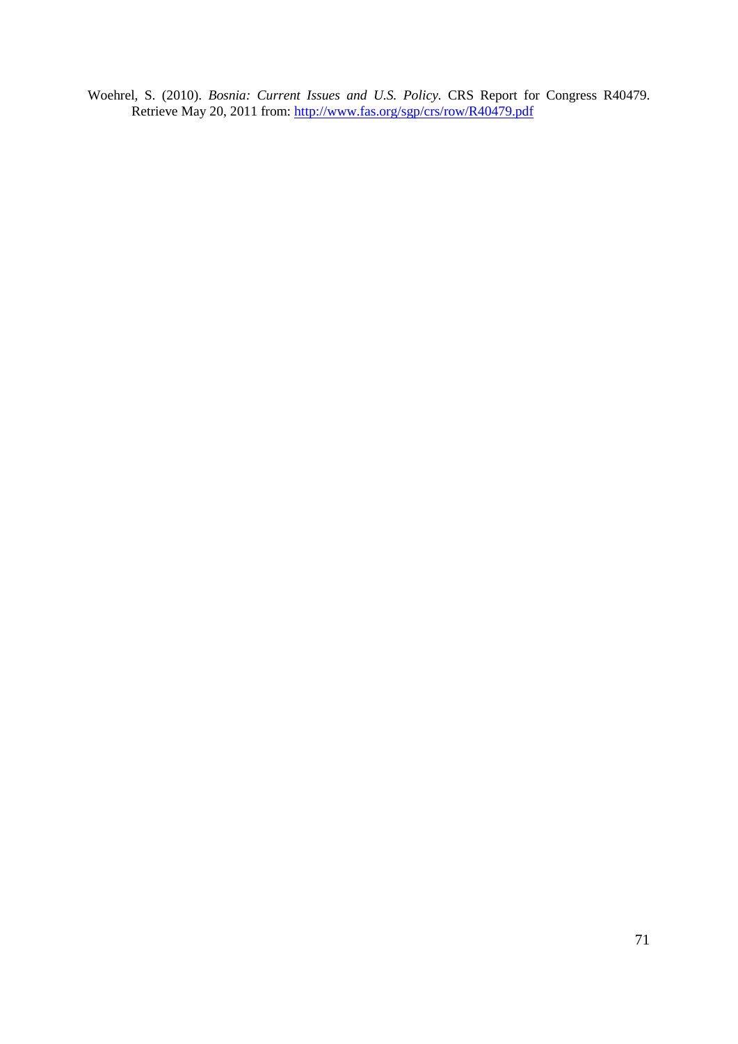Woehrel, S. (2010). *Bosnia: Current Issues and U.S. Policy*. CRS Report for Congress R40479. Retrieve May 20, 2011 from: http://www.fas.org/sgp/crs/row/R40479.pdf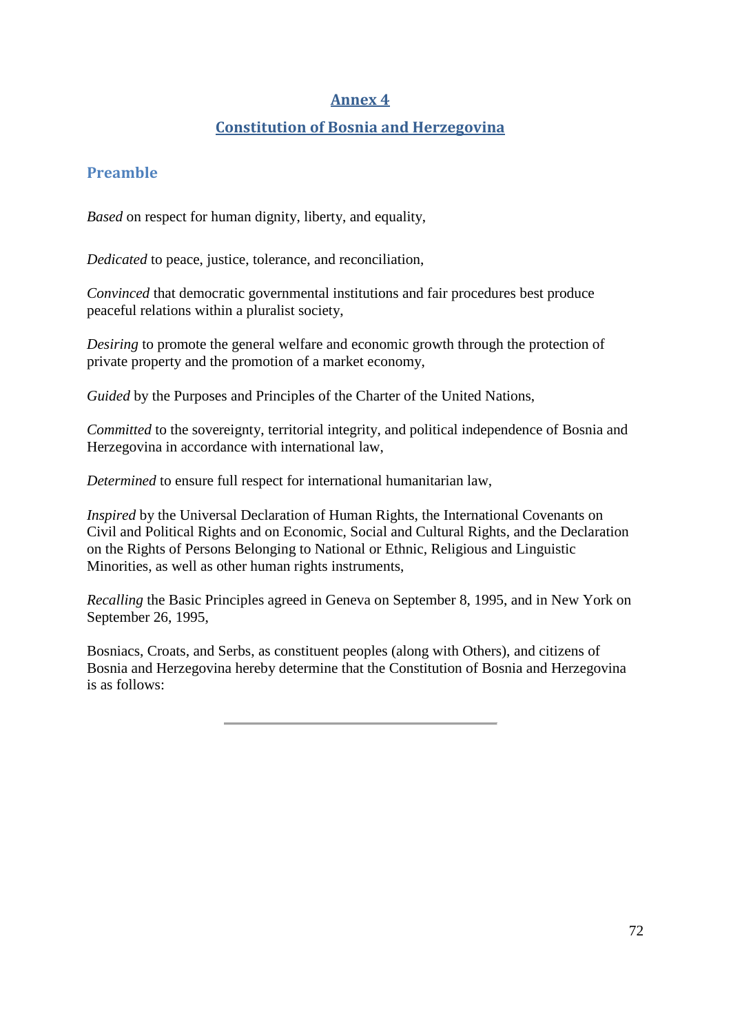# Annex 4

# Constitution of Bosnia and Herzegovina

## Preamble

*Based* on respect for human dignity, liberty, and equality,

*Dedicated* to peace, justice, tolerance, and reconciliation,

*Convinced* that democratic governmental institutions and fair procedures best produce peaceful relations within a pluralist society,

*Desiring* to promote the general welfare and economic growth through the protection of private property and the promotion of a market economy,

*Guided* by the Purposes and Principles of the Charter of the United Nations,

*Committed* to the sovereignty, territorial integrity, and political independence of Bosnia and Herzegovina in accordance with international law,

*Determined* to ensure full respect for international humanitarian law,

*Inspired* by the Universal Declaration of Human Rights, the International Covenants on Civil and Political Rights and on Economic, Social and Cultural Rights, and the Declaration on the Rights of Persons Belonging to National or Ethnic, Religious and Linguistic Minorities, as well as other human rights instruments,

*Recalling* the Basic Principles agreed in Geneva on September 8, 1995, and in New York on September 26, 1995,

Bosniacs, Croats, and Serbs, as constituent peoples (along with Others), and citizens of Bosnia and Herzegovina hereby determine that the Constitution of Bosnia and Herzegovina is as follows:

---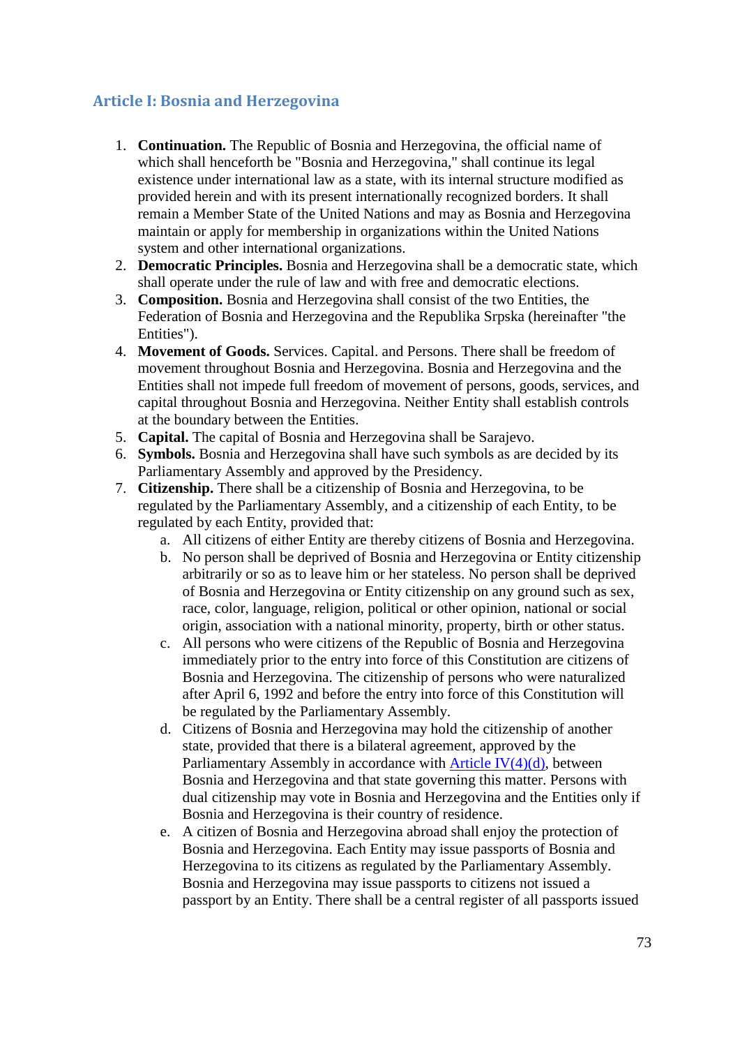## Article I: Bosnia and Herzegovina

1. **Continuation.** The Republic of Bosnia and Herzegovina, the official name of which shall henceforth be "Bosnia and Herzegovina," shall continue its legal existence under international law as a state, with its internal structure modified as provided herein and with its present internationally recognized borders. It shall remain a Member State of the United Nations and may as Bosnia and Herzegovina maintain or apply for membership in organizations within the United Nations system and other international organizations.
2. **Democratic Principles.** Bosnia and Herzegovina shall be a democratic state, which shall operate under the rule of law and with free and democratic elections.
3. **Composition.** Bosnia and Herzegovina shall consist of the two Entities, the Federation of Bosnia and Herzegovina and the Republika Srpska (hereinafter "the Entities").
4. **Movement of Goods.** Services. Capital. and Persons. There shall be freedom of movement throughout Bosnia and Herzegovina. Bosnia and Herzegovina and the Entities shall not impede full freedom of movement of persons, goods, services, and capital throughout Bosnia and Herzegovina. Neither Entity shall establish controls at the boundary between the Entities.
5. **Capital.** The capital of Bosnia and Herzegovina shall be Sarajevo.
6. **Symbols.** Bosnia and Herzegovina shall have such symbols as are decided by its Parliamentary Assembly and approved by the Presidency.
7. **Citizenship.** There shall be a citizenship of Bosnia and Herzegovina, to be regulated by the Parliamentary Assembly, and a citizenship of each Entity, to be regulated by each Entity, provided that:
   a. All citizens of either Entity are thereby citizens of Bosnia and Herzegovina.
   b. No person shall be deprived of Bosnia and Herzegovina or Entity citizenship arbitrarily or so as to leave him or her stateless. No person shall be deprived of Bosnia and Herzegovina or Entity citizenship on any ground such as sex, race, color, language, religion, political or other opinion, national or social origin, association with a national minority, property, birth or other status.
   c. All persons who were citizens of the Republic of Bosnia and Herzegovina immediately prior to the entry into force of this Constitution are citizens of Bosnia and Herzegovina. The citizenship of persons who were naturalized after April 6, 1992 and before the entry into force of this Constitution will be regulated by the Parliamentary Assembly.
   d. Citizens of Bosnia and Herzegovina may hold the citizenship of another state, provided that there is a bilateral agreement, approved by the Parliamentary Assembly in accordance with Article IV(4)(d), between Bosnia and Herzegovina and that state governing this matter. Persons with dual citizenship may vote in Bosnia and Herzegovina and the Entities only if Bosnia and Herzegovina is their country of residence.
   e. A citizen of Bosnia and Herzegovina abroad shall enjoy the protection of Bosnia and Herzegovina. Each Entity may issue passports of Bosnia and Herzegovina to its citizens as regulated by the Parliamentary Assembly. Bosnia and Herzegovina may issue passports to citizens not issued a passport by an Entity. There shall be a central register of all passports issued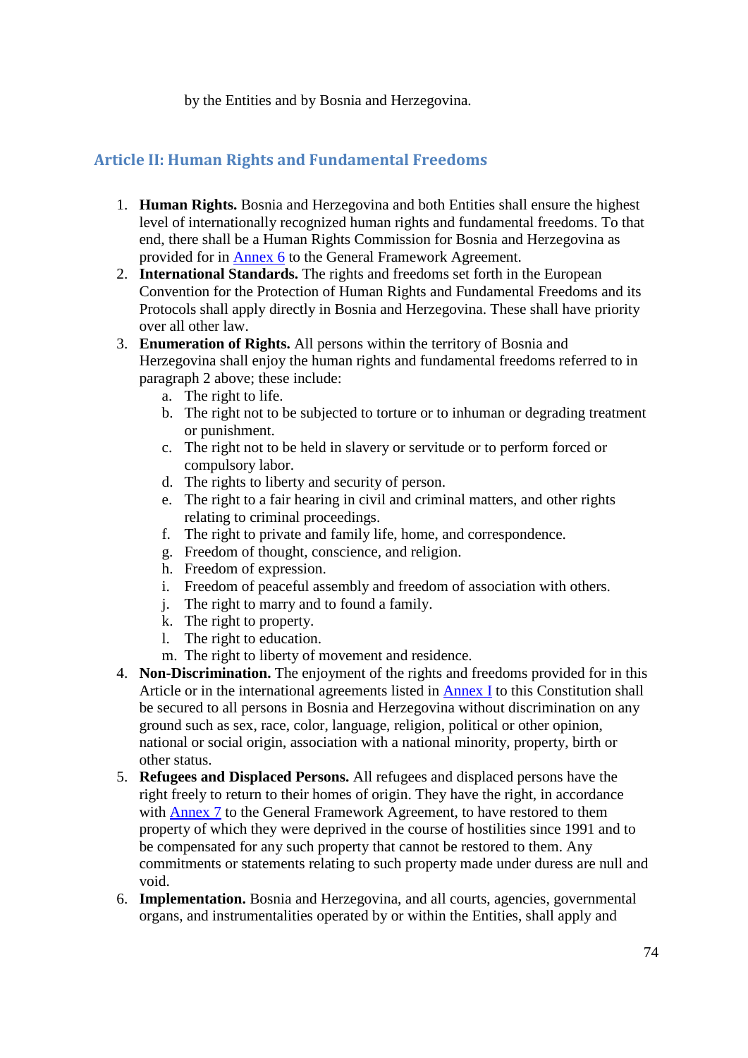by the Entities and by Bosnia and Herzegovina.

## Article II: Human Rights and Fundamental Freedoms

1. **Human Rights.** Bosnia and Herzegovina and both Entities shall ensure the highest level of internationally recognized human rights and fundamental freedoms. To that end, there shall be a Human Rights Commission for Bosnia and Herzegovina as provided for in Annex 6 to the General Framework Agreement.
2. **International Standards.** The rights and freedoms set forth in the European Convention for the Protection of Human Rights and Fundamental Freedoms and its Protocols shall apply directly in Bosnia and Herzegovina. These shall have priority over all other law.
3. **Enumeration of Rights.** All persons within the territory of Bosnia and Herzegovina shall enjoy the human rights and fundamental freedoms referred to in paragraph 2 above; these include:
   a. The right to life.
   b. The right not to be subjected to torture or to inhuman or degrading treatment or punishment.
   c. The right not to be held in slavery or servitude or to perform forced or compulsory labor.
   d. The rights to liberty and security of person.
   e. The right to a fair hearing in civil and criminal matters, and other rights relating to criminal proceedings.
   f. The right to private and family life, home, and correspondence.
   g. Freedom of thought, conscience, and religion.
   h. Freedom of expression.
   i. Freedom of peaceful assembly and freedom of association with others.
   j. The right to marry and to found a family.
   k. The right to property.
   l. The right to education.
   m. The right to liberty of movement and residence.
4. **Non-Discrimination.** The enjoyment of the rights and freedoms provided for in this Article or in the international agreements listed in Annex I to this Constitution shall be secured to all persons in Bosnia and Herzegovina without discrimination on any ground such as sex, race, color, language, religion, political or other opinion, national or social origin, association with a national minority, property, birth or other status.
5. **Refugees and Displaced Persons.** All refugees and displaced persons have the right freely to return to their homes of origin. They have the right, in accordance with Annex 7 to the General Framework Agreement, to have restored to them property of which they were deprived in the course of hostilities since 1991 and to be compensated for any such property that cannot be restored to them. Any commitments or statements relating to such property made under duress are null and void.
6. **Implementation.** Bosnia and Herzegovina, and all courts, agencies, governmental organs, and instrumentalities operated by or within the Entities, shall apply and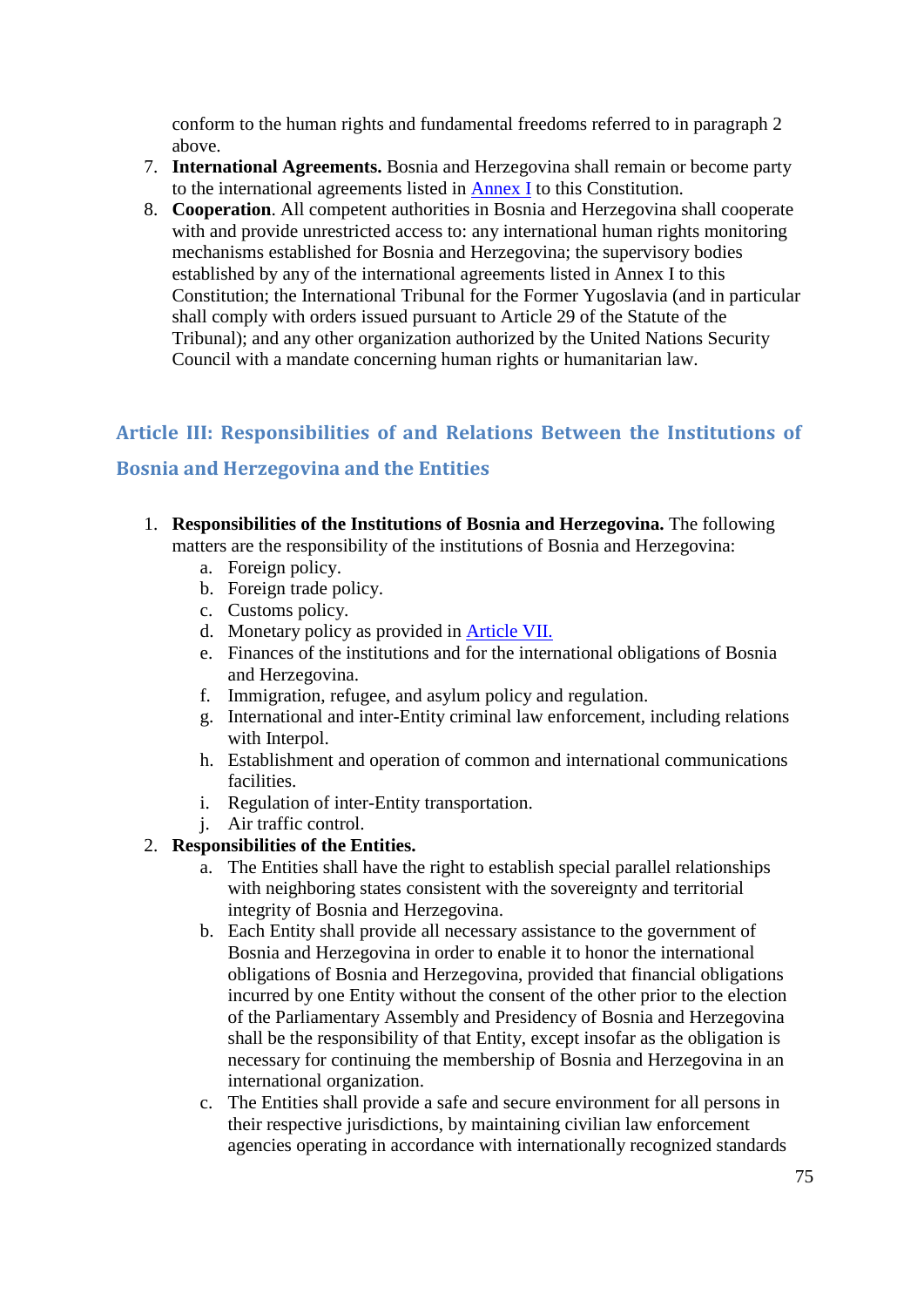conform to the human rights and fundamental freedoms referred to in paragraph 2 above.

7. **International Agreements.** Bosnia and Herzegovina shall remain or become party to the international agreements listed in Annex I to this Constitution.
8. **Cooperation**. All competent authorities in Bosnia and Herzegovina shall cooperate with and provide unrestricted access to: any international human rights monitoring mechanisms established for Bosnia and Herzegovina; the supervisory bodies established by any of the international agreements listed in Annex I to this Constitution; the International Tribunal for the Former Yugoslavia (and in particular shall comply with orders issued pursuant to Article 29 of the Statute of the Tribunal); and any other organization authorized by the United Nations Security Council with a mandate concerning human rights or humanitarian law.

## Article III: Responsibilities of and Relations Between the Institutions of Bosnia and Herzegovina and the Entities

1. **Responsibilities of the Institutions of Bosnia and Herzegovina.** The following matters are the responsibility of the institutions of Bosnia and Herzegovina:
   a. Foreign policy.
   b. Foreign trade policy.
   c. Customs policy.
   d. Monetary policy as provided in Article VII.
   e. Finances of the institutions and for the international obligations of Bosnia and Herzegovina.
   f. Immigration, refugee, and asylum policy and regulation.
   g. International and inter-Entity criminal law enforcement, including relations with Interpol.
   h. Establishment and operation of common and international communications facilities.
   i. Regulation of inter-Entity transportation.
   j. Air traffic control.
2. **Responsibilities of the Entities.**
   a. The Entities shall have the right to establish special parallel relationships with neighboring states consistent with the sovereignty and territorial integrity of Bosnia and Herzegovina.
   b. Each Entity shall provide all necessary assistance to the government of Bosnia and Herzegovina in order to enable it to honor the international obligations of Bosnia and Herzegovina, provided that financial obligations incurred by one Entity without the consent of the other prior to the election of the Parliamentary Assembly and Presidency of Bosnia and Herzegovina shall be the responsibility of that Entity, except insofar as the obligation is necessary for continuing the membership of Bosnia and Herzegovina in an international organization.
   c. The Entities shall provide a safe and secure environment for all persons in their respective jurisdictions, by maintaining civilian law enforcement agencies operating in accordance with internationally recognized standards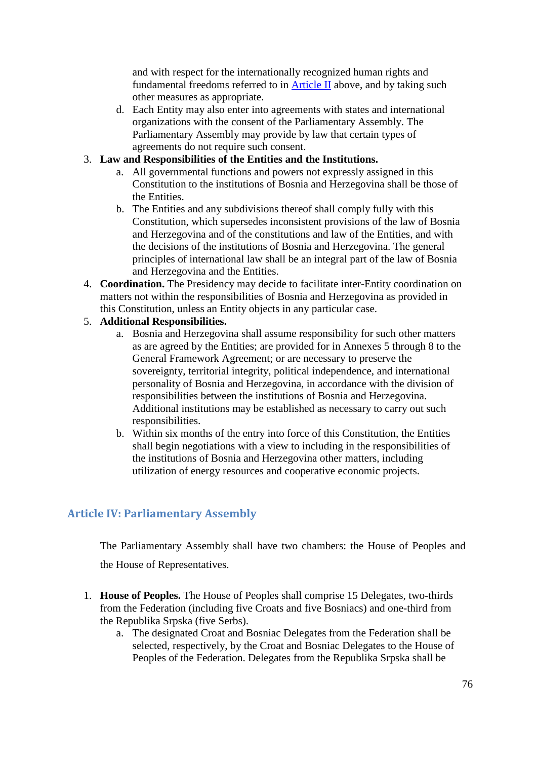and with respect for the internationally recognized human rights and fundamental freedoms referred to in Article II above, and by taking such other measures as appropriate.

d. Each Entity may also enter into agreements with states and international organizations with the consent of the Parliamentary Assembly. The Parliamentary Assembly may provide by law that certain types of agreements do not require such consent.

3. **Law and Responsibilities of the Entities and the Institutions.**
    a. All governmental functions and powers not expressly assigned in this Constitution to the institutions of Bosnia and Herzegovina shall be those of the Entities.
    b. The Entities and any subdivisions thereof shall comply fully with this Constitution, which supersedes inconsistent provisions of the law of Bosnia and Herzegovina and of the constitutions and law of the Entities, and with the decisions of the institutions of Bosnia and Herzegovina. The general principles of international law shall be an integral part of the law of Bosnia and Herzegovina and the Entities.
4. **Coordination.** The Presidency may decide to facilitate inter-Entity coordination on matters not within the responsibilities of Bosnia and Herzegovina as provided in this Constitution, unless an Entity objects in any particular case.
5. **Additional Responsibilities.**
    a. Bosnia and Herzegovina shall assume responsibility for such other matters as are agreed by the Entities; are provided for in Annexes 5 through 8 to the General Framework Agreement; or are necessary to preserve the sovereignty, territorial integrity, political independence, and international personality of Bosnia and Herzegovina, in accordance with the division of responsibilities between the institutions of Bosnia and Herzegovina. Additional institutions may be established as necessary to carry out such responsibilities.
    b. Within six months of the entry into force of this Constitution, the Entities shall begin negotiations with a view to including in the responsibilities of the institutions of Bosnia and Herzegovina other matters, including utilization of energy resources and cooperative economic projects.

## Article IV: Parliamentary Assembly

The Parliamentary Assembly shall have two chambers: the House of Peoples and the House of Representatives.

1. **House of Peoples.** The House of Peoples shall comprise 15 Delegates, two-thirds from the Federation (including five Croats and five Bosniacs) and one-third from the Republika Srpska (five Serbs).
    a. The designated Croat and Bosniac Delegates from the Federation shall be selected, respectively, by the Croat and Bosniac Delegates to the House of Peoples of the Federation. Delegates from the Republika Srpska shall be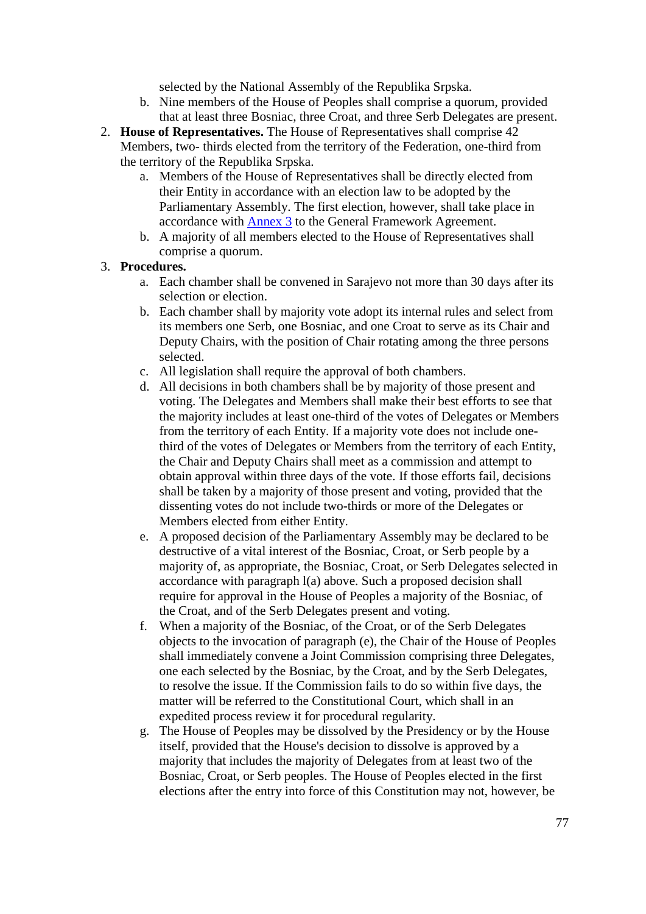selected by the National Assembly of the Republika Srpska.

   b. Nine members of the House of Peoples shall comprise a quorum, provided that at least three Bosniac, three Croat, and three Serb Delegates are present.

2. **House of Representatives.** The House of Representatives shall comprise 42 Members, two- thirds elected from the territory of the Federation, one-third from the territory of the Republika Srpska.
   a. Members of the House of Representatives shall be directly elected from their Entity in accordance with an election law to be adopted by the Parliamentary Assembly. The first election, however, shall take place in accordance with Annex 3 to the General Framework Agreement.
   b. A majority of all members elected to the House of Representatives shall comprise a quorum.

3. **Procedures.**
   a. Each chamber shall be convened in Sarajevo not more than 30 days after its selection or election.
   b. Each chamber shall by majority vote adopt its internal rules and select from its members one Serb, one Bosniac, and one Croat to serve as its Chair and Deputy Chairs, with the position of Chair rotating among the three persons selected.
   c. All legislation shall require the approval of both chambers.
   d. All decisions in both chambers shall be by majority of those present and voting. The Delegates and Members shall make their best efforts to see that the majority includes at least one-third of the votes of Delegates or Members from the territory of each Entity. If a majority vote does not include one-third of the votes of Delegates or Members from the territory of each Entity, the Chair and Deputy Chairs shall meet as a commission and attempt to obtain approval within three days of the vote. If those efforts fail, decisions shall be taken by a majority of those present and voting, provided that the dissenting votes do not include two-thirds or more of the Delegates or Members elected from either Entity.
   e. A proposed decision of the Parliamentary Assembly may be declared to be destructive of a vital interest of the Bosniac, Croat, or Serb people by a majority of, as appropriate, the Bosniac, Croat, or Serb Delegates selected in accordance with paragraph l(a) above. Such a proposed decision shall require for approval in the House of Peoples a majority of the Bosniac, of the Croat, and of the Serb Delegates present and voting.
   f. When a majority of the Bosniac, of the Croat, or of the Serb Delegates objects to the invocation of paragraph (e), the Chair of the House of Peoples shall immediately convene a Joint Commission comprising three Delegates, one each selected by the Bosniac, by the Croat, and by the Serb Delegates, to resolve the issue. If the Commission fails to do so within five days, the matter will be referred to the Constitutional Court, which shall in an expedited process review it for procedural regularity.
   g. The House of Peoples may be dissolved by the Presidency or by the House itself, provided that the House's decision to dissolve is approved by a majority that includes the majority of Delegates from at least two of the Bosniac, Croat, or Serb peoples. The House of Peoples elected in the first elections after the entry into force of this Constitution may not, however, be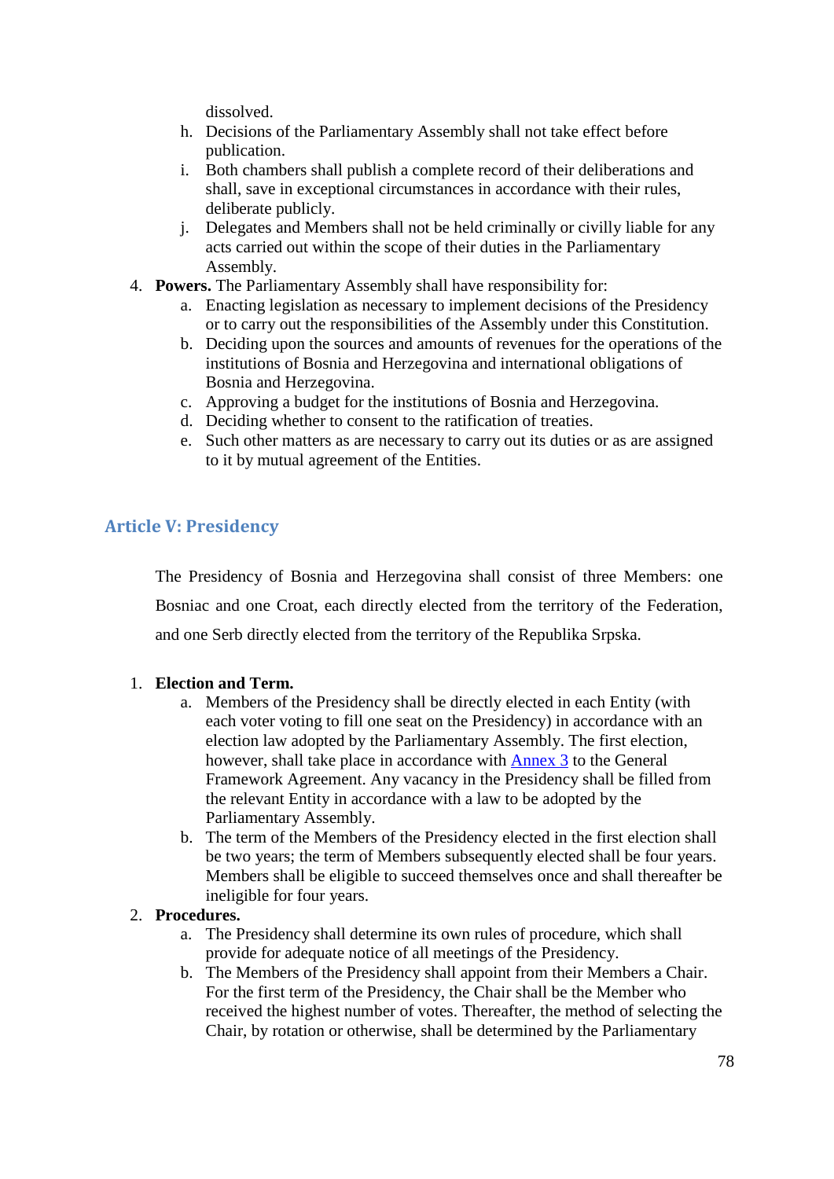dissolved.

h. Decisions of the Parliamentary Assembly shall not take effect before publication.
i. Both chambers shall publish a complete record of their deliberations and shall, save in exceptional circumstances in accordance with their rules, deliberate publicly.
j. Delegates and Members shall not be held criminally or civilly liable for any acts carried out within the scope of their duties in the Parliamentary Assembly.

4. **Powers.** The Parliamentary Assembly shall have responsibility for:
   a. Enacting legislation as necessary to implement decisions of the Presidency or to carry out the responsibilities of the Assembly under this Constitution.
   b. Deciding upon the sources and amounts of revenues for the operations of the institutions of Bosnia and Herzegovina and international obligations of Bosnia and Herzegovina.
   c. Approving a budget for the institutions of Bosnia and Herzegovina.
   d. Deciding whether to consent to the ratification of treaties.
   e. Such other matters as are necessary to carry out its duties or as are assigned to it by mutual agreement of the Entities.

## Article V: Presidency

The Presidency of Bosnia and Herzegovina shall consist of three Members: one Bosniac and one Croat, each directly elected from the territory of the Federation, and one Serb directly elected from the territory of the Republika Srpska.

1. **Election and Term.**
   a. Members of the Presidency shall be directly elected in each Entity (with each voter voting to fill one seat on the Presidency) in accordance with an election law adopted by the Parliamentary Assembly. The first election, however, shall take place in accordance with Annex 3 to the General Framework Agreement. Any vacancy in the Presidency shall be filled from the relevant Entity in accordance with a law to be adopted by the Parliamentary Assembly.
   b. The term of the Members of the Presidency elected in the first election shall be two years; the term of Members subsequently elected shall be four years. Members shall be eligible to succeed themselves once and shall thereafter be ineligible for four years.
2. **Procedures.**
   a. The Presidency shall determine its own rules of procedure, which shall provide for adequate notice of all meetings of the Presidency.
   b. The Members of the Presidency shall appoint from their Members a Chair. For the first term of the Presidency, the Chair shall be the Member who received the highest number of votes. Thereafter, the method of selecting the Chair, by rotation or otherwise, shall be determined by the Parliamentary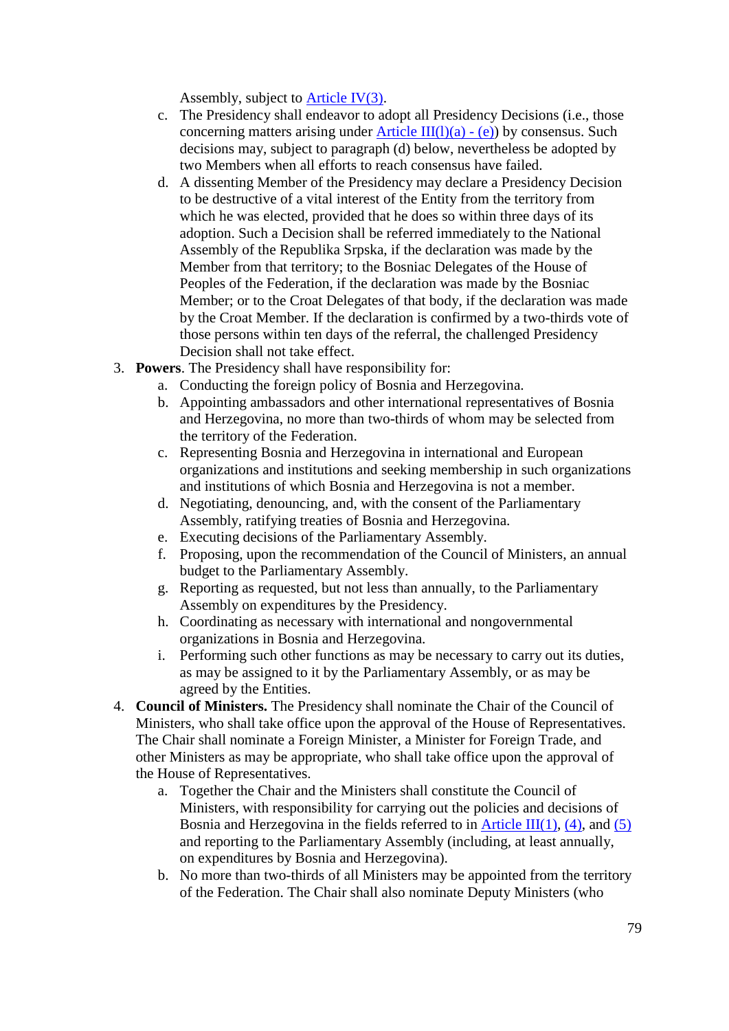Assembly, subject to Article IV(3).

   c. The Presidency shall endeavor to adopt all Presidency Decisions (i.e., those concerning matters arising under Article III(l)(a) - (e)) by consensus. Such decisions may, subject to paragraph (d) below, nevertheless be adopted by two Members when all efforts to reach consensus have failed.
   d. A dissenting Member of the Presidency may declare a Presidency Decision to be destructive of a vital interest of the Entity from the territory from which he was elected, provided that he does so within three days of its adoption. Such a Decision shall be referred immediately to the National Assembly of the Republika Srpska, if the declaration was made by the Member from that territory; to the Bosniac Delegates of the House of Peoples of the Federation, if the declaration was made by the Bosniac Member; or to the Croat Delegates of that body, if the declaration was made by the Croat Member. If the declaration is confirmed by a two-thirds vote of those persons within ten days of the referral, the challenged Presidency Decision shall not take effect.

3. **Powers**. The Presidency shall have responsibility for:
   a. Conducting the foreign policy of Bosnia and Herzegovina.
   b. Appointing ambassadors and other international representatives of Bosnia and Herzegovina, no more than two-thirds of whom may be selected from the territory of the Federation.
   c. Representing Bosnia and Herzegovina in international and European organizations and institutions and seeking membership in such organizations and institutions of which Bosnia and Herzegovina is not a member.
   d. Negotiating, denouncing, and, with the consent of the Parliamentary Assembly, ratifying treaties of Bosnia and Herzegovina.
   e. Executing decisions of the Parliamentary Assembly.
   f. Proposing, upon the recommendation of the Council of Ministers, an annual budget to the Parliamentary Assembly.
   g. Reporting as requested, but not less than annually, to the Parliamentary Assembly on expenditures by the Presidency.
   h. Coordinating as necessary with international and nongovernmental organizations in Bosnia and Herzegovina.
   i. Performing such other functions as may be necessary to carry out its duties, as may be assigned to it by the Parliamentary Assembly, or as may be agreed by the Entities.

4. **Council of Ministers.** The Presidency shall nominate the Chair of the Council of Ministers, who shall take office upon the approval of the House of Representatives. The Chair shall nominate a Foreign Minister, a Minister for Foreign Trade, and other Ministers as may be appropriate, who shall take office upon the approval of the House of Representatives.
   a. Together the Chair and the Ministers shall constitute the Council of Ministers, with responsibility for carrying out the policies and decisions of Bosnia and Herzegovina in the fields referred to in Article III(1), (4), and (5) and reporting to the Parliamentary Assembly (including, at least annually, on expenditures by Bosnia and Herzegovina).
   b. No more than two-thirds of all Ministers may be appointed from the territory of the Federation. The Chair shall also nominate Deputy Ministers (who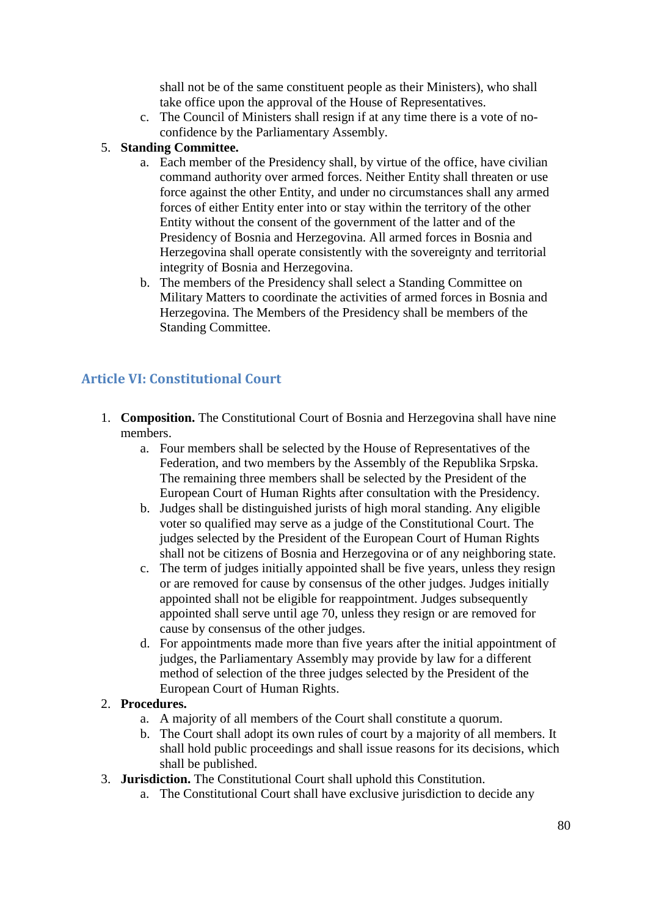shall not be of the same constituent people as their Ministers), who shall take office upon the approval of the House of Representatives.

   c. The Council of Ministers shall resign if at any time there is a vote of no-confidence by the Parliamentary Assembly.

5. **Standing Committee.**
   a. Each member of the Presidency shall, by virtue of the office, have civilian command authority over armed forces. Neither Entity shall threaten or use force against the other Entity, and under no circumstances shall any armed forces of either Entity enter into or stay within the territory of the other Entity without the consent of the government of the latter and of the Presidency of Bosnia and Herzegovina. All armed forces in Bosnia and Herzegovina shall operate consistently with the sovereignty and territorial integrity of Bosnia and Herzegovina.
   b. The members of the Presidency shall select a Standing Committee on Military Matters to coordinate the activities of armed forces in Bosnia and Herzegovina. The Members of the Presidency shall be members of the Standing Committee.

## Article VI: Constitutional Court

1. **Composition.** The Constitutional Court of Bosnia and Herzegovina shall have nine members.
   a. Four members shall be selected by the House of Representatives of the Federation, and two members by the Assembly of the Republika Srpska. The remaining three members shall be selected by the President of the European Court of Human Rights after consultation with the Presidency.
   b. Judges shall be distinguished jurists of high moral standing. Any eligible voter so qualified may serve as a judge of the Constitutional Court. The judges selected by the President of the European Court of Human Rights shall not be citizens of Bosnia and Herzegovina or of any neighboring state.
   c. The term of judges initially appointed shall be five years, unless they resign or are removed for cause by consensus of the other judges. Judges initially appointed shall not be eligible for reappointment. Judges subsequently appointed shall serve until age 70, unless they resign or are removed for cause by consensus of the other judges.
   d. For appointments made more than five years after the initial appointment of judges, the Parliamentary Assembly may provide by law for a different method of selection of the three judges selected by the President of the European Court of Human Rights.
2. **Procedures.**
   a. A majority of all members of the Court shall constitute a quorum.
   b. The Court shall adopt its own rules of court by a majority of all members. It shall hold public proceedings and shall issue reasons for its decisions, which shall be published.
3. **Jurisdiction.** The Constitutional Court shall uphold this Constitution.
   a. The Constitutional Court shall have exclusive jurisdiction to decide any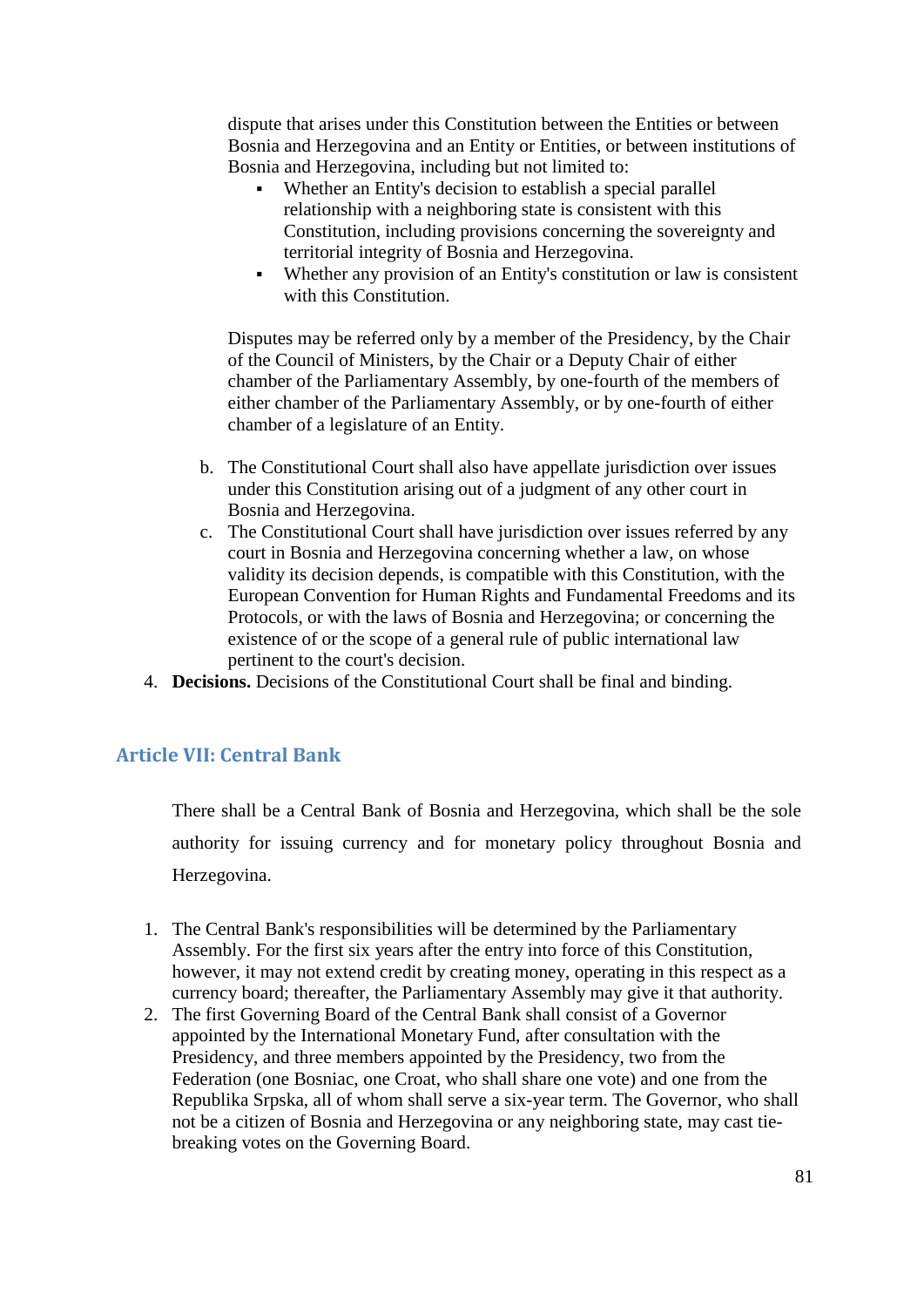dispute that arises under this Constitution between the Entities or between Bosnia and Herzegovina and an Entity or Entities, or between institutions of Bosnia and Herzegovina, including but not limited to:

- Whether an Entity's decision to establish a special parallel relationship with a neighboring state is consistent with this Constitution, including provisions concerning the sovereignty and territorial integrity of Bosnia and Herzegovina.
- Whether any provision of an Entity's constitution or law is consistent with this Constitution.

Disputes may be referred only by a member of the Presidency, by the Chair of the Council of Ministers, by the Chair or a Deputy Chair of either chamber of the Parliamentary Assembly, by one-fourth of the members of either chamber of the Parliamentary Assembly, or by one-fourth of either chamber of a legislature of an Entity.

b. The Constitutional Court shall also have appellate jurisdiction over issues under this Constitution arising out of a judgment of any other court in Bosnia and Herzegovina.

c. The Constitutional Court shall have jurisdiction over issues referred by any court in Bosnia and Herzegovina concerning whether a law, on whose validity its decision depends, is compatible with this Constitution, with the European Convention for Human Rights and Fundamental Freedoms and its Protocols, or with the laws of Bosnia and Herzegovina; or concerning the existence of or the scope of a general rule of public international law pertinent to the court's decision.

4. **Decisions.** Decisions of the Constitutional Court shall be final and binding.

## Article VII: Central Bank

There shall be a Central Bank of Bosnia and Herzegovina, which shall be the sole authority for issuing currency and for monetary policy throughout Bosnia and Herzegovina.

1. The Central Bank's responsibilities will be determined by the Parliamentary Assembly. For the first six years after the entry into force of this Constitution, however, it may not extend credit by creating money, operating in this respect as a currency board; thereafter, the Parliamentary Assembly may give it that authority.
2. The first Governing Board of the Central Bank shall consist of a Governor appointed by the International Monetary Fund, after consultation with the Presidency, and three members appointed by the Presidency, two from the Federation (one Bosniac, one Croat, who shall share one vote) and one from the Republika Srpska, all of whom shall serve a six-year term. The Governor, who shall not be a citizen of Bosnia and Herzegovina or any neighboring state, may cast tie-breaking votes on the Governing Board.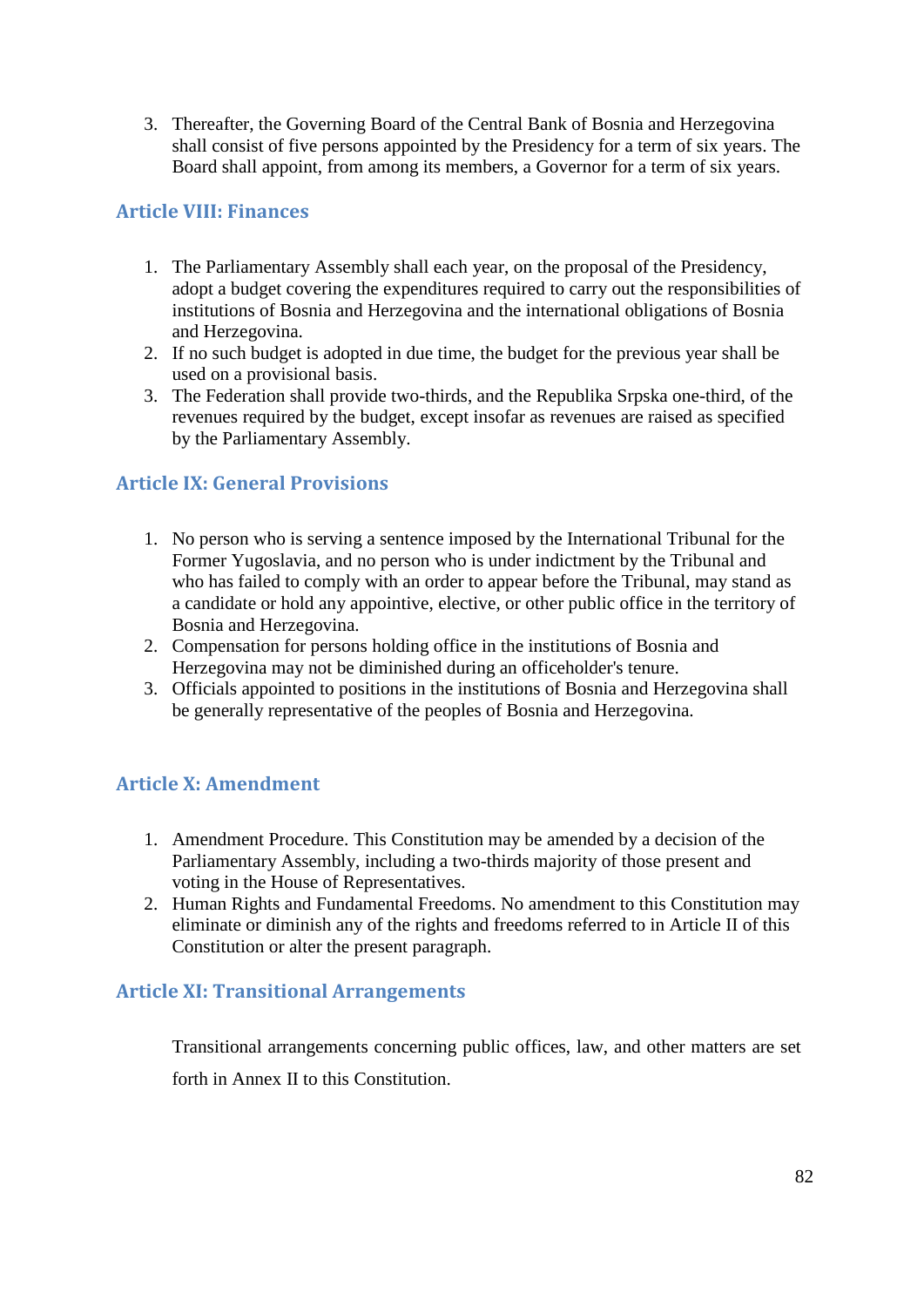3. Thereafter, the Governing Board of the Central Bank of Bosnia and Herzegovina shall consist of five persons appointed by the Presidency for a term of six years. The Board shall appoint, from among its members, a Governor for a term of six years.

## Article VIII: Finances

1. The Parliamentary Assembly shall each year, on the proposal of the Presidency, adopt a budget covering the expenditures required to carry out the responsibilities of institutions of Bosnia and Herzegovina and the international obligations of Bosnia and Herzegovina.
2. If no such budget is adopted in due time, the budget for the previous year shall be used on a provisional basis.
3. The Federation shall provide two-thirds, and the Republika Srpska one-third, of the revenues required by the budget, except insofar as revenues are raised as specified by the Parliamentary Assembly.

## Article IX: General Provisions

1. No person who is serving a sentence imposed by the International Tribunal for the Former Yugoslavia, and no person who is under indictment by the Tribunal and who has failed to comply with an order to appear before the Tribunal, may stand as a candidate or hold any appointive, elective, or other public office in the territory of Bosnia and Herzegovina.
2. Compensation for persons holding office in the institutions of Bosnia and Herzegovina may not be diminished during an officeholder's tenure.
3. Officials appointed to positions in the institutions of Bosnia and Herzegovina shall be generally representative of the peoples of Bosnia and Herzegovina.

## Article X: Amendment

1. Amendment Procedure. This Constitution may be amended by a decision of the Parliamentary Assembly, including a two-thirds majority of those present and voting in the House of Representatives.
2. Human Rights and Fundamental Freedoms. No amendment to this Constitution may eliminate or diminish any of the rights and freedoms referred to in Article II of this Constitution or alter the present paragraph.

## Article XI: Transitional Arrangements

Transitional arrangements concerning public offices, law, and other matters are set forth in Annex II to this Constitution.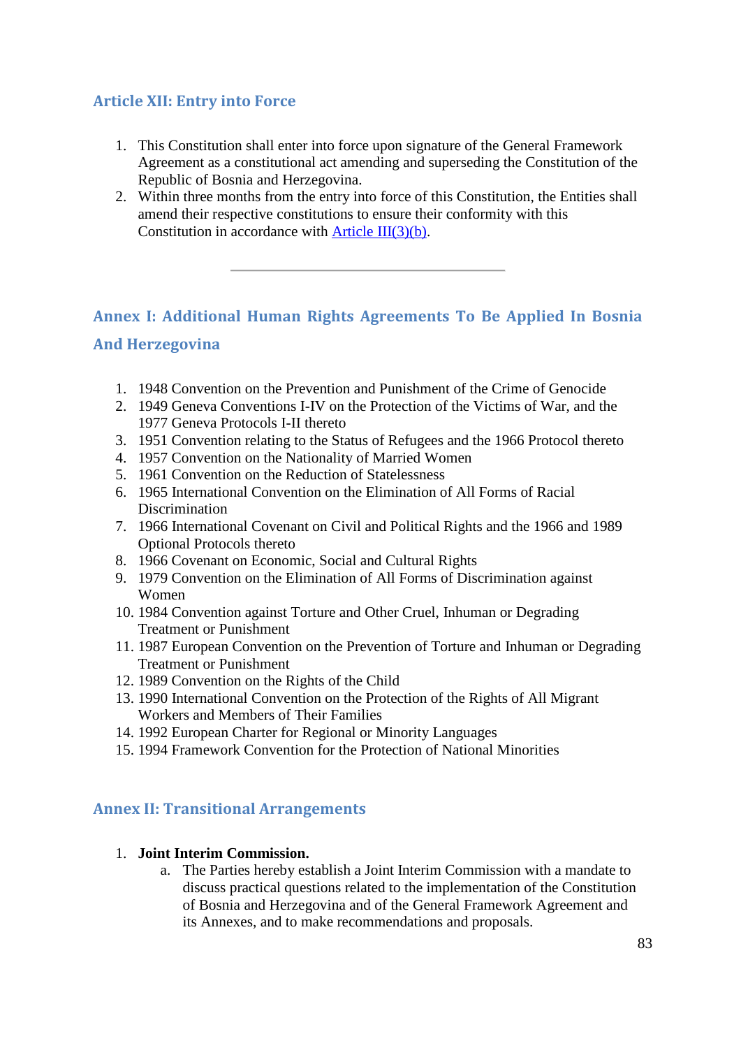## Article XII: Entry into Force

1. This Constitution shall enter into force upon signature of the General Framework Agreement as a constitutional act amending and superseding the Constitution of the Republic of Bosnia and Herzegovina.
2. Within three months from the entry into force of this Constitution, the Entities shall amend their respective constitutions to ensure their conformity with this Constitution in accordance with Article III(3)(b).

---

## Annex I: Additional Human Rights Agreements To Be Applied In Bosnia And Herzegovina

1. 1948 Convention on the Prevention and Punishment of the Crime of Genocide
2. 1949 Geneva Conventions I-IV on the Protection of the Victims of War, and the 1977 Geneva Protocols I-II thereto
3. 1951 Convention relating to the Status of Refugees and the 1966 Protocol thereto
4. 1957 Convention on the Nationality of Married Women
5. 1961 Convention on the Reduction of Statelessness
6. 1965 International Convention on the Elimination of All Forms of Racial Discrimination
7. 1966 International Covenant on Civil and Political Rights and the 1966 and 1989 Optional Protocols thereto
8. 1966 Covenant on Economic, Social and Cultural Rights
9. 1979 Convention on the Elimination of All Forms of Discrimination against Women
10. 1984 Convention against Torture and Other Cruel, Inhuman or Degrading Treatment or Punishment
11. 1987 European Convention on the Prevention of Torture and Inhuman or Degrading Treatment or Punishment
12. 1989 Convention on the Rights of the Child
13. 1990 International Convention on the Protection of the Rights of All Migrant Workers and Members of Their Families
14. 1992 European Charter for Regional or Minority Languages
15. 1994 Framework Convention for the Protection of National Minorities

## Annex II: Transitional Arrangements

1. **Joint Interim Commission.**
    a. The Parties hereby establish a Joint Interim Commission with a mandate to discuss practical questions related to the implementation of the Constitution of Bosnia and Herzegovina and of the General Framework Agreement and its Annexes, and to make recommendations and proposals.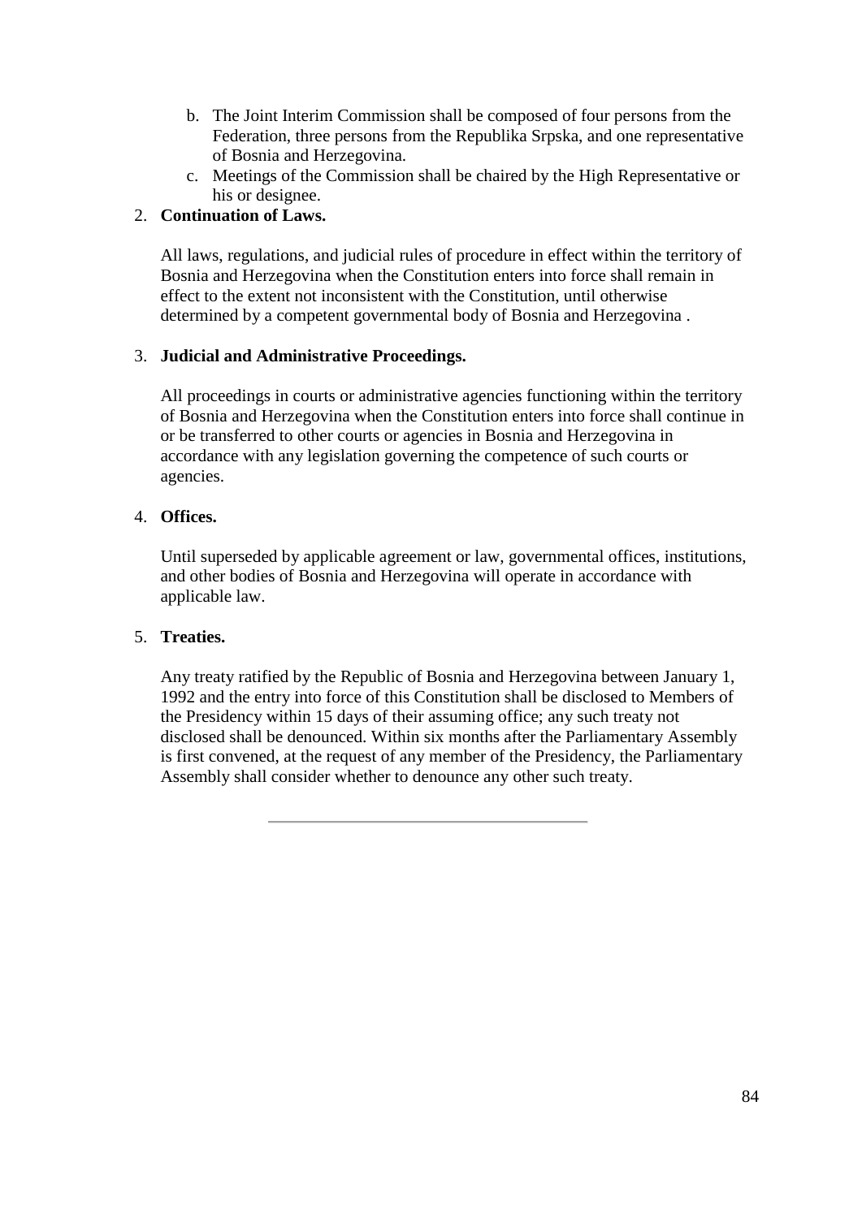b. The Joint Interim Commission shall be composed of four persons from the Federation, three persons from the Republika Srpska, and one representative of Bosnia and Herzegovina.
   c. Meetings of the Commission shall be chaired by the High Representative or his or designee.

2. **Continuation of Laws.**

   All laws, regulations, and judicial rules of procedure in effect within the territory of Bosnia and Herzegovina when the Constitution enters into force shall remain in effect to the extent not inconsistent with the Constitution, until otherwise determined by a competent governmental body of Bosnia and Herzegovina .

3. **Judicial and Administrative Proceedings.**

   All proceedings in courts or administrative agencies functioning within the territory of Bosnia and Herzegovina when the Constitution enters into force shall continue in or be transferred to other courts or agencies in Bosnia and Herzegovina in accordance with any legislation governing the competence of such courts or agencies.

4. **Offices.**

   Until superseded by applicable agreement or law, governmental offices, institutions, and other bodies of Bosnia and Herzegovina will operate in accordance with applicable law.

5. **Treaties.**

   Any treaty ratified by the Republic of Bosnia and Herzegovina between January 1, 1992 and the entry into force of this Constitution shall be disclosed to Members of the Presidency within 15 days of their assuming office; any such treaty not disclosed shall be denounced. Within six months after the Parliamentary Assembly is first convened, at the request of any member of the Presidency, the Parliamentary Assembly shall consider whether to denounce any other such treaty.

---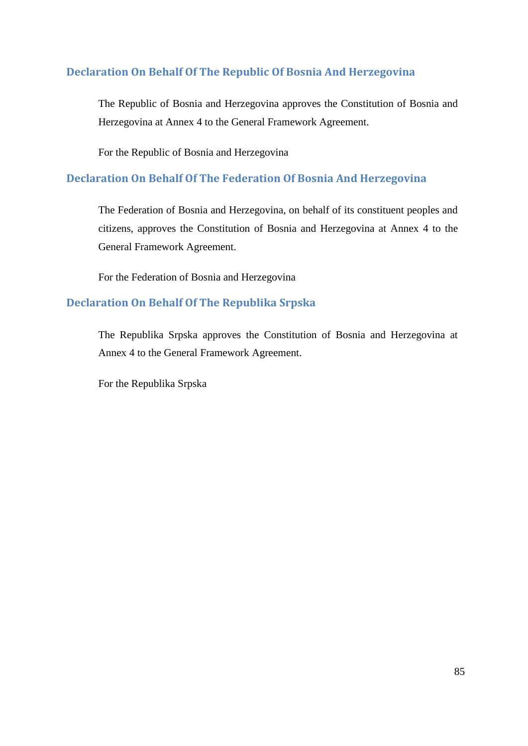## Declaration On Behalf Of The Republic Of Bosnia And Herzegovina

The Republic of Bosnia and Herzegovina approves the Constitution of Bosnia and Herzegovina at Annex 4 to the General Framework Agreement.

For the Republic of Bosnia and Herzegovina

## Declaration On Behalf Of The Federation Of Bosnia And Herzegovina

The Federation of Bosnia and Herzegovina, on behalf of its constituent peoples and citizens, approves the Constitution of Bosnia and Herzegovina at Annex 4 to the General Framework Agreement.

For the Federation of Bosnia and Herzegovina

## Declaration On Behalf Of The Republika Srpska

The Republika Srpska approves the Constitution of Bosnia and Herzegovina at Annex 4 to the General Framework Agreement.

For the Republika Srpska